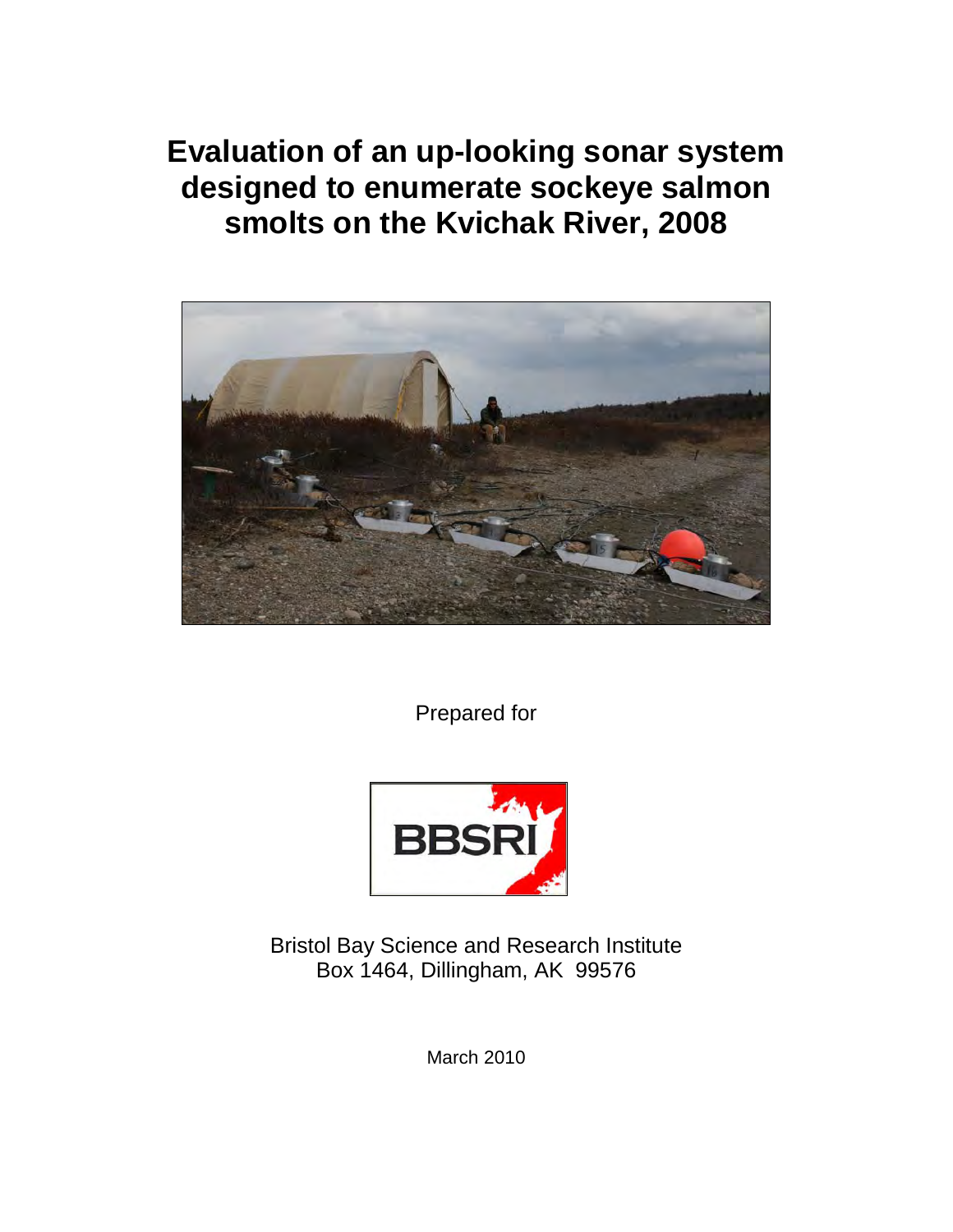# Evaluation of an up-looking sonar system designed to enumerate sockeye salmon smolts on the Kvichak River, 2008

Prepared for

BBSRI

Bristol Bay Science and Research Institute
Box 1464, Dillingham, AK 99576

March 2010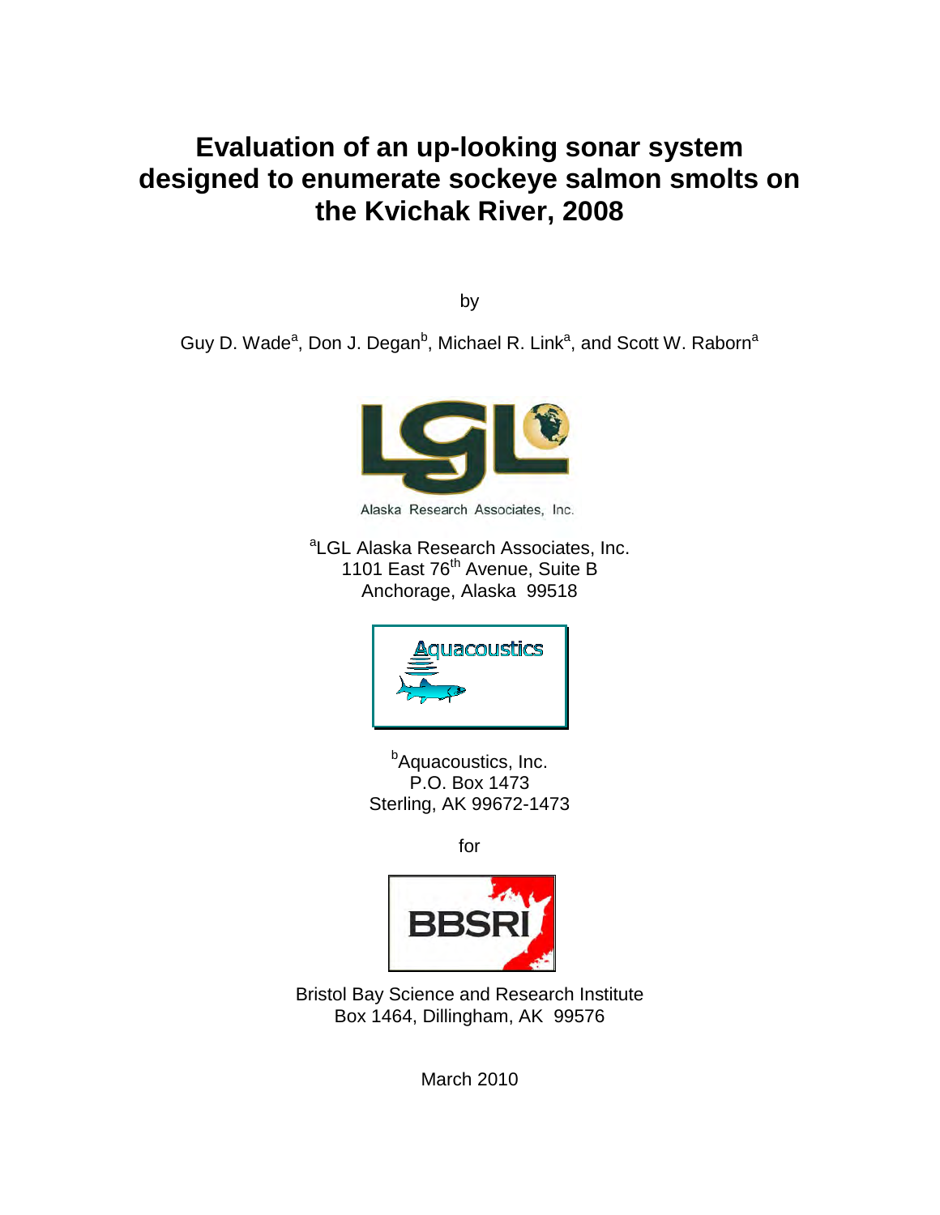# Evaluation of an up-looking sonar system designed to enumerate sockeye salmon smolts on the Kvichak River, 2008

by

Guy D. Wade[a], Don J. Degan[b], Michael R. Link[a], and Scott W. Raborn[a]

Alaska Research Associates, Inc.

[a]LGL Alaska Research Associates, Inc.
1101 East 76th Avenue, Suite B
Anchorage, Alaska 99518

Aquacoustics

[b]Aquacoustics, Inc.
P.O. Box 1473
Sterling, AK 99672-1473

for

BBSRI

Bristol Bay Science and Research Institute
Box 1464, Dillingham, AK 99576

March 2010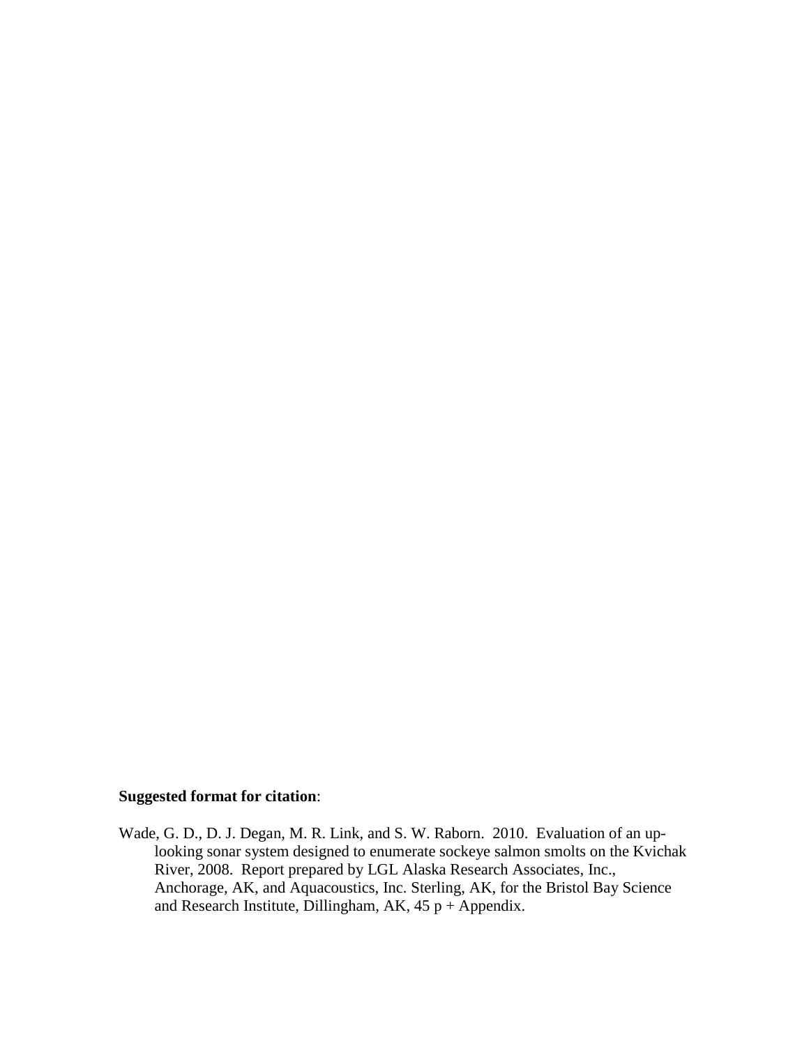**Suggested format for citation**:

Wade, G. D., D. J. Degan, M. R. Link, and S. W. Raborn. 2010. Evaluation of an up-looking sonar system designed to enumerate sockeye salmon smolts on the Kvichak River, 2008. Report prepared by LGL Alaska Research Associates, Inc., Anchorage, AK, and Aquacoustics, Inc. Sterling, AK, for the Bristol Bay Science and Research Institute, Dillingham, AK, 45 p + Appendix.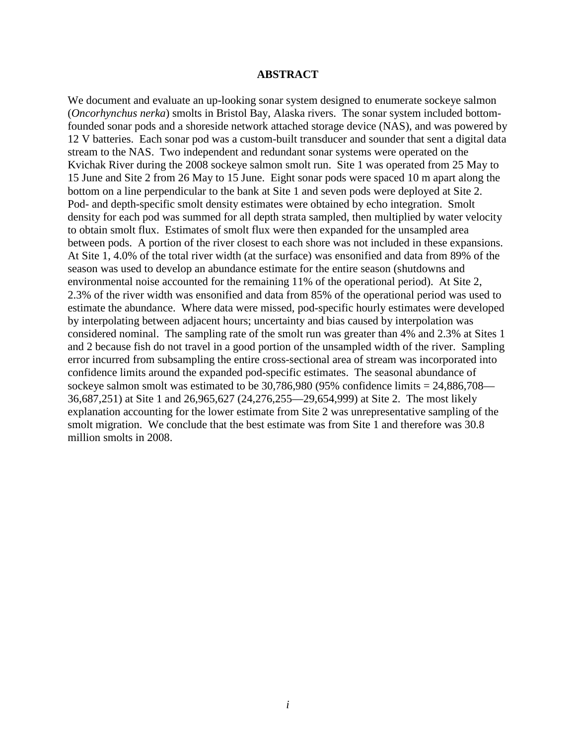## ABSTRACT

We document and evaluate an up-looking sonar system designed to enumerate sockeye salmon (*Oncorhynchus nerka*) smolts in Bristol Bay, Alaska rivers. The sonar system included bottom-founded sonar pods and a shoreside network attached storage device (NAS), and was powered by 12 V batteries. Each sonar pod was a custom-built transducer and sounder that sent a digital data stream to the NAS. Two independent and redundant sonar systems were operated on the Kvichak River during the 2008 sockeye salmon smolt run. Site 1 was operated from 25 May to 15 June and Site 2 from 26 May to 15 June. Eight sonar pods were spaced 10 m apart along the bottom on a line perpendicular to the bank at Site 1 and seven pods were deployed at Site 2. Pod- and depth-specific smolt density estimates were obtained by echo integration. Smolt density for each pod was summed for all depth strata sampled, then multiplied by water velocity to obtain smolt flux. Estimates of smolt flux were then expanded for the unsampled area between pods. A portion of the river closest to each shore was not included in these expansions. At Site 1, 4.0% of the total river width (at the surface) was ensonified and data from 89% of the season was used to develop an abundance estimate for the entire season (shutdowns and environmental noise accounted for the remaining 11% of the operational period). At Site 2, 2.3% of the river width was ensonified and data from 85% of the operational period was used to estimate the abundance. Where data were missed, pod-specific hourly estimates were developed by interpolating between adjacent hours; uncertainty and bias caused by interpolation was considered nominal. The sampling rate of the smolt run was greater than 4% and 2.3% at Sites 1 and 2 because fish do not travel in a good portion of the unsampled width of the river. Sampling error incurred from subsampling the entire cross-sectional area of stream was incorporated into confidence limits around the expanded pod-specific estimates. The seasonal abundance of sockeye salmon smolt was estimated to be 30,786,980 (95% confidence limits = 24,886,708—36,687,251) at Site 1 and 26,965,627 (24,276,255—29,654,999) at Site 2. The most likely explanation accounting for the lower estimate from Site 2 was unrepresentative sampling of the smolt migration. We conclude that the best estimate was from Site 1 and therefore was 30.8 million smolts in 2008.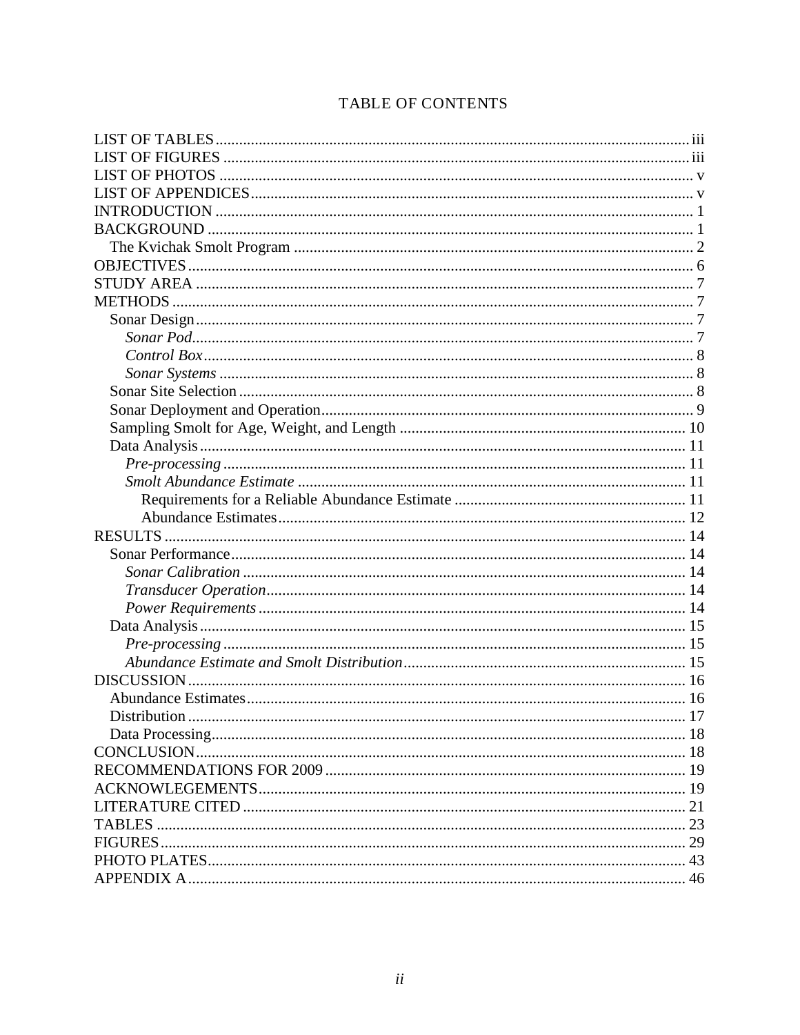# TABLE OF CONTENTS

LIST OF TABLES ........ iii
LIST OF FIGURES ........ iii
LIST OF PHOTOS ........ v
LIST OF APPENDICES ........ v
INTRODUCTION ........ 1
BACKGROUND ........ 1
- The Kvichak Smolt Program ........ 2

OBJECTIVES ........ 6
STUDY AREA ........ 7
METHODS ........ 7
- Sonar Design ........ 7
  - *Sonar Pod* ........ 7
  - *Control Box* ........ 8
  - *Sonar Systems* ........ 8
- Sonar Site Selection ........ 8
- Sonar Deployment and Operation ........ 9
- Sampling Smolt for Age, Weight, and Length ........ 10
- Data Analysis ........ 11
  - *Pre-processing* ........ 11
  - *Smolt Abundance Estimate* ........ 11
    - Requirements for a Reliable Abundance Estimate ........ 11
    - Abundance Estimates ........ 12

RESULTS ........ 14
- Sonar Performance ........ 14
  - *Sonar Calibration* ........ 14
  - *Transducer Operation* ........ 14
  - *Power Requirements* ........ 14
- Data Analysis ........ 15
  - *Pre-processing* ........ 15
  - *Abundance Estimate and Smolt Distribution* ........ 15

DISCUSSION ........ 16
- Abundance Estimates ........ 16
- Distribution ........ 17
- Data Processing ........ 18

CONCLUSION ........ 18
RECOMMENDATIONS FOR 2009 ........ 19
ACKNOWLEGEMENTS ........ 19
LITERATURE CITED ........ 21
TABLES ........ 23
FIGURES ........ 29
PHOTO PLATES ........ 43
APPENDIX A ........ 46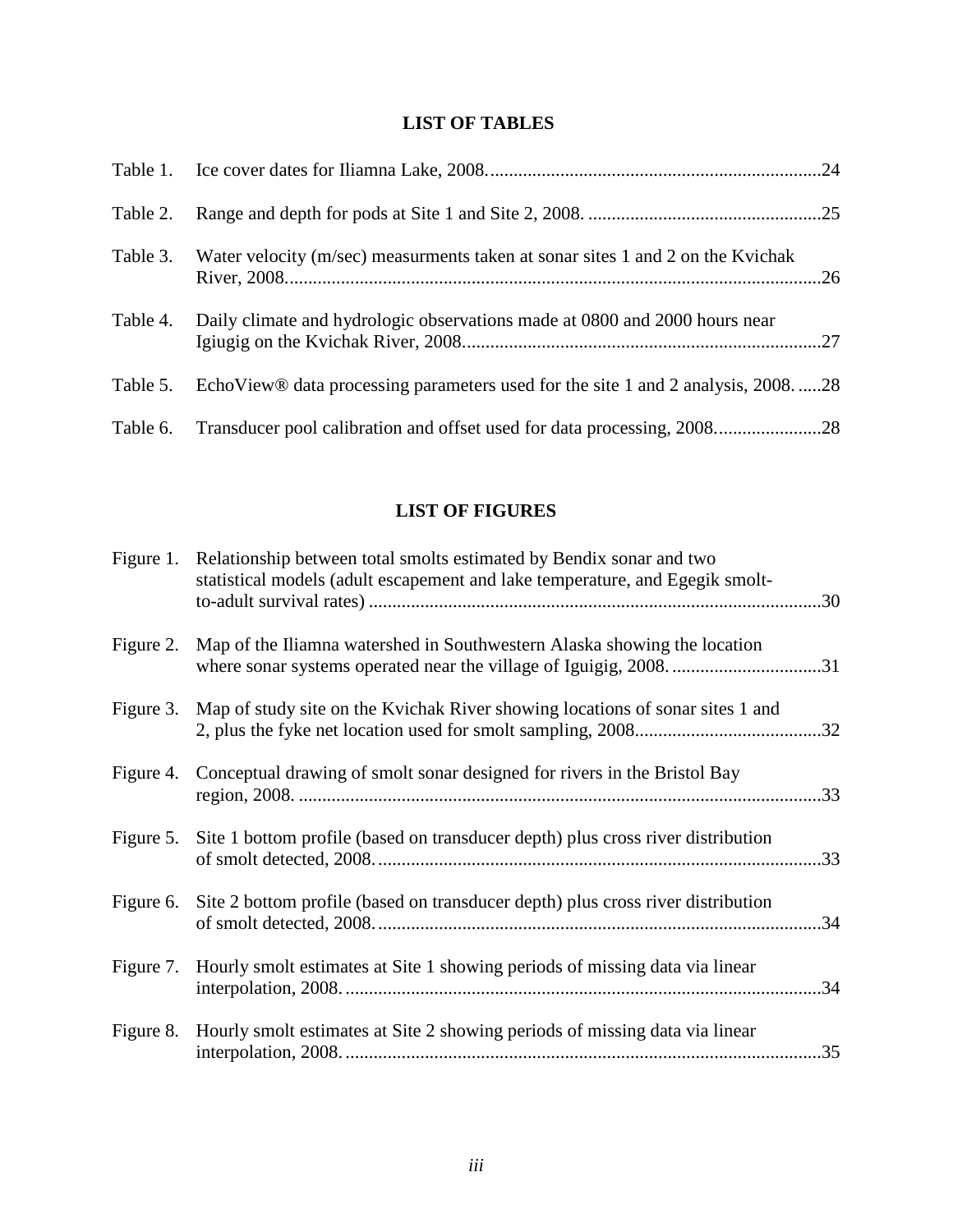## LIST OF TABLES

| | | |
|---|---|---|
| Table 1. | Ice cover dates for Iliamna Lake, 2008. | 24 |
| Table 2. | Range and depth for pods at Site 1 and Site 2, 2008. | 25 |
| Table 3. | Water velocity (m/sec) measurments taken at sonar sites 1 and 2 on the Kvichak River, 2008. | 26 |
| Table 4. | Daily climate and hydrologic observations made at 0800 and 2000 hours near Igiugig on the Kvichak River, 2008. | 27 |
| Table 5. | EchoView® data processing parameters used for the site 1 and 2 analysis, 2008. | 28 |
| Table 6. | Transducer pool calibration and offset used for data processing, 2008. | 28 |

## LIST OF FIGURES

| | | |
|---|---|---|
| Figure 1. | Relationship between total smolts estimated by Bendix sonar and two statistical models (adult escapement and lake temperature, and Egegik smolt-to-adult survival rates) | 30 |
| Figure 2. | Map of the Iliamna watershed in Southwestern Alaska showing the location where sonar systems operated near the village of Iguigig, 2008. | 31 |
| Figure 3. | Map of study site on the Kvichak River showing locations of sonar sites 1 and 2, plus the fyke net location used for smolt sampling, 2008. | 32 |
| Figure 4. | Conceptual drawing of smolt sonar designed for rivers in the Bristol Bay region, 2008. | 33 |
| Figure 5. | Site 1 bottom profile (based on transducer depth) plus cross river distribution of smolt detected, 2008. | 33 |
| Figure 6. | Site 2 bottom profile (based on transducer depth) plus cross river distribution of smolt detected, 2008. | 34 |
| Figure 7. | Hourly smolt estimates at Site 1 showing periods of missing data via linear interpolation, 2008. | 34 |
| Figure 8. | Hourly smolt estimates at Site 2 showing periods of missing data via linear interpolation, 2008. | 35 |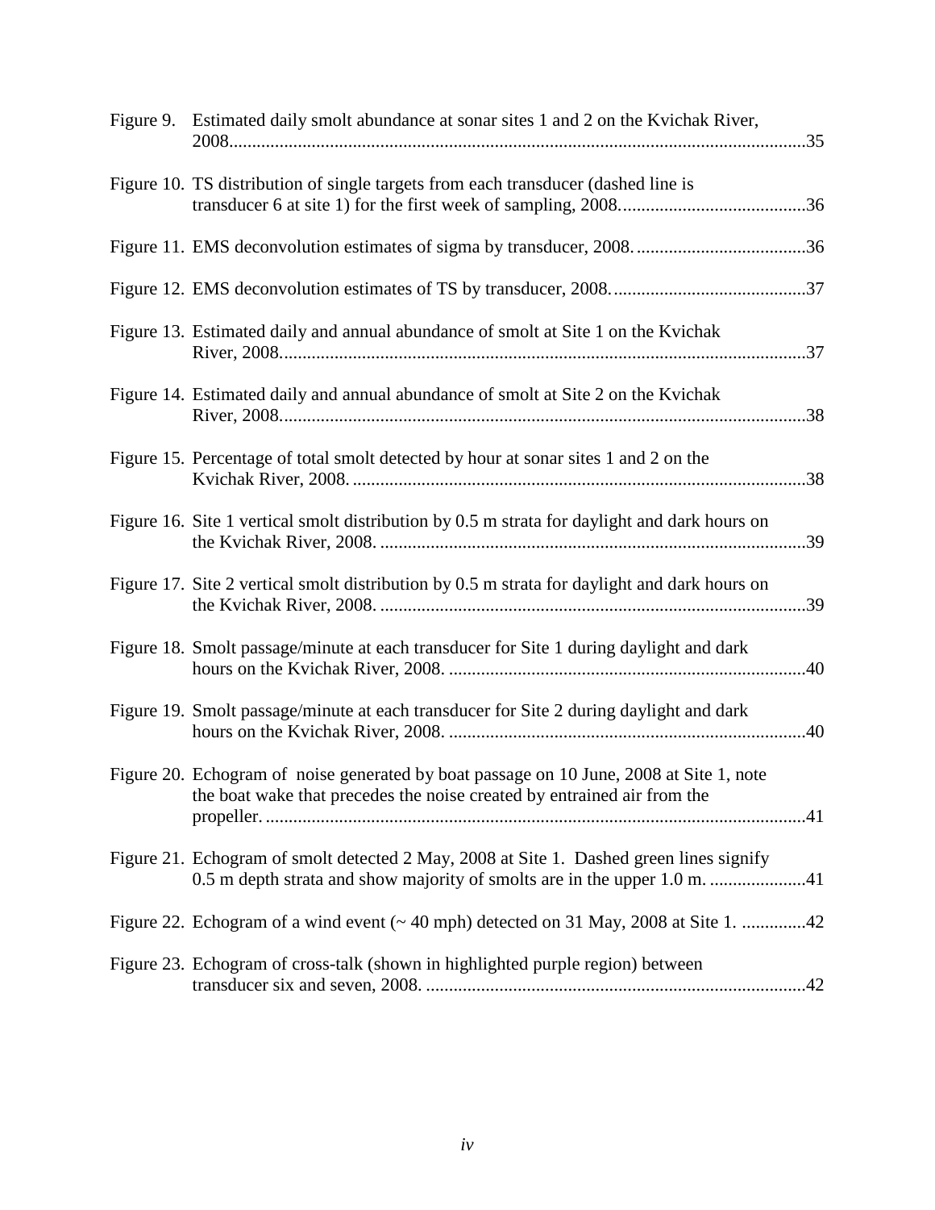Figure 9. Estimated daily smolt abundance at sonar sites 1 and 2 on the Kvichak River, 2008..........35

Figure 10. TS distribution of single targets from each transducer (dashed line is transducer 6 at site 1) for the first week of sampling, 2008..........36

Figure 11. EMS deconvolution estimates of sigma by transducer, 2008..........36

Figure 12. EMS deconvolution estimates of TS by transducer, 2008..........37

Figure 13. Estimated daily and annual abundance of smolt at Site 1 on the Kvichak River, 2008..........37

Figure 14. Estimated daily and annual abundance of smolt at Site 2 on the Kvichak River, 2008..........38

Figure 15. Percentage of total smolt detected by hour at sonar sites 1 and 2 on the Kvichak River, 2008..........38

Figure 16. Site 1 vertical smolt distribution by 0.5 m strata for daylight and dark hours on the Kvichak River, 2008..........39

Figure 17. Site 2 vertical smolt distribution by 0.5 m strata for daylight and dark hours on the Kvichak River, 2008..........39

Figure 18. Smolt passage/minute at each transducer for Site 1 during daylight and dark hours on the Kvichak River, 2008..........40

Figure 19. Smolt passage/minute at each transducer for Site 2 during daylight and dark hours on the Kvichak River, 2008..........40

Figure 20. Echogram of noise generated by boat passage on 10 June, 2008 at Site 1, note the boat wake that precedes the noise created by entrained air from the propeller..........41

Figure 21. Echogram of smolt detected 2 May, 2008 at Site 1. Dashed green lines signify 0.5 m depth strata and show majority of smolts are in the upper 1.0 m..........41

Figure 22. Echogram of a wind event (~ 40 mph) detected on 31 May, 2008 at Site 1..........42

Figure 23. Echogram of cross-talk (shown in highlighted purple region) between transducer six and seven, 2008..........42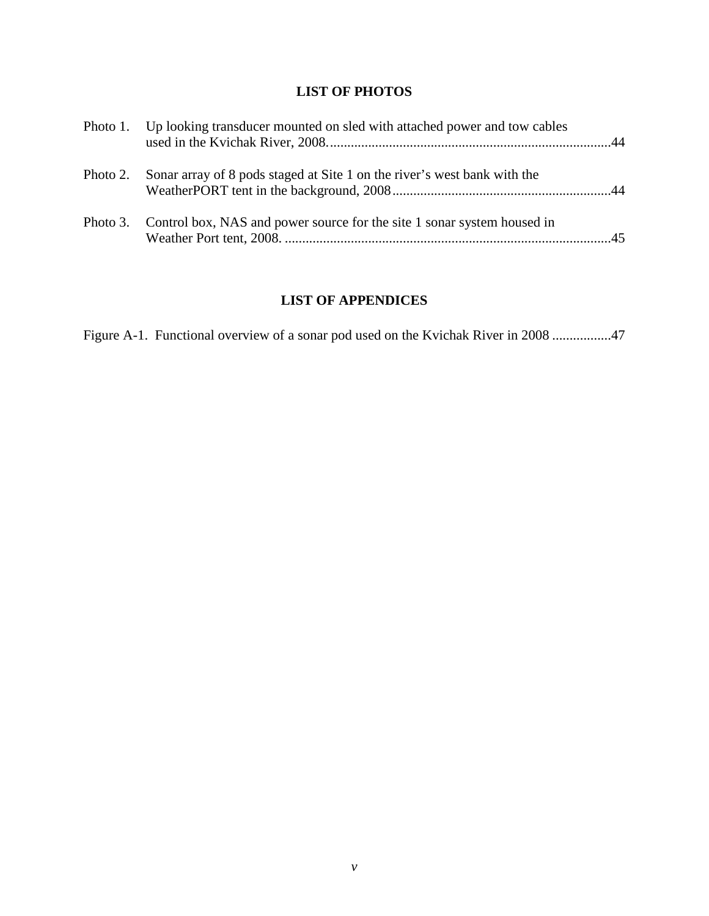## LIST OF PHOTOS

Photo 1. Up looking transducer mounted on sled with attached power and tow cables used in the Kvichak River, 2008. ..................................................................................44

Photo 2. Sonar array of 8 pods staged at Site 1 on the river's west bank with the WeatherPORT tent in the background, 2008..............................................................44

Photo 3. Control box, NAS and power source for the site 1 sonar system housed in Weather Port tent, 2008. .............................................................................................45

## LIST OF APPENDICES

Figure A-1. Functional overview of a sonar pod used on the Kvichak River in 2008 .................47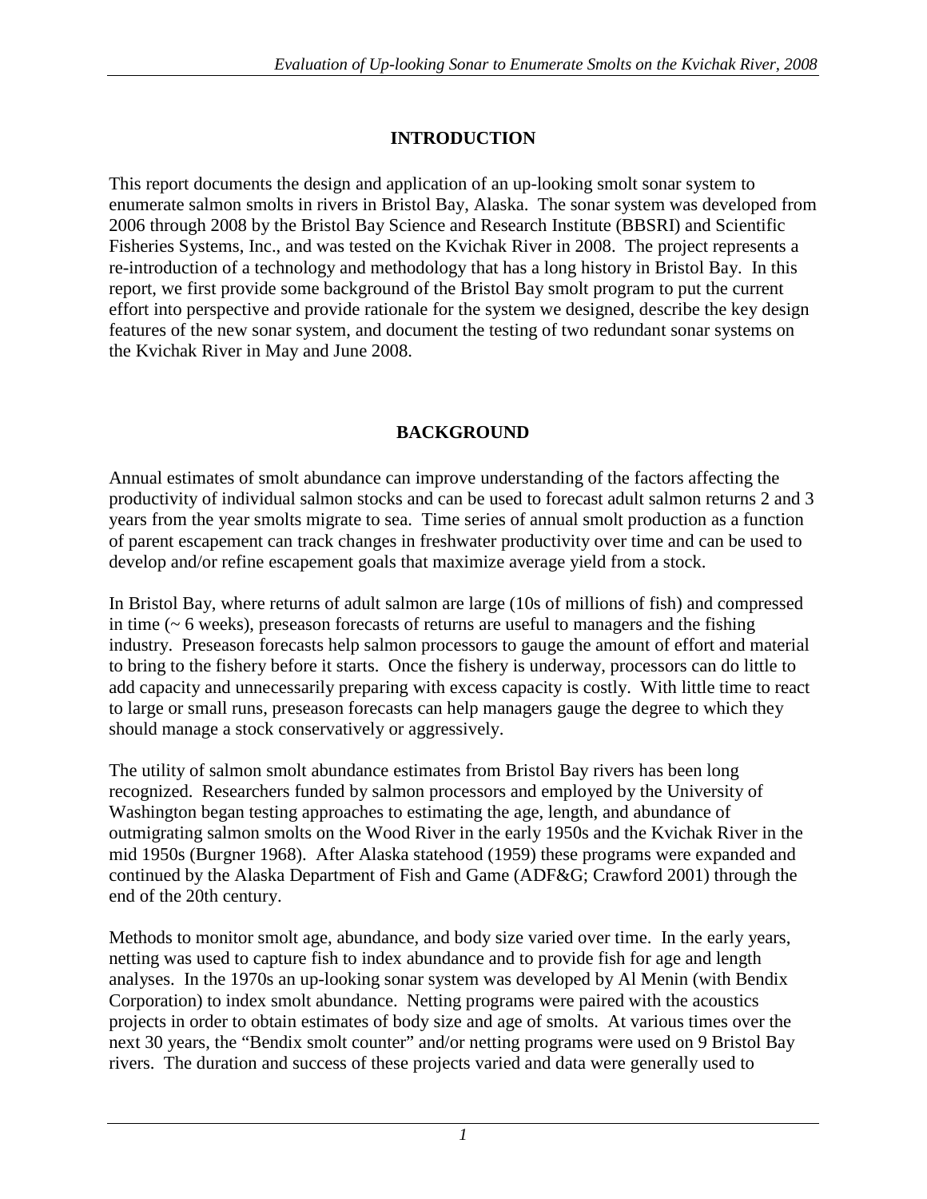## INTRODUCTION

This report documents the design and application of an up-looking smolt sonar system to enumerate salmon smolts in rivers in Bristol Bay, Alaska. The sonar system was developed from 2006 through 2008 by the Bristol Bay Science and Research Institute (BBSRI) and Scientific Fisheries Systems, Inc., and was tested on the Kvichak River in 2008. The project represents a re-introduction of a technology and methodology that has a long history in Bristol Bay. In this report, we first provide some background of the Bristol Bay smolt program to put the current effort into perspective and provide rationale for the system we designed, describe the key design features of the new sonar system, and document the testing of two redundant sonar systems on the Kvichak River in May and June 2008.

## BACKGROUND

Annual estimates of smolt abundance can improve understanding of the factors affecting the productivity of individual salmon stocks and can be used to forecast adult salmon returns 2 and 3 years from the year smolts migrate to sea. Time series of annual smolt production as a function of parent escapement can track changes in freshwater productivity over time and can be used to develop and/or refine escapement goals that maximize average yield from a stock.

In Bristol Bay, where returns of adult salmon are large (10s of millions of fish) and compressed in time (~ 6 weeks), preseason forecasts of returns are useful to managers and the fishing industry. Preseason forecasts help salmon processors to gauge the amount of effort and material to bring to the fishery before it starts. Once the fishery is underway, processors can do little to add capacity and unnecessarily preparing with excess capacity is costly. With little time to react to large or small runs, preseason forecasts can help managers gauge the degree to which they should manage a stock conservatively or aggressively.

The utility of salmon smolt abundance estimates from Bristol Bay rivers has been long recognized. Researchers funded by salmon processors and employed by the University of Washington began testing approaches to estimating the age, length, and abundance of outmigrating salmon smolts on the Wood River in the early 1950s and the Kvichak River in the mid 1950s (Burgner 1968). After Alaska statehood (1959) these programs were expanded and continued by the Alaska Department of Fish and Game (ADF&G; Crawford 2001) through the end of the 20th century.

Methods to monitor smolt age, abundance, and body size varied over time. In the early years, netting was used to capture fish to index abundance and to provide fish for age and length analyses. In the 1970s an up-looking sonar system was developed by Al Menin (with Bendix Corporation) to index smolt abundance. Netting programs were paired with the acoustics projects in order to obtain estimates of body size and age of smolts. At various times over the next 30 years, the "Bendix smolt counter" and/or netting programs were used on 9 Bristol Bay rivers. The duration and success of these projects varied and data were generally used to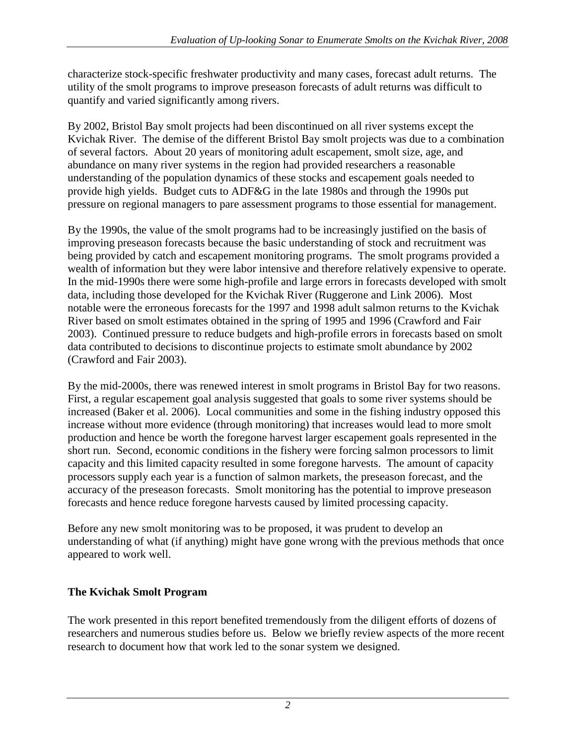characterize stock-specific freshwater productivity and many cases, forecast adult returns. The utility of the smolt programs to improve preseason forecasts of adult returns was difficult to quantify and varied significantly among rivers.

By 2002, Bristol Bay smolt projects had been discontinued on all river systems except the Kvichak River. The demise of the different Bristol Bay smolt projects was due to a combination of several factors. About 20 years of monitoring adult escapement, smolt size, age, and abundance on many river systems in the region had provided researchers a reasonable understanding of the population dynamics of these stocks and escapement goals needed to provide high yields. Budget cuts to ADF&G in the late 1980s and through the 1990s put pressure on regional managers to pare assessment programs to those essential for management.

By the 1990s, the value of the smolt programs had to be increasingly justified on the basis of improving preseason forecasts because the basic understanding of stock and recruitment was being provided by catch and escapement monitoring programs. The smolt programs provided a wealth of information but they were labor intensive and therefore relatively expensive to operate. In the mid-1990s there were some high-profile and large errors in forecasts developed with smolt data, including those developed for the Kvichak River (Ruggerone and Link 2006). Most notable were the erroneous forecasts for the 1997 and 1998 adult salmon returns to the Kvichak River based on smolt estimates obtained in the spring of 1995 and 1996 (Crawford and Fair 2003). Continued pressure to reduce budgets and high-profile errors in forecasts based on smolt data contributed to decisions to discontinue projects to estimate smolt abundance by 2002 (Crawford and Fair 2003).

By the mid-2000s, there was renewed interest in smolt programs in Bristol Bay for two reasons. First, a regular escapement goal analysis suggested that goals to some river systems should be increased (Baker et al. 2006). Local communities and some in the fishing industry opposed this increase without more evidence (through monitoring) that increases would lead to more smolt production and hence be worth the foregone harvest larger escapement goals represented in the short run. Second, economic conditions in the fishery were forcing salmon processors to limit capacity and this limited capacity resulted in some foregone harvests. The amount of capacity processors supply each year is a function of salmon markets, the preseason forecast, and the accuracy of the preseason forecasts. Smolt monitoring has the potential to improve preseason forecasts and hence reduce foregone harvests caused by limited processing capacity.

Before any new smolt monitoring was to be proposed, it was prudent to develop an understanding of what (if anything) might have gone wrong with the previous methods that once appeared to work well.

## The Kvichak Smolt Program

The work presented in this report benefited tremendously from the diligent efforts of dozens of researchers and numerous studies before us. Below we briefly review aspects of the more recent research to document how that work led to the sonar system we designed.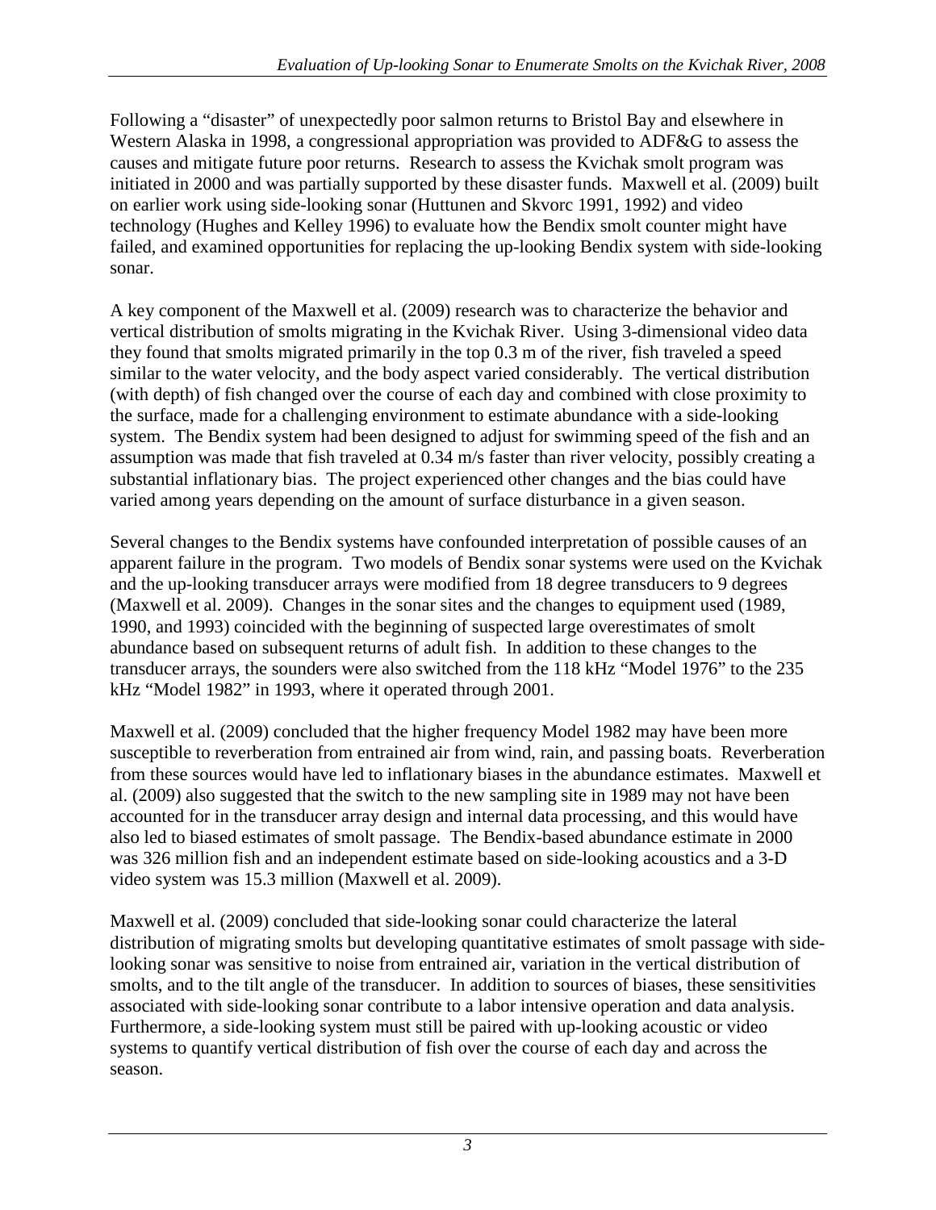Following a “disaster” of unexpectedly poor salmon returns to Bristol Bay and elsewhere in Western Alaska in 1998, a congressional appropriation was provided to ADF&G to assess the causes and mitigate future poor returns. Research to assess the Kvichak smolt program was initiated in 2000 and was partially supported by these disaster funds. Maxwell et al. (2009) built on earlier work using side-looking sonar (Huttunen and Skvorc 1991, 1992) and video technology (Hughes and Kelley 1996) to evaluate how the Bendix smolt counter might have failed, and examined opportunities for replacing the up-looking Bendix system with side-looking sonar.

A key component of the Maxwell et al. (2009) research was to characterize the behavior and vertical distribution of smolts migrating in the Kvichak River. Using 3-dimensional video data they found that smolts migrated primarily in the top 0.3 m of the river, fish traveled a speed similar to the water velocity, and the body aspect varied considerably. The vertical distribution (with depth) of fish changed over the course of each day and combined with close proximity to the surface, made for a challenging environment to estimate abundance with a side-looking system. The Bendix system had been designed to adjust for swimming speed of the fish and an assumption was made that fish traveled at 0.34 m/s faster than river velocity, possibly creating a substantial inflationary bias. The project experienced other changes and the bias could have varied among years depending on the amount of surface disturbance in a given season.

Several changes to the Bendix systems have confounded interpretation of possible causes of an apparent failure in the program. Two models of Bendix sonar systems were used on the Kvichak and the up-looking transducer arrays were modified from 18 degree transducers to 9 degrees (Maxwell et al. 2009). Changes in the sonar sites and the changes to equipment used (1989, 1990, and 1993) coincided with the beginning of suspected large overestimates of smolt abundance based on subsequent returns of adult fish. In addition to these changes to the transducer arrays, the sounders were also switched from the 118 kHz “Model 1976” to the 235 kHz “Model 1982” in 1993, where it operated through 2001.

Maxwell et al. (2009) concluded that the higher frequency Model 1982 may have been more susceptible to reverberation from entrained air from wind, rain, and passing boats. Reverberation from these sources would have led to inflationary biases in the abundance estimates. Maxwell et al. (2009) also suggested that the switch to the new sampling site in 1989 may not have been accounted for in the transducer array design and internal data processing, and this would have also led to biased estimates of smolt passage. The Bendix-based abundance estimate in 2000 was 326 million fish and an independent estimate based on side-looking acoustics and a 3-D video system was 15.3 million (Maxwell et al. 2009).

Maxwell et al. (2009) concluded that side-looking sonar could characterize the lateral distribution of migrating smolts but developing quantitative estimates of smolt passage with side-looking sonar was sensitive to noise from entrained air, variation in the vertical distribution of smolts, and to the tilt angle of the transducer. In addition to sources of biases, these sensitivities associated with side-looking sonar contribute to a labor intensive operation and data analysis. Furthermore, a side-looking system must still be paired with up-looking acoustic or video systems to quantify vertical distribution of fish over the course of each day and across the season.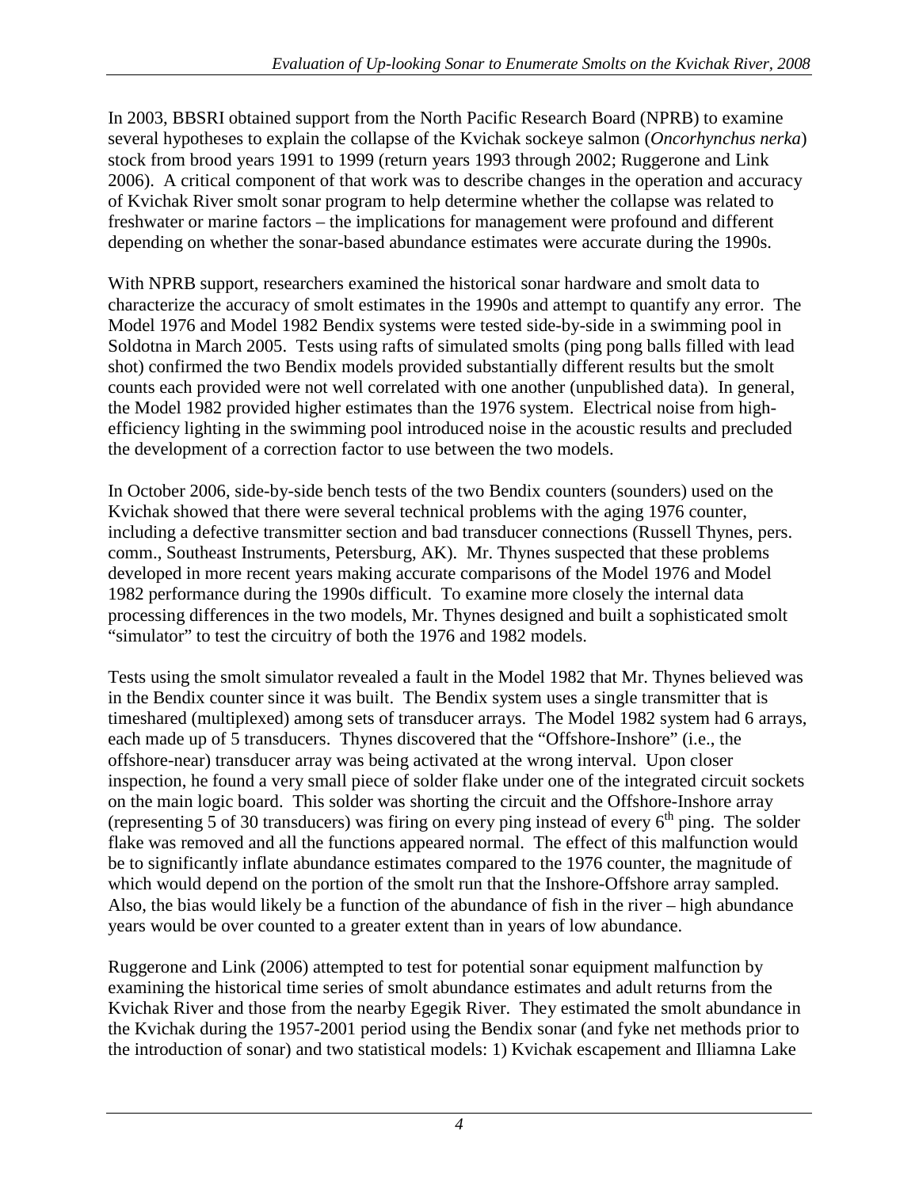In 2003, BBSRI obtained support from the North Pacific Research Board (NPRB) to examine several hypotheses to explain the collapse of the Kvichak sockeye salmon (*Oncorhynchus nerka*) stock from brood years 1991 to 1999 (return years 1993 through 2002; Ruggerone and Link 2006). A critical component of that work was to describe changes in the operation and accuracy of Kvichak River smolt sonar program to help determine whether the collapse was related to freshwater or marine factors – the implications for management were profound and different depending on whether the sonar-based abundance estimates were accurate during the 1990s.

With NPRB support, researchers examined the historical sonar hardware and smolt data to characterize the accuracy of smolt estimates in the 1990s and attempt to quantify any error. The Model 1976 and Model 1982 Bendix systems were tested side-by-side in a swimming pool in Soldotna in March 2005. Tests using rafts of simulated smolts (ping pong balls filled with lead shot) confirmed the two Bendix models provided substantially different results but the smolt counts each provided were not well correlated with one another (unpublished data). In general, the Model 1982 provided higher estimates than the 1976 system. Electrical noise from high-efficiency lighting in the swimming pool introduced noise in the acoustic results and precluded the development of a correction factor to use between the two models.

In October 2006, side-by-side bench tests of the two Bendix counters (sounders) used on the Kvichak showed that there were several technical problems with the aging 1976 counter, including a defective transmitter section and bad transducer connections (Russell Thynes, pers. comm., Southeast Instruments, Petersburg, AK). Mr. Thynes suspected that these problems developed in more recent years making accurate comparisons of the Model 1976 and Model 1982 performance during the 1990s difficult. To examine more closely the internal data processing differences in the two models, Mr. Thynes designed and built a sophisticated smolt "simulator" to test the circuitry of both the 1976 and 1982 models.

Tests using the smolt simulator revealed a fault in the Model 1982 that Mr. Thynes believed was in the Bendix counter since it was built. The Bendix system uses a single transmitter that is timeshared (multiplexed) among sets of transducer arrays. The Model 1982 system had 6 arrays, each made up of 5 transducers. Thynes discovered that the "Offshore-Inshore" (i.e., the offshore-near) transducer array was being activated at the wrong interval. Upon closer inspection, he found a very small piece of solder flake under one of the integrated circuit sockets on the main logic board. This solder was shorting the circuit and the Offshore-Inshore array (representing 5 of 30 transducers) was firing on every ping instead of every 6th ping. The solder flake was removed and all the functions appeared normal. The effect of this malfunction would be to significantly inflate abundance estimates compared to the 1976 counter, the magnitude of which would depend on the portion of the smolt run that the Inshore-Offshore array sampled. Also, the bias would likely be a function of the abundance of fish in the river – high abundance years would be over counted to a greater extent than in years of low abundance.

Ruggerone and Link (2006) attempted to test for potential sonar equipment malfunction by examining the historical time series of smolt abundance estimates and adult returns from the Kvichak River and those from the nearby Egegik River. They estimated the smolt abundance in the Kvichak during the 1957-2001 period using the Bendix sonar (and fyke net methods prior to the introduction of sonar) and two statistical models: 1) Kvichak escapement and Illiamna Lake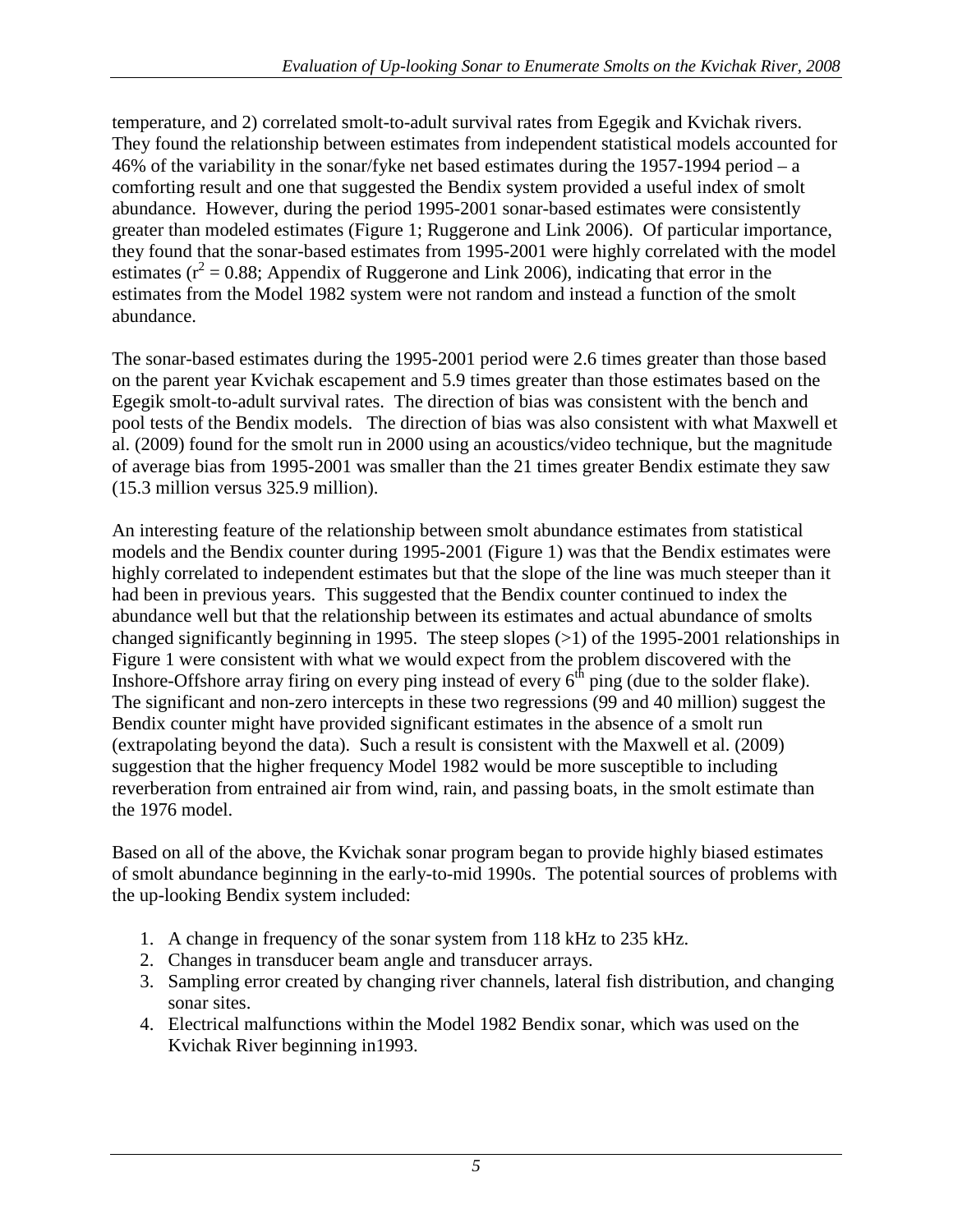temperature, and 2) correlated smolt-to-adult survival rates from Egegik and Kvichak rivers. They found the relationship between estimates from independent statistical models accounted for 46% of the variability in the sonar/fyke net based estimates during the 1957-1994 period – a comforting result and one that suggested the Bendix system provided a useful index of smolt abundance. However, during the period 1995-2001 sonar-based estimates were consistently greater than modeled estimates (Figure 1; Ruggerone and Link 2006). Of particular importance, they found that the sonar-based estimates from 1995-2001 were highly correlated with the model estimates ($r^2 = 0.88$; Appendix of Ruggerone and Link 2006), indicating that error in the estimates from the Model 1982 system were not random and instead a function of the smolt abundance.

The sonar-based estimates during the 1995-2001 period were 2.6 times greater than those based on the parent year Kvichak escapement and 5.9 times greater than those estimates based on the Egegik smolt-to-adult survival rates. The direction of bias was consistent with the bench and pool tests of the Bendix models. The direction of bias was also consistent with what Maxwell et al. (2009) found for the smolt run in 2000 using an acoustics/video technique, but the magnitude of average bias from 1995-2001 was smaller than the 21 times greater Bendix estimate they saw (15.3 million versus 325.9 million).

An interesting feature of the relationship between smolt abundance estimates from statistical models and the Bendix counter during 1995-2001 (Figure 1) was that the Bendix estimates were highly correlated to independent estimates but that the slope of the line was much steeper than it had been in previous years. This suggested that the Bendix counter continued to index the abundance well but that the relationship between its estimates and actual abundance of smolts changed significantly beginning in 1995. The steep slopes (>1) of the 1995-2001 relationships in Figure 1 were consistent with what we would expect from the problem discovered with the Inshore-Offshore array firing on every ping instead of every 6th ping (due to the solder flake). The significant and non-zero intercepts in these two regressions (99 and 40 million) suggest the Bendix counter might have provided significant estimates in the absence of a smolt run (extrapolating beyond the data). Such a result is consistent with the Maxwell et al. (2009) suggestion that the higher frequency Model 1982 would be more susceptible to including reverberation from entrained air from wind, rain, and passing boats, in the smolt estimate than the 1976 model.

Based on all of the above, the Kvichak sonar program began to provide highly biased estimates of smolt abundance beginning in the early-to-mid 1990s. The potential sources of problems with the up-looking Bendix system included:

1. A change in frequency of the sonar system from 118 kHz to 235 kHz.
2. Changes in transducer beam angle and transducer arrays.
3. Sampling error created by changing river channels, lateral fish distribution, and changing sonar sites.
4. Electrical malfunctions within the Model 1982 Bendix sonar, which was used on the Kvichak River beginning in1993.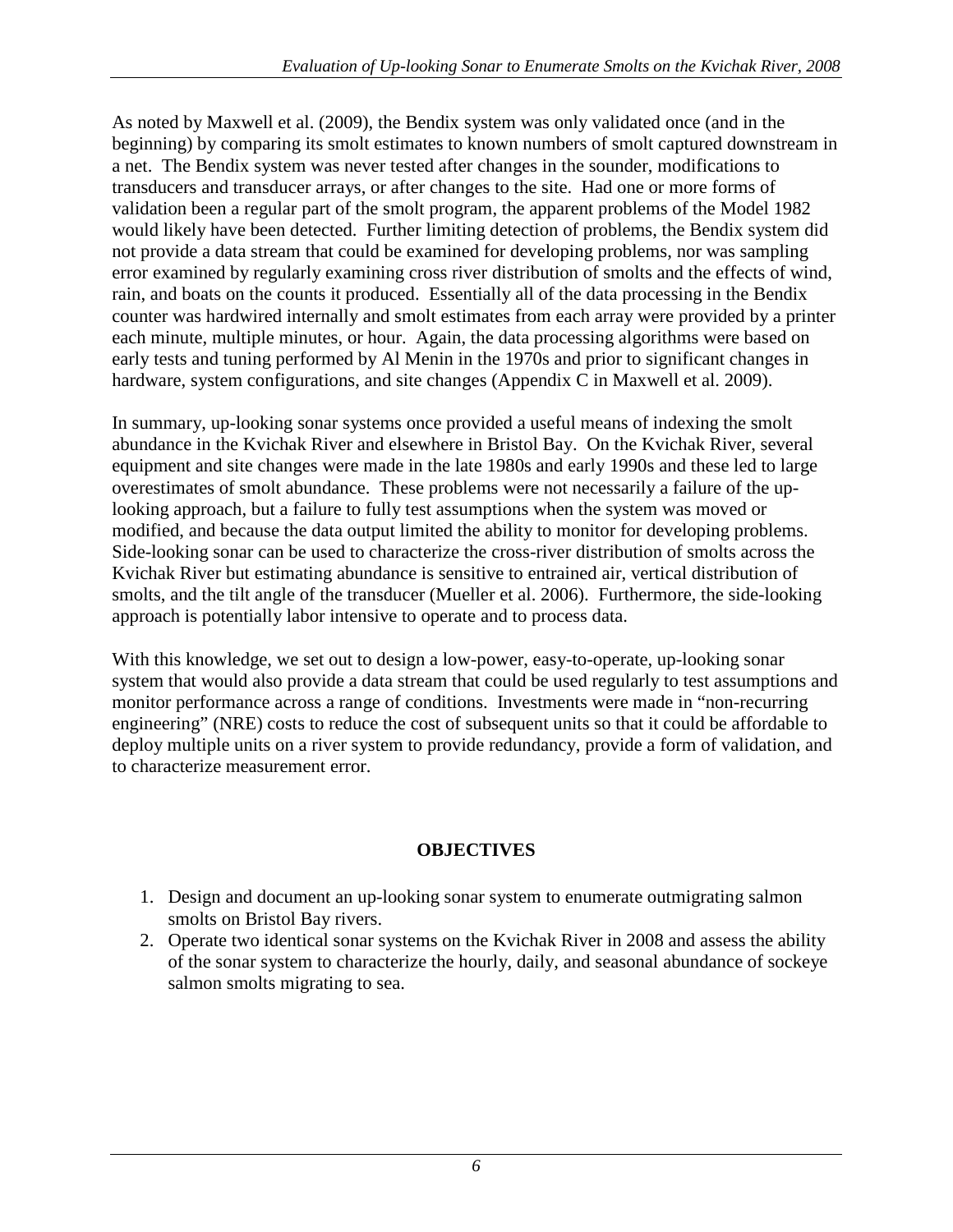As noted by Maxwell et al. (2009), the Bendix system was only validated once (and in the beginning) by comparing its smolt estimates to known numbers of smolt captured downstream in a net. The Bendix system was never tested after changes in the sounder, modifications to transducers and transducer arrays, or after changes to the site. Had one or more forms of validation been a regular part of the smolt program, the apparent problems of the Model 1982 would likely have been detected. Further limiting detection of problems, the Bendix system did not provide a data stream that could be examined for developing problems, nor was sampling error examined by regularly examining cross river distribution of smolts and the effects of wind, rain, and boats on the counts it produced. Essentially all of the data processing in the Bendix counter was hardwired internally and smolt estimates from each array were provided by a printer each minute, multiple minutes, or hour. Again, the data processing algorithms were based on early tests and tuning performed by Al Menin in the 1970s and prior to significant changes in hardware, system configurations, and site changes (Appendix C in Maxwell et al. 2009).

In summary, up-looking sonar systems once provided a useful means of indexing the smolt abundance in the Kvichak River and elsewhere in Bristol Bay. On the Kvichak River, several equipment and site changes were made in the late 1980s and early 1990s and these led to large overestimates of smolt abundance. These problems were not necessarily a failure of the up-looking approach, but a failure to fully test assumptions when the system was moved or modified, and because the data output limited the ability to monitor for developing problems. Side-looking sonar can be used to characterize the cross-river distribution of smolts across the Kvichak River but estimating abundance is sensitive to entrained air, vertical distribution of smolts, and the tilt angle of the transducer (Mueller et al. 2006). Furthermore, the side-looking approach is potentially labor intensive to operate and to process data.

With this knowledge, we set out to design a low-power, easy-to-operate, up-looking sonar system that would also provide a data stream that could be used regularly to test assumptions and monitor performance across a range of conditions. Investments were made in "non-recurring engineering" (NRE) costs to reduce the cost of subsequent units so that it could be affordable to deploy multiple units on a river system to provide redundancy, provide a form of validation, and to characterize measurement error.

## OBJECTIVES

1. Design and document an up-looking sonar system to enumerate outmigrating salmon smolts on Bristol Bay rivers.
2. Operate two identical sonar systems on the Kvichak River in 2008 and assess the ability of the sonar system to characterize the hourly, daily, and seasonal abundance of sockeye salmon smolts migrating to sea.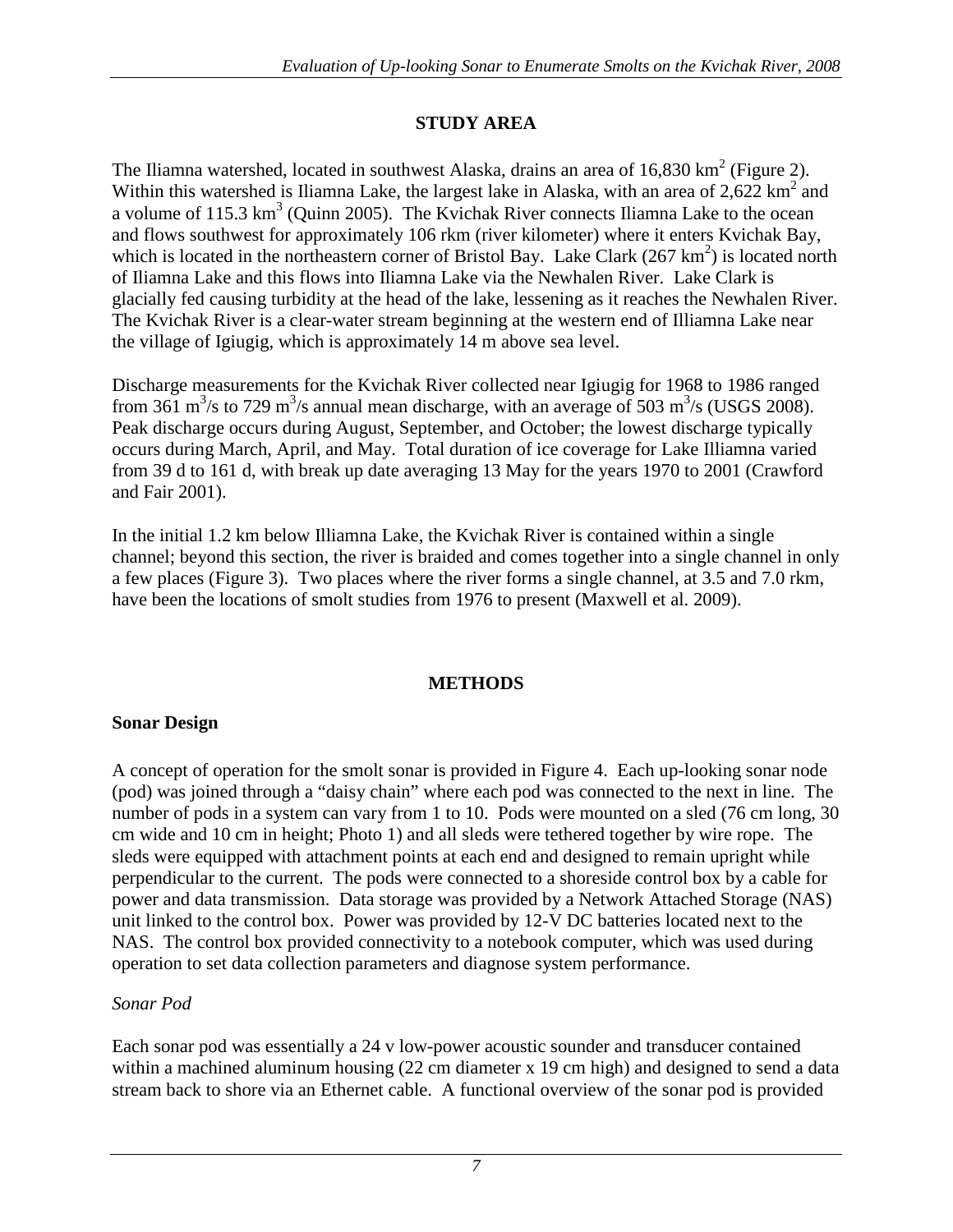## STUDY AREA

The Iliamna watershed, located in southwest Alaska, drains an area of 16,830 $km^2$ (Figure 2). Within this watershed is Iliamna Lake, the largest lake in Alaska, with an area of 2,622 $km^2$ and a volume of 115.3 $km^3$ (Quinn 2005). The Kvichak River connects Iliamna Lake to the ocean and flows southwest for approximately 106 rkm (river kilometer) where it enters Kvichak Bay, which is located in the northeastern corner of Bristol Bay. Lake Clark (267 $km^2$) is located north of Iliamna Lake and this flows into Iliamna Lake via the Newhalen River. Lake Clark is glacially fed causing turbidity at the head of the lake, lessening as it reaches the Newhalen River. The Kvichak River is a clear-water stream beginning at the western end of Illiamna Lake near the village of Igiugig, which is approximately 14 m above sea level.

Discharge measurements for the Kvichak River collected near Igiugig for 1968 to 1986 ranged from 361 $m^3$/s to 729 $m^3$/s annual mean discharge, with an average of 503 $m^3$/s (USGS 2008). Peak discharge occurs during August, September, and October; the lowest discharge typically occurs during March, April, and May. Total duration of ice coverage for Lake Illiamna varied from 39 d to 161 d, with break up date averaging 13 May for the years 1970 to 2001 (Crawford and Fair 2001).

In the initial 1.2 km below Illiamna Lake, the Kvichak River is contained within a single channel; beyond this section, the river is braided and comes together into a single channel in only a few places (Figure 3). Two places where the river forms a single channel, at 3.5 and 7.0 rkm, have been the locations of smolt studies from 1976 to present (Maxwell et al. 2009).

## METHODS

### Sonar Design

A concept of operation for the smolt sonar is provided in Figure 4. Each up-looking sonar node (pod) was joined through a "daisy chain" where each pod was connected to the next in line. The number of pods in a system can vary from 1 to 10. Pods were mounted on a sled (76 cm long, 30 cm wide and 10 cm in height; Photo 1) and all sleds were tethered together by wire rope. The sleds were equipped with attachment points at each end and designed to remain upright while perpendicular to the current. The pods were connected to a shoreside control box by a cable for power and data transmission. Data storage was provided by a Network Attached Storage (NAS) unit linked to the control box. Power was provided by 12-V DC batteries located next to the NAS. The control box provided connectivity to a notebook computer, which was used during operation to set data collection parameters and diagnose system performance.

#### *Sonar Pod*

Each sonar pod was essentially a 24 v low-power acoustic sounder and transducer contained within a machined aluminum housing (22 cm diameter x 19 cm high) and designed to send a data stream back to shore via an Ethernet cable. A functional overview of the sonar pod is provided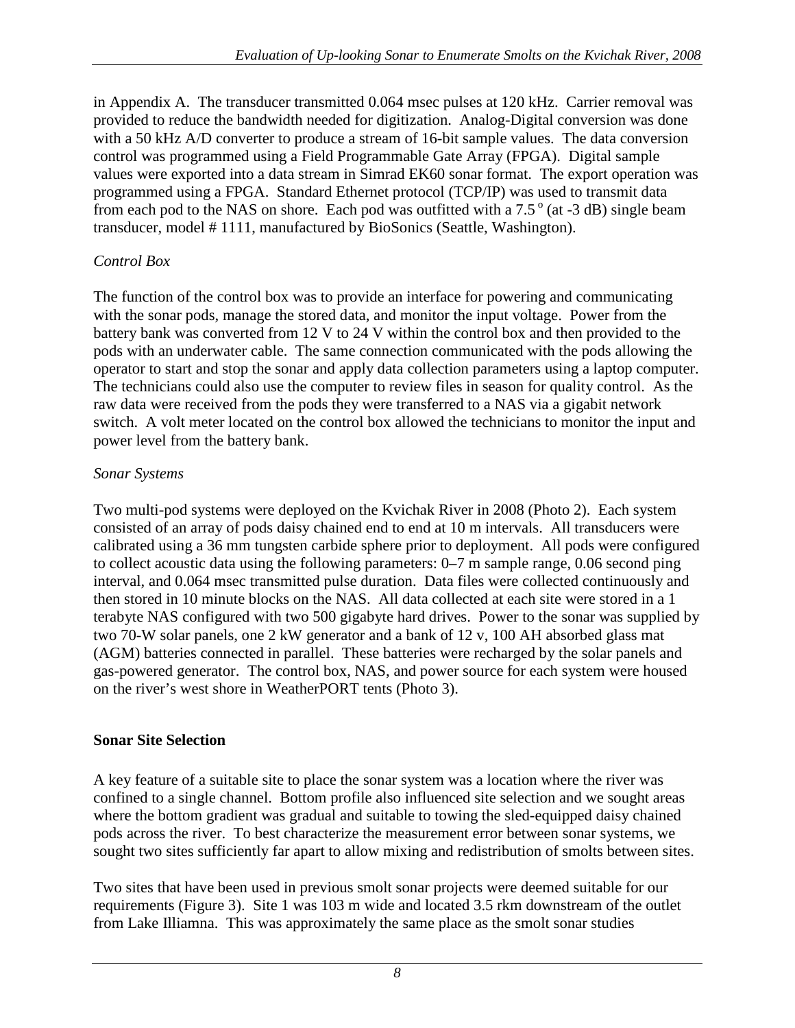in Appendix A. The transducer transmitted 0.064 msec pulses at 120 kHz. Carrier removal was provided to reduce the bandwidth needed for digitization. Analog-Digital conversion was done with a 50 kHz A/D converter to produce a stream of 16-bit sample values. The data conversion control was programmed using a Field Programmable Gate Array (FPGA). Digital sample values were exported into a data stream in Simrad EK60 sonar format. The export operation was programmed using a FPGA. Standard Ethernet protocol (TCP/IP) was used to transmit data from each pod to the NAS on shore. Each pod was outfitted with a 7.5$^{o}$ (at -3 dB) single beam transducer, model # 1111, manufactured by BioSonics (Seattle, Washington).

*Control Box*

The function of the control box was to provide an interface for powering and communicating with the sonar pods, manage the stored data, and monitor the input voltage. Power from the battery bank was converted from 12 V to 24 V within the control box and then provided to the pods with an underwater cable. The same connection communicated with the pods allowing the operator to start and stop the sonar and apply data collection parameters using a laptop computer. The technicians could also use the computer to review files in season for quality control. As the raw data were received from the pods they were transferred to a NAS via a gigabit network switch. A volt meter located on the control box allowed the technicians to monitor the input and power level from the battery bank.

*Sonar Systems*

Two multi-pod systems were deployed on the Kvichak River in 2008 (Photo 2). Each system consisted of an array of pods daisy chained end to end at 10 m intervals. All transducers were calibrated using a 36 mm tungsten carbide sphere prior to deployment. All pods were configured to collect acoustic data using the following parameters: 0–7 m sample range, 0.06 second ping interval, and 0.064 msec transmitted pulse duration. Data files were collected continuously and then stored in 10 minute blocks on the NAS. All data collected at each site were stored in a 1 terabyte NAS configured with two 500 gigabyte hard drives. Power to the sonar was supplied by two 70-W solar panels, one 2 kW generator and a bank of 12 v, 100 AH absorbed glass mat (AGM) batteries connected in parallel. These batteries were recharged by the solar panels and gas-powered generator. The control box, NAS, and power source for each system were housed on the river's west shore in WeatherPORT tents (Photo 3).

**Sonar Site Selection**

A key feature of a suitable site to place the sonar system was a location where the river was confined to a single channel. Bottom profile also influenced site selection and we sought areas where the bottom gradient was gradual and suitable to towing the sled-equipped daisy chained pods across the river. To best characterize the measurement error between sonar systems, we sought two sites sufficiently far apart to allow mixing and redistribution of smolts between sites.

Two sites that have been used in previous smolt sonar projects were deemed suitable for our requirements (Figure 3). Site 1 was 103 m wide and located 3.5 rkm downstream of the outlet from Lake Illiamna. This was approximately the same place as the smolt sonar studies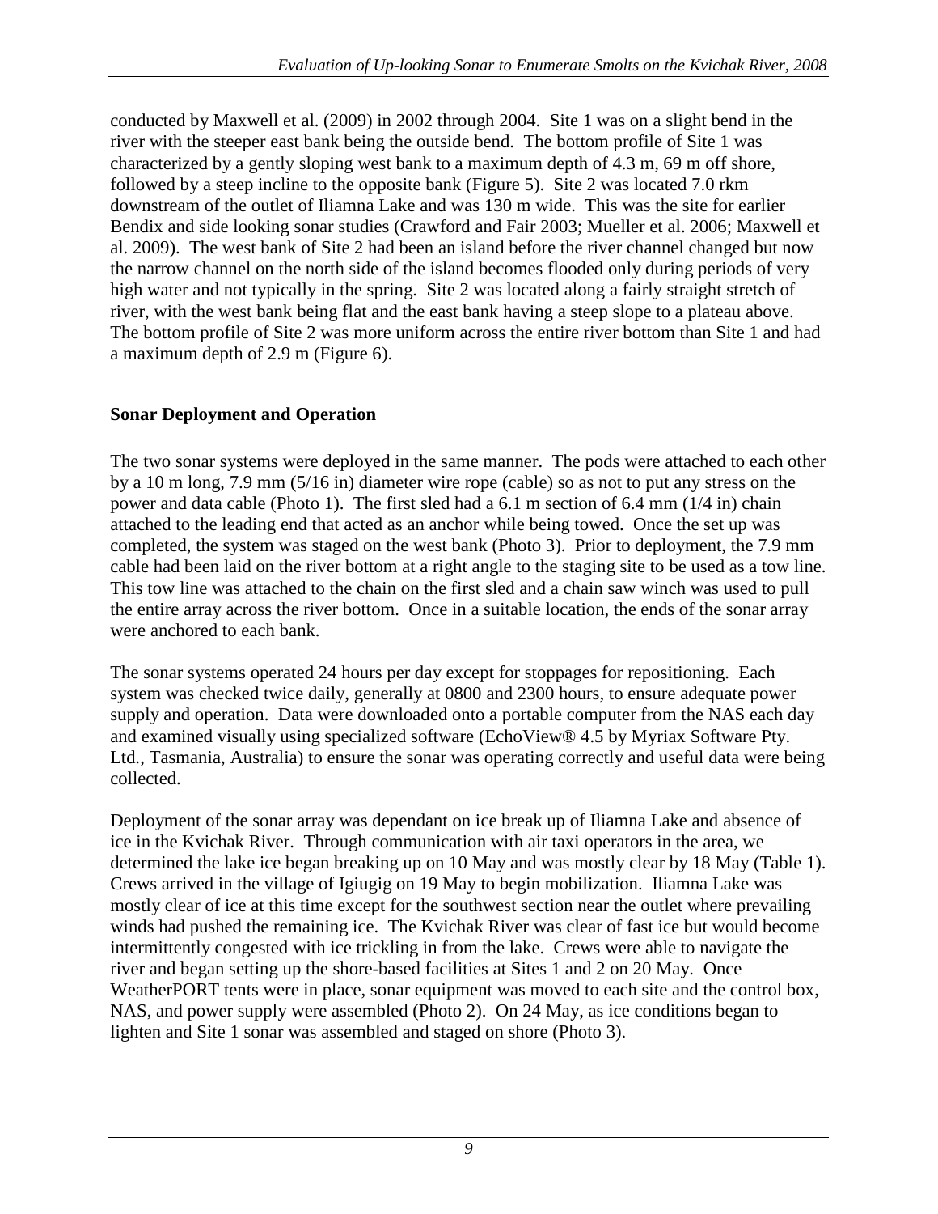conducted by Maxwell et al. (2009) in 2002 through 2004. Site 1 was on a slight bend in the river with the steeper east bank being the outside bend. The bottom profile of Site 1 was characterized by a gently sloping west bank to a maximum depth of 4.3 m, 69 m off shore, followed by a steep incline to the opposite bank (Figure 5). Site 2 was located 7.0 rkm downstream of the outlet of Iliamna Lake and was 130 m wide. This was the site for earlier Bendix and side looking sonar studies (Crawford and Fair 2003; Mueller et al. 2006; Maxwell et al. 2009). The west bank of Site 2 had been an island before the river channel changed but now the narrow channel on the north side of the island becomes flooded only during periods of very high water and not typically in the spring. Site 2 was located along a fairly straight stretch of river, with the west bank being flat and the east bank having a steep slope to a plateau above. The bottom profile of Site 2 was more uniform across the entire river bottom than Site 1 and had a maximum depth of 2.9 m (Figure 6).

## Sonar Deployment and Operation

The two sonar systems were deployed in the same manner. The pods were attached to each other by a 10 m long, 7.9 mm (5/16 in) diameter wire rope (cable) so as not to put any stress on the power and data cable (Photo 1). The first sled had a 6.1 m section of 6.4 mm (1/4 in) chain attached to the leading end that acted as an anchor while being towed. Once the set up was completed, the system was staged on the west bank (Photo 3). Prior to deployment, the 7.9 mm cable had been laid on the river bottom at a right angle to the staging site to be used as a tow line. This tow line was attached to the chain on the first sled and a chain saw winch was used to pull the entire array across the river bottom. Once in a suitable location, the ends of the sonar array were anchored to each bank.

The sonar systems operated 24 hours per day except for stoppages for repositioning. Each system was checked twice daily, generally at 0800 and 2300 hours, to ensure adequate power supply and operation. Data were downloaded onto a portable computer from the NAS each day and examined visually using specialized software (EchoView® 4.5 by Myriax Software Pty. Ltd., Tasmania, Australia) to ensure the sonar was operating correctly and useful data were being collected.

Deployment of the sonar array was dependant on ice break up of Iliamna Lake and absence of ice in the Kvichak River. Through communication with air taxi operators in the area, we determined the lake ice began breaking up on 10 May and was mostly clear by 18 May (Table 1). Crews arrived in the village of Igiugig on 19 May to begin mobilization. Iliamna Lake was mostly clear of ice at this time except for the southwest section near the outlet where prevailing winds had pushed the remaining ice. The Kvichak River was clear of fast ice but would become intermittently congested with ice trickling in from the lake. Crews were able to navigate the river and began setting up the shore-based facilities at Sites 1 and 2 on 20 May. Once WeatherPORT tents were in place, sonar equipment was moved to each site and the control box, NAS, and power supply were assembled (Photo 2). On 24 May, as ice conditions began to lighten and Site 1 sonar was assembled and staged on shore (Photo 3).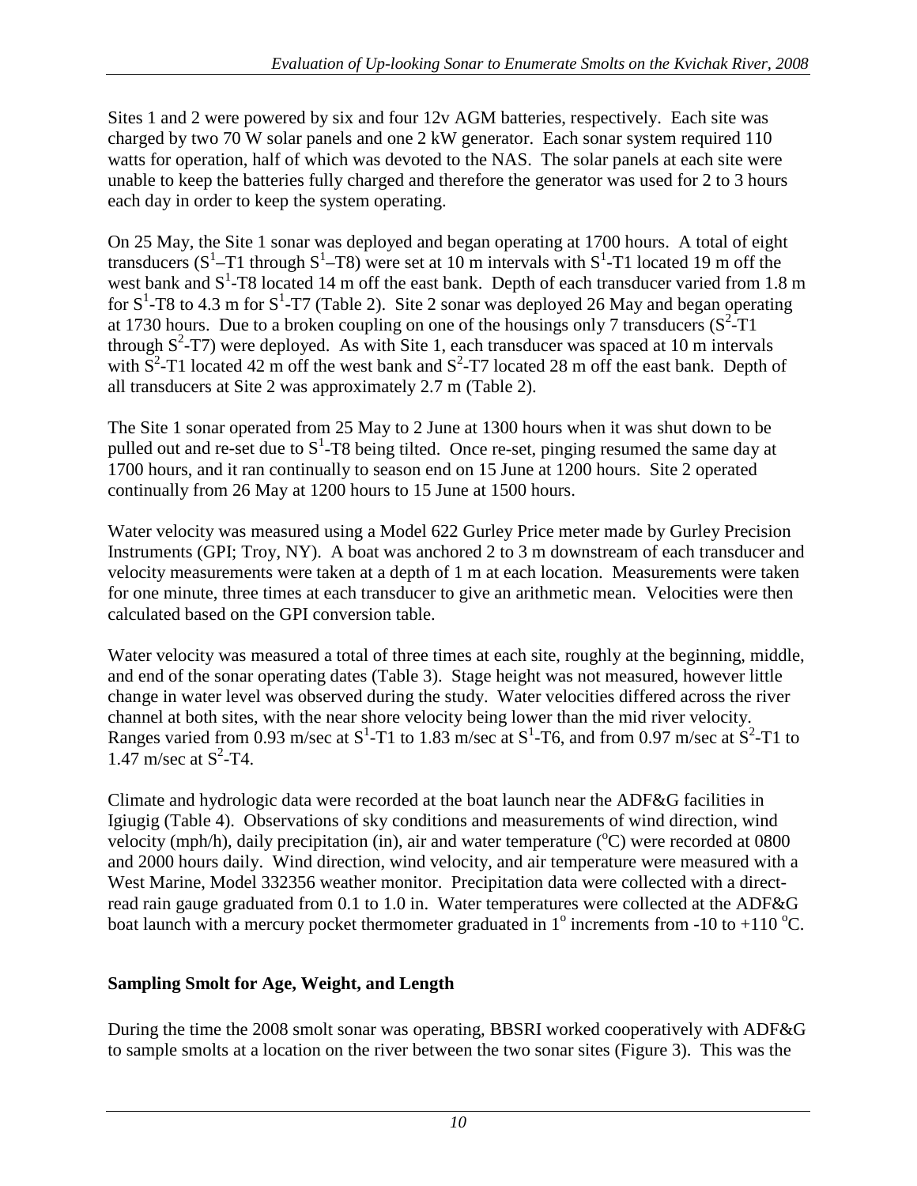Sites 1 and 2 were powered by six and four 12v AGM batteries, respectively. Each site was charged by two 70 W solar panels and one 2 kW generator. Each sonar system required 110 watts for operation, half of which was devoted to the NAS. The solar panels at each site were unable to keep the batteries fully charged and therefore the generator was used for 2 to 3 hours each day in order to keep the system operating.

On 25 May, the Site 1 sonar was deployed and began operating at 1700 hours. A total of eight transducers ($S^1$–T1 through $S^1$–T8) were set at 10 m intervals with $S^1$-T1 located 19 m off the west bank and $S^1$-T8 located 14 m off the east bank. Depth of each transducer varied from 1.8 m for $S^1$-T8 to 4.3 m for $S^1$-T7 (Table 2). Site 2 sonar was deployed 26 May and began operating at 1730 hours. Due to a broken coupling on one of the housings only 7 transducers ($S^2$-T1 through $S^2$-T7) were deployed. As with Site 1, each transducer was spaced at 10 m intervals with $S^2$-T1 located 42 m off the west bank and $S^2$-T7 located 28 m off the east bank. Depth of all transducers at Site 2 was approximately 2.7 m (Table 2).

The Site 1 sonar operated from 25 May to 2 June at 1300 hours when it was shut down to be pulled out and re-set due to $S^1$-T8 being tilted. Once re-set, pinging resumed the same day at 1700 hours, and it ran continually to season end on 15 June at 1200 hours. Site 2 operated continually from 26 May at 1200 hours to 15 June at 1500 hours.

Water velocity was measured using a Model 622 Gurley Price meter made by Gurley Precision Instruments (GPI; Troy, NY). A boat was anchored 2 to 3 m downstream of each transducer and velocity measurements were taken at a depth of 1 m at each location. Measurements were taken for one minute, three times at each transducer to give an arithmetic mean. Velocities were then calculated based on the GPI conversion table.

Water velocity was measured a total of three times at each site, roughly at the beginning, middle, and end of the sonar operating dates (Table 3). Stage height was not measured, however little change in water level was observed during the study. Water velocities differed across the river channel at both sites, with the near shore velocity being lower than the mid river velocity. Ranges varied from 0.93 m/sec at $S^1$-T1 to 1.83 m/sec at $S^1$-T6, and from 0.97 m/sec at $S^2$-T1 to 1.47 m/sec at $S^2$-T4.

Climate and hydrologic data were recorded at the boat launch near the ADF&G facilities in Igiugig (Table 4). Observations of sky conditions and measurements of wind direction, wind velocity (mph/h), daily precipitation (in), air and water temperature (°C) were recorded at 0800 and 2000 hours daily. Wind direction, wind velocity, and air temperature were measured with a West Marine, Model 332356 weather monitor. Precipitation data were collected with a direct-read rain gauge graduated from 0.1 to 1.0 in. Water temperatures were collected at the ADF&G boat launch with a mercury pocket thermometer graduated in 1° increments from -10 to +110 °C.

### Sampling Smolt for Age, Weight, and Length

During the time the 2008 smolt sonar was operating, BBSRI worked cooperatively with ADF&G to sample smolts at a location on the river between the two sonar sites (Figure 3). This was the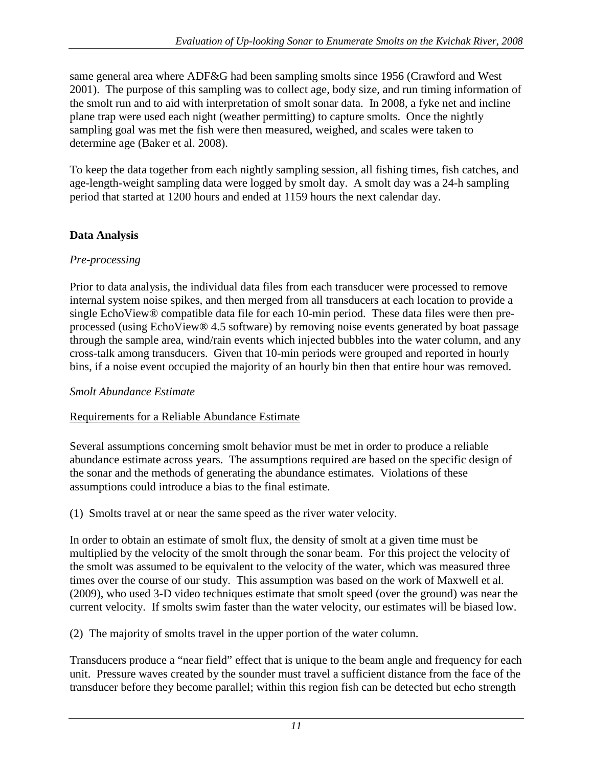same general area where ADF&G had been sampling smolts since 1956 (Crawford and West 2001). The purpose of this sampling was to collect age, body size, and run timing information of the smolt run and to aid with interpretation of smolt sonar data. In 2008, a fyke net and incline plane trap were used each night (weather permitting) to capture smolts. Once the nightly sampling goal was met the fish were then measured, weighed, and scales were taken to determine age (Baker et al. 2008).

To keep the data together from each nightly sampling session, all fishing times, fish catches, and age-length-weight sampling data were logged by smolt day. A smolt day was a 24-h sampling period that started at 1200 hours and ended at 1159 hours the next calendar day.

## Data Analysis

### *Pre-processing*

Prior to data analysis, the individual data files from each transducer were processed to remove internal system noise spikes, and then merged from all transducers at each location to provide a single EchoView® compatible data file for each 10-min period. These data files were then pre-processed (using EchoView® 4.5 software) by removing noise events generated by boat passage through the sample area, wind/rain events which injected bubbles into the water column, and any cross-talk among transducers. Given that 10-min periods were grouped and reported in hourly bins, if a noise event occupied the majority of an hourly bin then that entire hour was removed.

### *Smolt Abundance Estimate*

#### Requirements for a Reliable Abundance Estimate

Several assumptions concerning smolt behavior must be met in order to produce a reliable abundance estimate across years. The assumptions required are based on the specific design of the sonar and the methods of generating the abundance estimates. Violations of these assumptions could introduce a bias to the final estimate.

(1) Smolts travel at or near the same speed as the river water velocity.

In order to obtain an estimate of smolt flux, the density of smolt at a given time must be multiplied by the velocity of the smolt through the sonar beam. For this project the velocity of the smolt was assumed to be equivalent to the velocity of the water, which was measured three times over the course of our study. This assumption was based on the work of Maxwell et al. (2009), who used 3-D video techniques estimate that smolt speed (over the ground) was near the current velocity. If smolts swim faster than the water velocity, our estimates will be biased low.

(2) The majority of smolts travel in the upper portion of the water column.

Transducers produce a "near field" effect that is unique to the beam angle and frequency for each unit. Pressure waves created by the sounder must travel a sufficient distance from the face of the transducer before they become parallel; within this region fish can be detected but echo strength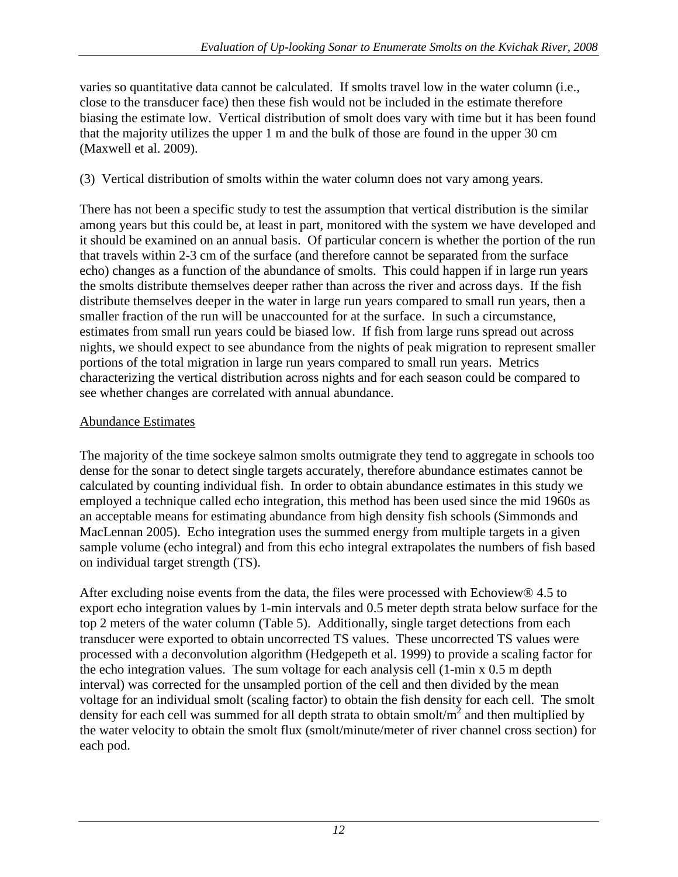varies so quantitative data cannot be calculated. If smolts travel low in the water column (i.e., close to the transducer face) then these fish would not be included in the estimate therefore biasing the estimate low. Vertical distribution of smolt does vary with time but it has been found that the majority utilizes the upper 1 m and the bulk of those are found in the upper 30 cm (Maxwell et al. 2009).

(3) Vertical distribution of smolts within the water column does not vary among years.

There has not been a specific study to test the assumption that vertical distribution is the similar among years but this could be, at least in part, monitored with the system we have developed and it should be examined on an annual basis. Of particular concern is whether the portion of the run that travels within 2-3 cm of the surface (and therefore cannot be separated from the surface echo) changes as a function of the abundance of smolts. This could happen if in large run years the smolts distribute themselves deeper rather than across the river and across days. If the fish distribute themselves deeper in the water in large run years compared to small run years, then a smaller fraction of the run will be unaccounted for at the surface. In such a circumstance, estimates from small run years could be biased low. If fish from large runs spread out across nights, we should expect to see abundance from the nights of peak migration to represent smaller portions of the total migration in large run years compared to small run years. Metrics characterizing the vertical distribution across nights and for each season could be compared to see whether changes are correlated with annual abundance.

## Abundance Estimates

The majority of the time sockeye salmon smolts outmigrate they tend to aggregate in schools too dense for the sonar to detect single targets accurately, therefore abundance estimates cannot be calculated by counting individual fish. In order to obtain abundance estimates in this study we employed a technique called echo integration, this method has been used since the mid 1960s as an acceptable means for estimating abundance from high density fish schools (Simmonds and MacLennan 2005). Echo integration uses the summed energy from multiple targets in a given sample volume (echo integral) and from this echo integral extrapolates the numbers of fish based on individual target strength (TS).

After excluding noise events from the data, the files were processed with Echoview® 4.5 to export echo integration values by 1-min intervals and 0.5 meter depth strata below surface for the top 2 meters of the water column (Table 5). Additionally, single target detections from each transducer were exported to obtain uncorrected TS values. These uncorrected TS values were processed with a deconvolution algorithm (Hedgepeth et al. 1999) to provide a scaling factor for the echo integration values. The sum voltage for each analysis cell (1-min x 0.5 m depth interval) was corrected for the unsampled portion of the cell and then divided by the mean voltage for an individual smolt (scaling factor) to obtain the fish density for each cell. The smolt density for each cell was summed for all depth strata to obtain smolt/m$^2$ and then multiplied by the water velocity to obtain the smolt flux (smolt/minute/meter of river channel cross section) for each pod.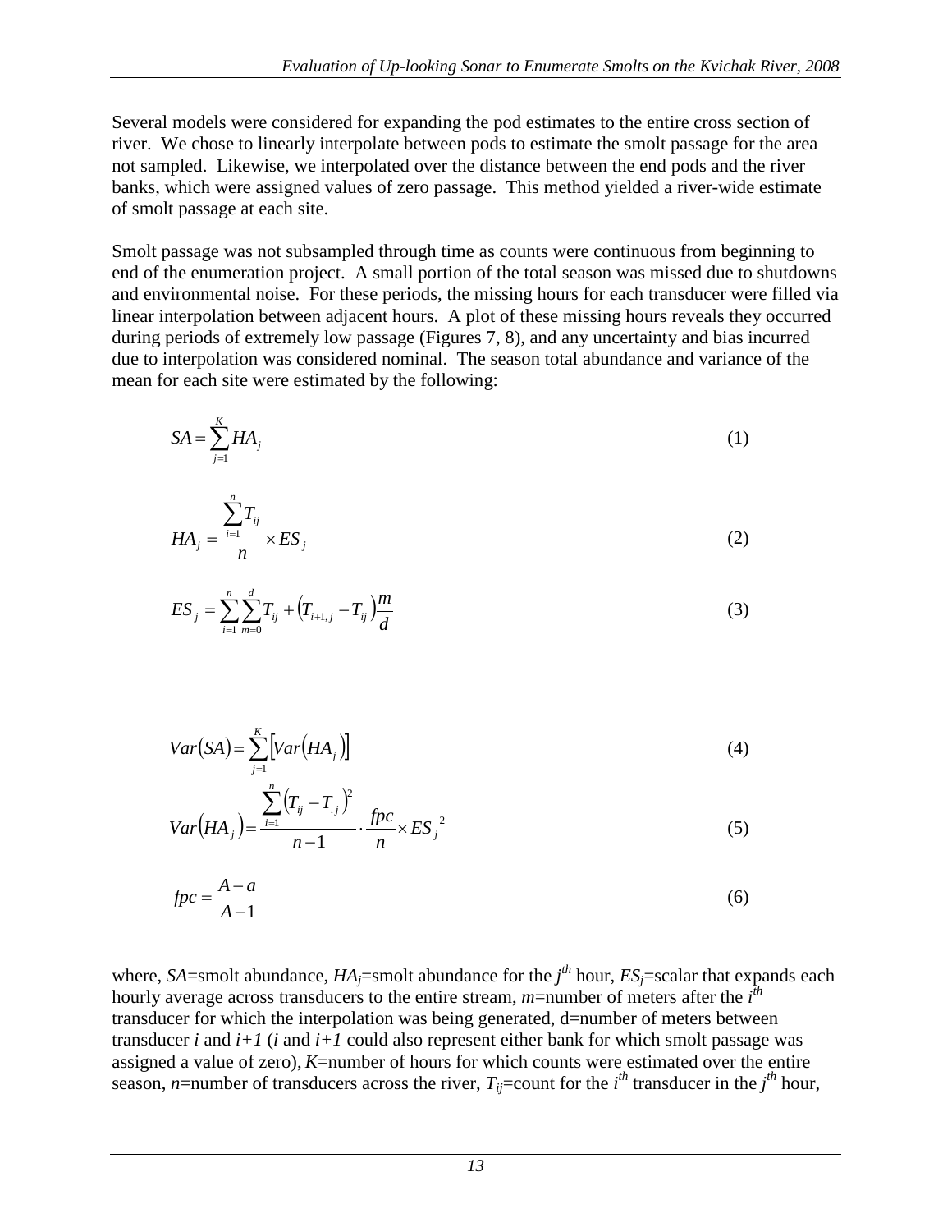Several models were considered for expanding the pod estimates to the entire cross section of river. We chose to linearly interpolate between pods to estimate the smolt passage for the area not sampled. Likewise, we interpolated over the distance between the end pods and the river banks, which were assigned values of zero passage. This method yielded a river-wide estimate of smolt passage at each site.

Smolt passage was not subsampled through time as counts were continuous from beginning to end of the enumeration project. A small portion of the total season was missed due to shutdowns and environmental noise. For these periods, the missing hours for each transducer were filled via linear interpolation between adjacent hours. A plot of these missing hours reveals they occurred during periods of extremely low passage (Figures 7, 8), and any uncertainty and bias incurred due to interpolation was considered nominal. The season total abundance and variance of the mean for each site were estimated by the following:

$$SA = \sum_{j=1}^{K} HA_j \tag{1}$$

$$HA_j = \frac{\sum_{i=1}^{n} T_{ij}}{n} \times ES_j \tag{2}$$

$$ES_j = \sum_{i=1}^{n} \sum_{m=0}^{d} T_{ij} + \left(T_{i+1,j} - T_{ij}\right)\frac{m}{d} \tag{3}$$

$$Var(SA) = \sum_{j=1}^{K} \left[Var\left(HA_j\right)\right] \tag{4}$$

$$Var\left(HA_j\right) = \frac{\sum_{i=1}^{n} \left(T_{ij} - \overline{T}_{.j}\right)^2}{n-1} \cdot \frac{fpc}{n} \times ES_j^{\,2} \tag{5}$$

$$fpc = \frac{A-a}{A-1} \tag{6}$$

where, $SA$=smolt abundance, $HA_j$=smolt abundance for the $j^{th}$ hour, $ES_j$=scalar that expands each hourly average across transducers to the entire stream, $m$=number of meters after the $i^{th}$ transducer for which the interpolation was being generated, d=number of meters between transducer $i$ and $i+1$ ($i$ and $i+1$ could also represent either bank for which smolt passage was assigned a value of zero), $K$=number of hours for which counts were estimated over the entire season, $n$=number of transducers across the river, $T_{ij}$=count for the $i^{th}$ transducer in the $j^{th}$ hour,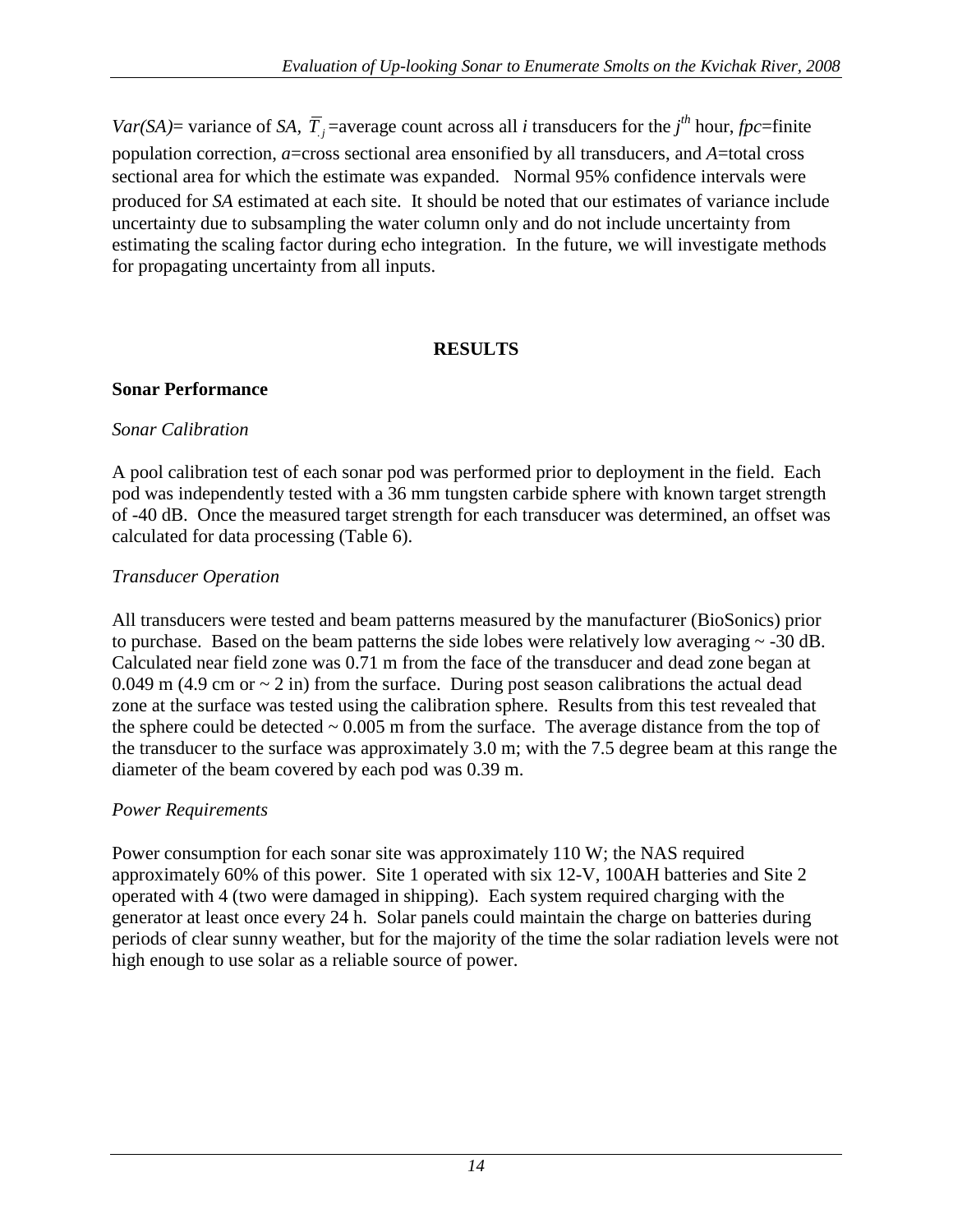*Var(SA)*= variance of *SA*, $\overline{T}_{.j}$ =average count across all *i* transducers for the $j^{th}$ hour, *fpc*=finite population correction, *a*=cross sectional area ensonified by all transducers, and *A*=total cross sectional area for which the estimate was expanded. Normal 95% confidence intervals were produced for *SA* estimated at each site. It should be noted that our estimates of variance include uncertainty due to subsampling the water column only and do not include uncertainty from estimating the scaling factor during echo integration. In the future, we will investigate methods for propagating uncertainty from all inputs.

# RESULTS

## Sonar Performance

### *Sonar Calibration*

A pool calibration test of each sonar pod was performed prior to deployment in the field. Each pod was independently tested with a 36 mm tungsten carbide sphere with known target strength of -40 dB. Once the measured target strength for each transducer was determined, an offset was calculated for data processing (Table 6).

### *Transducer Operation*

All transducers were tested and beam patterns measured by the manufacturer (BioSonics) prior to purchase. Based on the beam patterns the side lobes were relatively low averaging ~ -30 dB. Calculated near field zone was 0.71 m from the face of the transducer and dead zone began at 0.049 m (4.9 cm or ~ 2 in) from the surface. During post season calibrations the actual dead zone at the surface was tested using the calibration sphere. Results from this test revealed that the sphere could be detected ~ 0.005 m from the surface. The average distance from the top of the transducer to the surface was approximately 3.0 m; with the 7.5 degree beam at this range the diameter of the beam covered by each pod was 0.39 m.

### *Power Requirements*

Power consumption for each sonar site was approximately 110 W; the NAS required approximately 60% of this power. Site 1 operated with six 12-V, 100AH batteries and Site 2 operated with 4 (two were damaged in shipping). Each system required charging with the generator at least once every 24 h. Solar panels could maintain the charge on batteries during periods of clear sunny weather, but for the majority of the time the solar radiation levels were not high enough to use solar as a reliable source of power.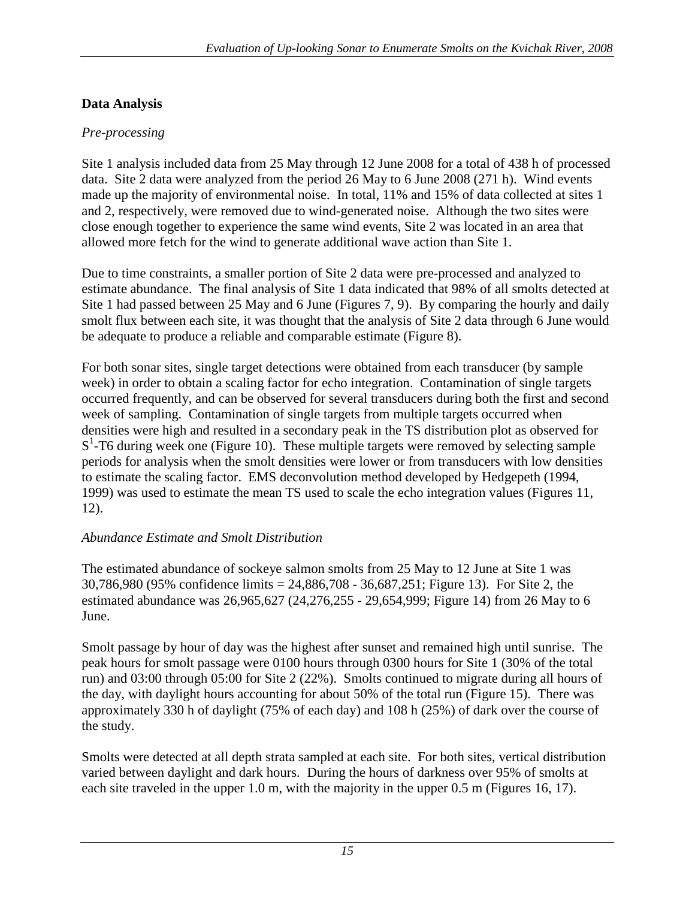## Data Analysis

### *Pre-processing*

Site 1 analysis included data from 25 May through 12 June 2008 for a total of 438 h of processed data. Site 2 data were analyzed from the period 26 May to 6 June 2008 (271 h). Wind events made up the majority of environmental noise. In total, 11% and 15% of data collected at sites 1 and 2, respectively, were removed due to wind-generated noise. Although the two sites were close enough together to experience the same wind events, Site 2 was located in an area that allowed more fetch for the wind to generate additional wave action than Site 1.

Due to time constraints, a smaller portion of Site 2 data were pre-processed and analyzed to estimate abundance. The final analysis of Site 1 data indicated that 98% of all smolts detected at Site 1 had passed between 25 May and 6 June (Figures 7, 9). By comparing the hourly and daily smolt flux between each site, it was thought that the analysis of Site 2 data through 6 June would be adequate to produce a reliable and comparable estimate (Figure 8).

For both sonar sites, single target detections were obtained from each transducer (by sample week) in order to obtain a scaling factor for echo integration. Contamination of single targets occurred frequently, and can be observed for several transducers during both the first and second week of sampling. Contamination of single targets from multiple targets occurred when densities were high and resulted in a secondary peak in the TS distribution plot as observed for $S^1$-T6 during week one (Figure 10). These multiple targets were removed by selecting sample periods for analysis when the smolt densities were lower or from transducers with low densities to estimate the scaling factor. EMS deconvolution method developed by Hedgepeth (1994, 1999) was used to estimate the mean TS used to scale the echo integration values (Figures 11, 12).

### *Abundance Estimate and Smolt Distribution*

The estimated abundance of sockeye salmon smolts from 25 May to 12 June at Site 1 was 30,786,980 (95% confidence limits = 24,886,708 - 36,687,251; Figure 13). For Site 2, the estimated abundance was 26,965,627 (24,276,255 - 29,654,999; Figure 14) from 26 May to 6 June.

Smolt passage by hour of day was the highest after sunset and remained high until sunrise. The peak hours for smolt passage were 0100 hours through 0300 hours for Site 1 (30% of the total run) and 03:00 through 05:00 for Site 2 (22%). Smolts continued to migrate during all hours of the day, with daylight hours accounting for about 50% of the total run (Figure 15). There was approximately 330 h of daylight (75% of each day) and 108 h (25%) of dark over the course of the study.

Smolts were detected at all depth strata sampled at each site. For both sites, vertical distribution varied between daylight and dark hours. During the hours of darkness over 95% of smolts at each site traveled in the upper 1.0 m, with the majority in the upper 0.5 m (Figures 16, 17).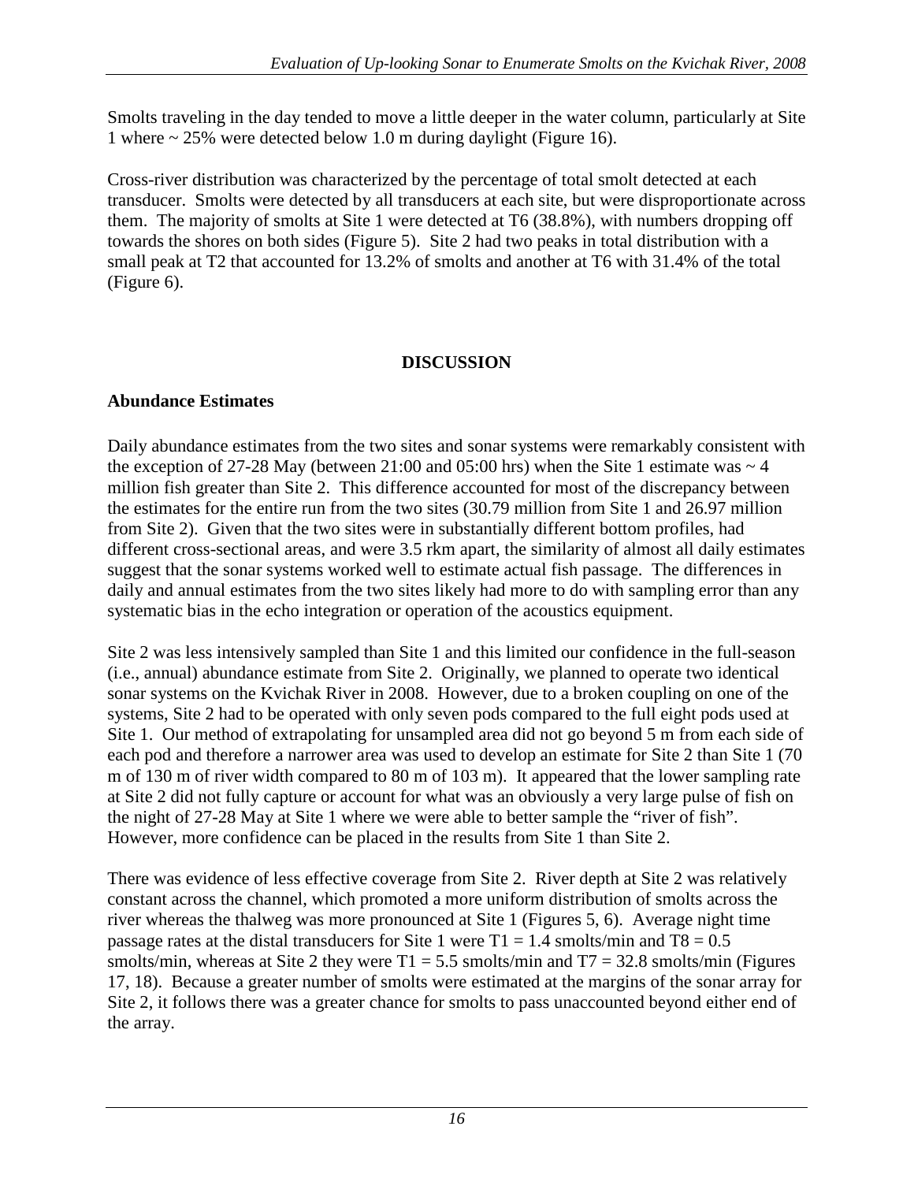Smolts traveling in the day tended to move a little deeper in the water column, particularly at Site 1 where ~ 25% were detected below 1.0 m during daylight (Figure 16).

Cross-river distribution was characterized by the percentage of total smolt detected at each transducer. Smolts were detected by all transducers at each site, but were disproportionate across them. The majority of smolts at Site 1 were detected at T6 (38.8%), with numbers dropping off towards the shores on both sides (Figure 5). Site 2 had two peaks in total distribution with a small peak at T2 that accounted for 13.2% of smolts and another at T6 with 31.4% of the total (Figure 6).

## DISCUSSION

### Abundance Estimates

Daily abundance estimates from the two sites and sonar systems were remarkably consistent with the exception of 27-28 May (between 21:00 and 05:00 hrs) when the Site 1 estimate was ~ 4 million fish greater than Site 2. This difference accounted for most of the discrepancy between the estimates for the entire run from the two sites (30.79 million from Site 1 and 26.97 million from Site 2). Given that the two sites were in substantially different bottom profiles, had different cross-sectional areas, and were 3.5 rkm apart, the similarity of almost all daily estimates suggest that the sonar systems worked well to estimate actual fish passage. The differences in daily and annual estimates from the two sites likely had more to do with sampling error than any systematic bias in the echo integration or operation of the acoustics equipment.

Site 2 was less intensively sampled than Site 1 and this limited our confidence in the full-season (i.e., annual) abundance estimate from Site 2. Originally, we planned to operate two identical sonar systems on the Kvichak River in 2008. However, due to a broken coupling on one of the systems, Site 2 had to be operated with only seven pods compared to the full eight pods used at Site 1. Our method of extrapolating for unsampled area did not go beyond 5 m from each side of each pod and therefore a narrower area was used to develop an estimate for Site 2 than Site 1 (70 m of 130 m of river width compared to 80 m of 103 m). It appeared that the lower sampling rate at Site 2 did not fully capture or account for what was an obviously a very large pulse of fish on the night of 27-28 May at Site 1 where we were able to better sample the "river of fish". However, more confidence can be placed in the results from Site 1 than Site 2.

There was evidence of less effective coverage from Site 2. River depth at Site 2 was relatively constant across the channel, which promoted a more uniform distribution of smolts across the river whereas the thalweg was more pronounced at Site 1 (Figures 5, 6). Average night time passage rates at the distal transducers for Site 1 were T1 = 1.4 smolts/min and T8 = 0.5 smolts/min, whereas at Site 2 they were T1 = 5.5 smolts/min and T7 = 32.8 smolts/min (Figures 17, 18). Because a greater number of smolts were estimated at the margins of the sonar array for Site 2, it follows there was a greater chance for smolts to pass unaccounted beyond either end of the array.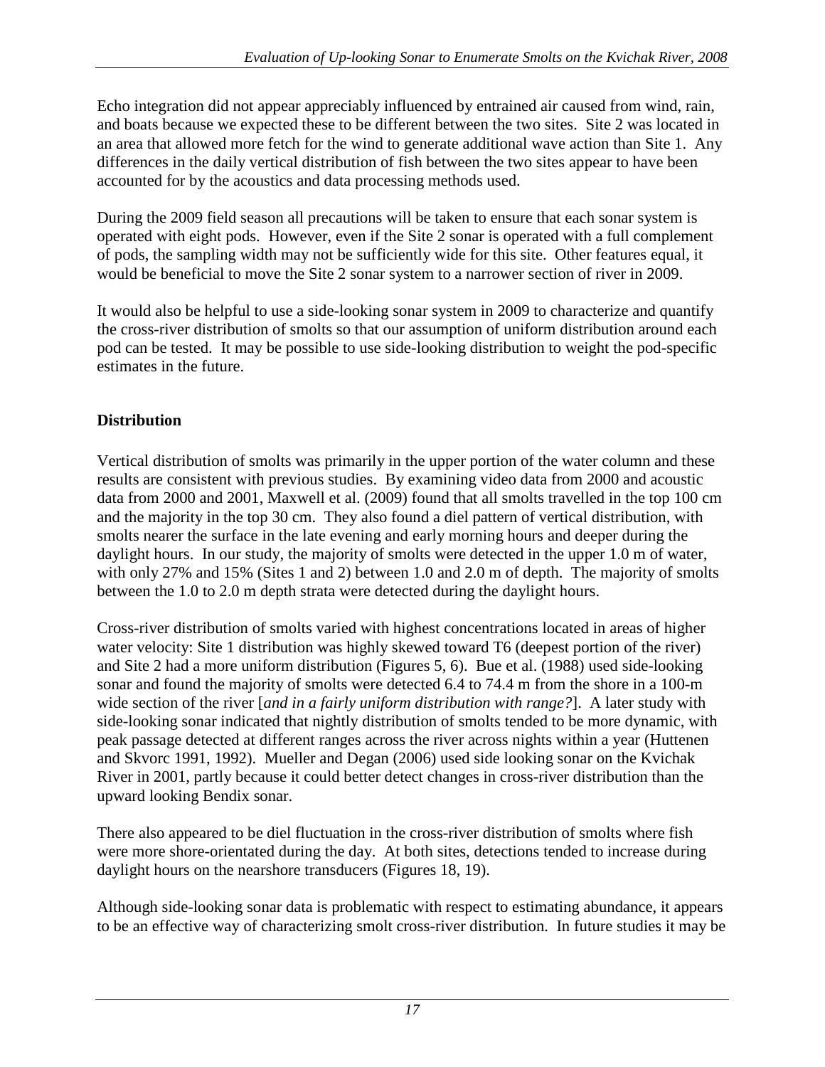Echo integration did not appear appreciably influenced by entrained air caused from wind, rain, and boats because we expected these to be different between the two sites. Site 2 was located in an area that allowed more fetch for the wind to generate additional wave action than Site 1. Any differences in the daily vertical distribution of fish between the two sites appear to have been accounted for by the acoustics and data processing methods used.

During the 2009 field season all precautions will be taken to ensure that each sonar system is operated with eight pods. However, even if the Site 2 sonar is operated with a full complement of pods, the sampling width may not be sufficiently wide for this site. Other features equal, it would be beneficial to move the Site 2 sonar system to a narrower section of river in 2009.

It would also be helpful to use a side-looking sonar system in 2009 to characterize and quantify the cross-river distribution of smolts so that our assumption of uniform distribution around each pod can be tested. It may be possible to use side-looking distribution to weight the pod-specific estimates in the future.

## Distribution

Vertical distribution of smolts was primarily in the upper portion of the water column and these results are consistent with previous studies. By examining video data from 2000 and acoustic data from 2000 and 2001, Maxwell et al. (2009) found that all smolts travelled in the top 100 cm and the majority in the top 30 cm. They also found a diel pattern of vertical distribution, with smolts nearer the surface in the late evening and early morning hours and deeper during the daylight hours. In our study, the majority of smolts were detected in the upper 1.0 m of water, with only 27% and 15% (Sites 1 and 2) between 1.0 and 2.0 m of depth. The majority of smolts between the 1.0 to 2.0 m depth strata were detected during the daylight hours.

Cross-river distribution of smolts varied with highest concentrations located in areas of higher water velocity: Site 1 distribution was highly skewed toward T6 (deepest portion of the river) and Site 2 had a more uniform distribution (Figures 5, 6). Bue et al. (1988) used side-looking sonar and found the majority of smolts were detected 6.4 to 74.4 m from the shore in a 100-m wide section of the river [*and in a fairly uniform distribution with range?*]. A later study with side-looking sonar indicated that nightly distribution of smolts tended to be more dynamic, with peak passage detected at different ranges across the river across nights within a year (Huttenen and Skvorc 1991, 1992). Mueller and Degan (2006) used side looking sonar on the Kvichak River in 2001, partly because it could better detect changes in cross-river distribution than the upward looking Bendix sonar.

There also appeared to be diel fluctuation in the cross-river distribution of smolts where fish were more shore-orientated during the day. At both sites, detections tended to increase during daylight hours on the nearshore transducers (Figures 18, 19).

Although side-looking sonar data is problematic with respect to estimating abundance, it appears to be an effective way of characterizing smolt cross-river distribution. In future studies it may be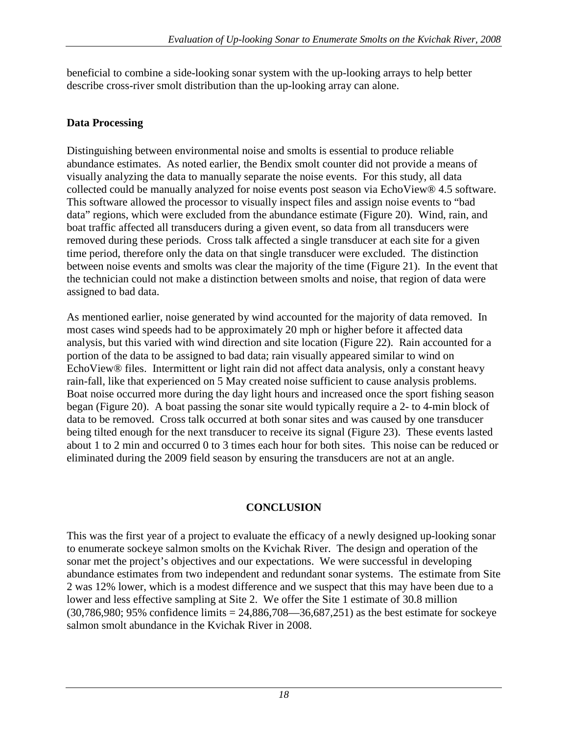beneficial to combine a side-looking sonar system with the up-looking arrays to help better describe cross-river smolt distribution than the up-looking array can alone.

## Data Processing

Distinguishing between environmental noise and smolts is essential to produce reliable abundance estimates. As noted earlier, the Bendix smolt counter did not provide a means of visually analyzing the data to manually separate the noise events. For this study, all data collected could be manually analyzed for noise events post season via EchoView® 4.5 software. This software allowed the processor to visually inspect files and assign noise events to "bad data" regions, which were excluded from the abundance estimate (Figure 20). Wind, rain, and boat traffic affected all transducers during a given event, so data from all transducers were removed during these periods. Cross talk affected a single transducer at each site for a given time period, therefore only the data on that single transducer were excluded. The distinction between noise events and smolts was clear the majority of the time (Figure 21). In the event that the technician could not make a distinction between smolts and noise, that region of data were assigned to bad data.

As mentioned earlier, noise generated by wind accounted for the majority of data removed. In most cases wind speeds had to be approximately 20 mph or higher before it affected data analysis, but this varied with wind direction and site location (Figure 22). Rain accounted for a portion of the data to be assigned to bad data; rain visually appeared similar to wind on EchoView® files. Intermittent or light rain did not affect data analysis, only a constant heavy rain-fall, like that experienced on 5 May created noise sufficient to cause analysis problems. Boat noise occurred more during the day light hours and increased once the sport fishing season began (Figure 20). A boat passing the sonar site would typically require a 2- to 4-min block of data to be removed. Cross talk occurred at both sonar sites and was caused by one transducer being tilted enough for the next transducer to receive its signal (Figure 23). These events lasted about 1 to 2 min and occurred 0 to 3 times each hour for both sites. This noise can be reduced or eliminated during the 2009 field season by ensuring the transducers are not at an angle.

# CONCLUSION

This was the first year of a project to evaluate the efficacy of a newly designed up-looking sonar to enumerate sockeye salmon smolts on the Kvichak River. The design and operation of the sonar met the project's objectives and our expectations. We were successful in developing abundance estimates from two independent and redundant sonar systems. The estimate from Site 2 was 12% lower, which is a modest difference and we suspect that this may have been due to a lower and less effective sampling at Site 2. We offer the Site 1 estimate of 30.8 million (30,786,980; 95% confidence limits = 24,886,708—36,687,251) as the best estimate for sockeye salmon smolt abundance in the Kvichak River in 2008.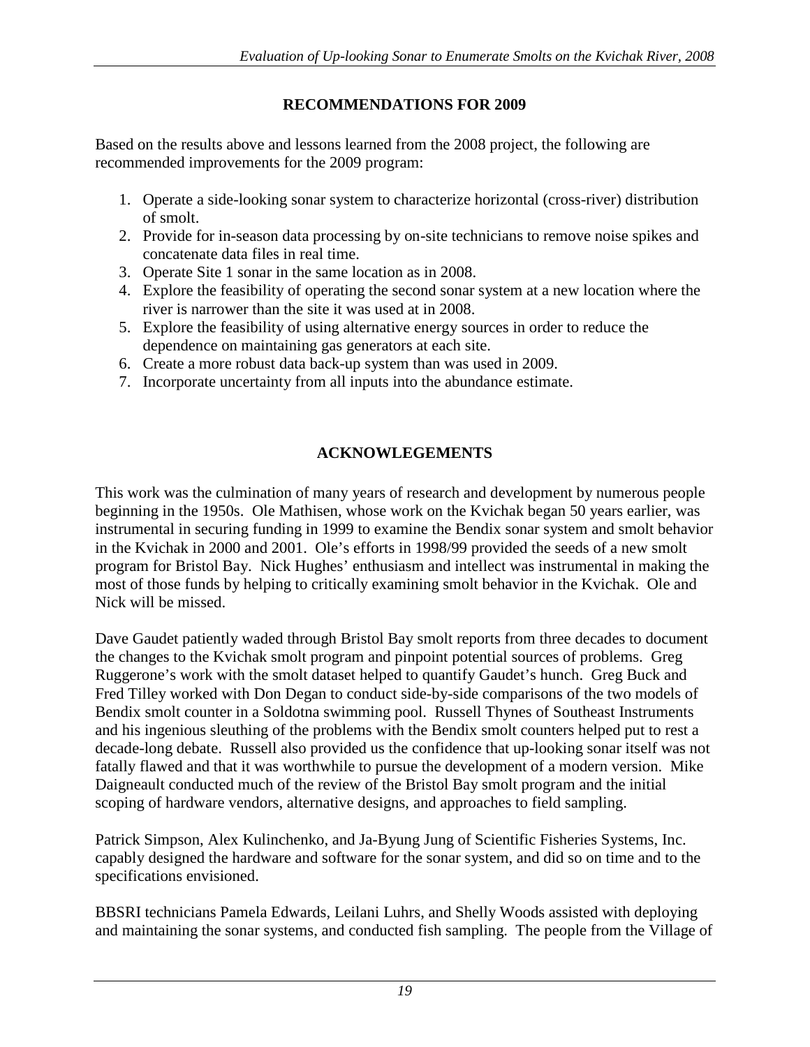## RECOMMENDATIONS FOR 2009

Based on the results above and lessons learned from the 2008 project, the following are recommended improvements for the 2009 program:

1. Operate a side-looking sonar system to characterize horizontal (cross-river) distribution of smolt.
2. Provide for in-season data processing by on-site technicians to remove noise spikes and concatenate data files in real time.
3. Operate Site 1 sonar in the same location as in 2008.
4. Explore the feasibility of operating the second sonar system at a new location where the river is narrower than the site it was used at in 2008.
5. Explore the feasibility of using alternative energy sources in order to reduce the dependence on maintaining gas generators at each site.
6. Create a more robust data back-up system than was used in 2009.
7. Incorporate uncertainty from all inputs into the abundance estimate.

## ACKNOWLEGEMENTS

This work was the culmination of many years of research and development by numerous people beginning in the 1950s. Ole Mathisen, whose work on the Kvichak began 50 years earlier, was instrumental in securing funding in 1999 to examine the Bendix sonar system and smolt behavior in the Kvichak in 2000 and 2001. Ole's efforts in 1998/99 provided the seeds of a new smolt program for Bristol Bay. Nick Hughes' enthusiasm and intellect was instrumental in making the most of those funds by helping to critically examining smolt behavior in the Kvichak. Ole and Nick will be missed.

Dave Gaudet patiently waded through Bristol Bay smolt reports from three decades to document the changes to the Kvichak smolt program and pinpoint potential sources of problems. Greg Ruggerone's work with the smolt dataset helped to quantify Gaudet's hunch. Greg Buck and Fred Tilley worked with Don Degan to conduct side-by-side comparisons of the two models of Bendix smolt counter in a Soldotna swimming pool. Russell Thynes of Southeast Instruments and his ingenious sleuthing of the problems with the Bendix smolt counters helped put to rest a decade-long debate. Russell also provided us the confidence that up-looking sonar itself was not fatally flawed and that it was worthwhile to pursue the development of a modern version. Mike Daigneault conducted much of the review of the Bristol Bay smolt program and the initial scoping of hardware vendors, alternative designs, and approaches to field sampling.

Patrick Simpson, Alex Kulinchenko, and Ja-Byung Jung of Scientific Fisheries Systems, Inc. capably designed the hardware and software for the sonar system, and did so on time and to the specifications envisioned.

BBSRI technicians Pamela Edwards, Leilani Luhrs, and Shelly Woods assisted with deploying and maintaining the sonar systems, and conducted fish sampling. The people from the Village of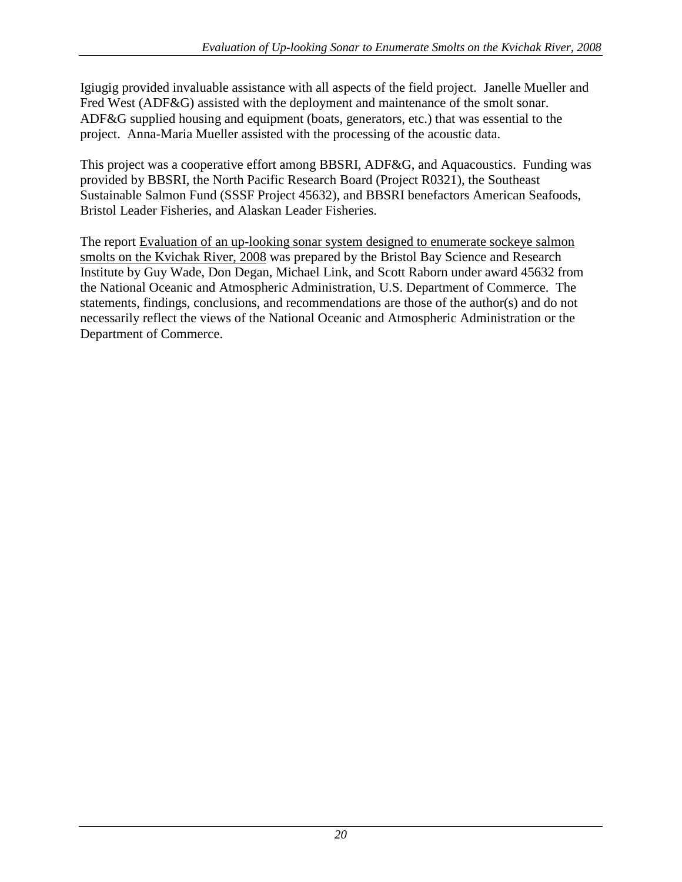Igiugig provided invaluable assistance with all aspects of the field project. Janelle Mueller and Fred West (ADF&G) assisted with the deployment and maintenance of the smolt sonar. ADF&G supplied housing and equipment (boats, generators, etc.) that was essential to the project. Anna-Maria Mueller assisted with the processing of the acoustic data.

This project was a cooperative effort among BBSRI, ADF&G, and Aquacoustics. Funding was provided by BBSRI, the North Pacific Research Board (Project R0321), the Southeast Sustainable Salmon Fund (SSSF Project 45632), and BBSRI benefactors American Seafoods, Bristol Leader Fisheries, and Alaskan Leader Fisheries.

The report <u>Evaluation of an up-looking sonar system designed to enumerate sockeye salmon smolts on the Kvichak River, 2008</u> was prepared by the Bristol Bay Science and Research Institute by Guy Wade, Don Degan, Michael Link, and Scott Raborn under award 45632 from the National Oceanic and Atmospheric Administration, U.S. Department of Commerce. The statements, findings, conclusions, and recommendations are those of the author(s) and do not necessarily reflect the views of the National Oceanic and Atmospheric Administration or the Department of Commerce.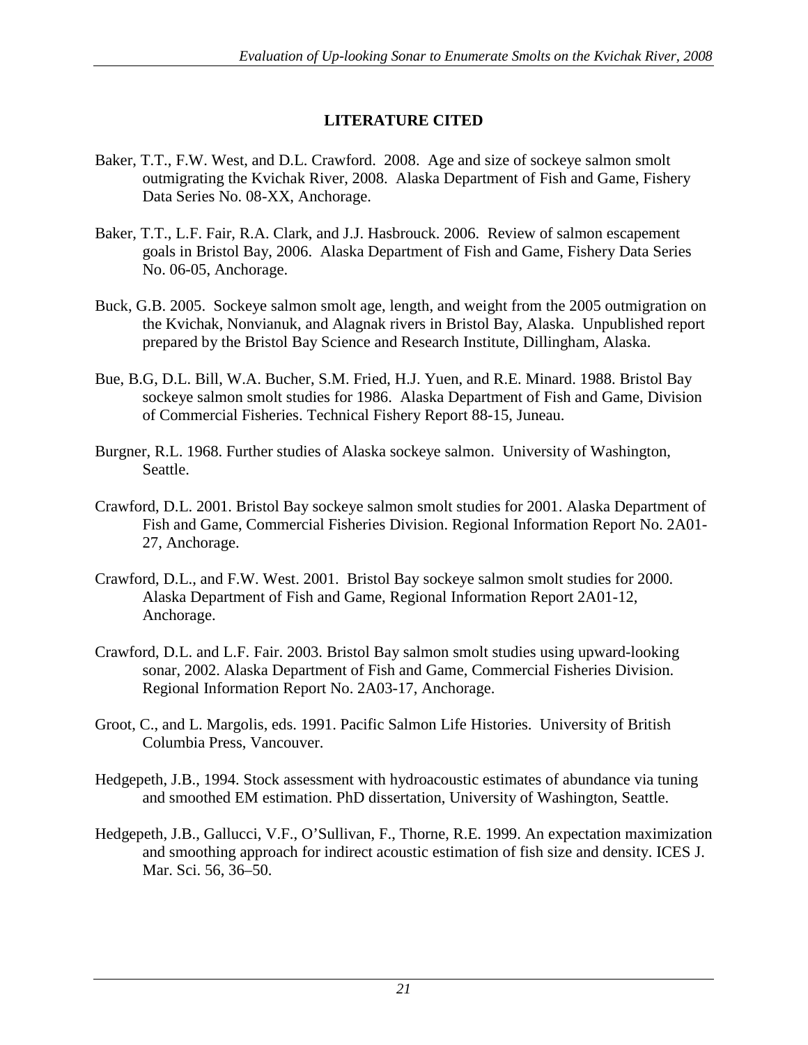## LITERATURE CITED

Baker, T.T., F.W. West, and D.L. Crawford. 2008. Age and size of sockeye salmon smolt outmigrating the Kvichak River, 2008. Alaska Department of Fish and Game, Fishery Data Series No. 08-XX, Anchorage.

Baker, T.T., L.F. Fair, R.A. Clark, and J.J. Hasbrouck. 2006. Review of salmon escapement goals in Bristol Bay, 2006. Alaska Department of Fish and Game, Fishery Data Series No. 06-05, Anchorage.

Buck, G.B. 2005. Sockeye salmon smolt age, length, and weight from the 2005 outmigration on the Kvichak, Nonvianuk, and Alagnak rivers in Bristol Bay, Alaska. Unpublished report prepared by the Bristol Bay Science and Research Institute, Dillingham, Alaska.

Bue, B.G, D.L. Bill, W.A. Bucher, S.M. Fried, H.J. Yuen, and R.E. Minard. 1988. Bristol Bay sockeye salmon smolt studies for 1986. Alaska Department of Fish and Game, Division of Commercial Fisheries. Technical Fishery Report 88-15, Juneau.

Burgner, R.L. 1968. Further studies of Alaska sockeye salmon. University of Washington, Seattle.

Crawford, D.L. 2001. Bristol Bay sockeye salmon smolt studies for 2001. Alaska Department of Fish and Game, Commercial Fisheries Division. Regional Information Report No. 2A01-27, Anchorage.

Crawford, D.L., and F.W. West. 2001. Bristol Bay sockeye salmon smolt studies for 2000. Alaska Department of Fish and Game, Regional Information Report 2A01-12, Anchorage.

Crawford, D.L. and L.F. Fair. 2003. Bristol Bay salmon smolt studies using upward-looking sonar, 2002. Alaska Department of Fish and Game, Commercial Fisheries Division. Regional Information Report No. 2A03-17, Anchorage.

Groot, C., and L. Margolis, eds. 1991. Pacific Salmon Life Histories. University of British Columbia Press, Vancouver.

Hedgepeth, J.B., 1994. Stock assessment with hydroacoustic estimates of abundance via tuning and smoothed EM estimation. PhD dissertation, University of Washington, Seattle.

Hedgepeth, J.B., Gallucci, V.F., O'Sullivan, F., Thorne, R.E. 1999. An expectation maximization and smoothing approach for indirect acoustic estimation of fish size and density. ICES J. Mar. Sci. 56, 36–50.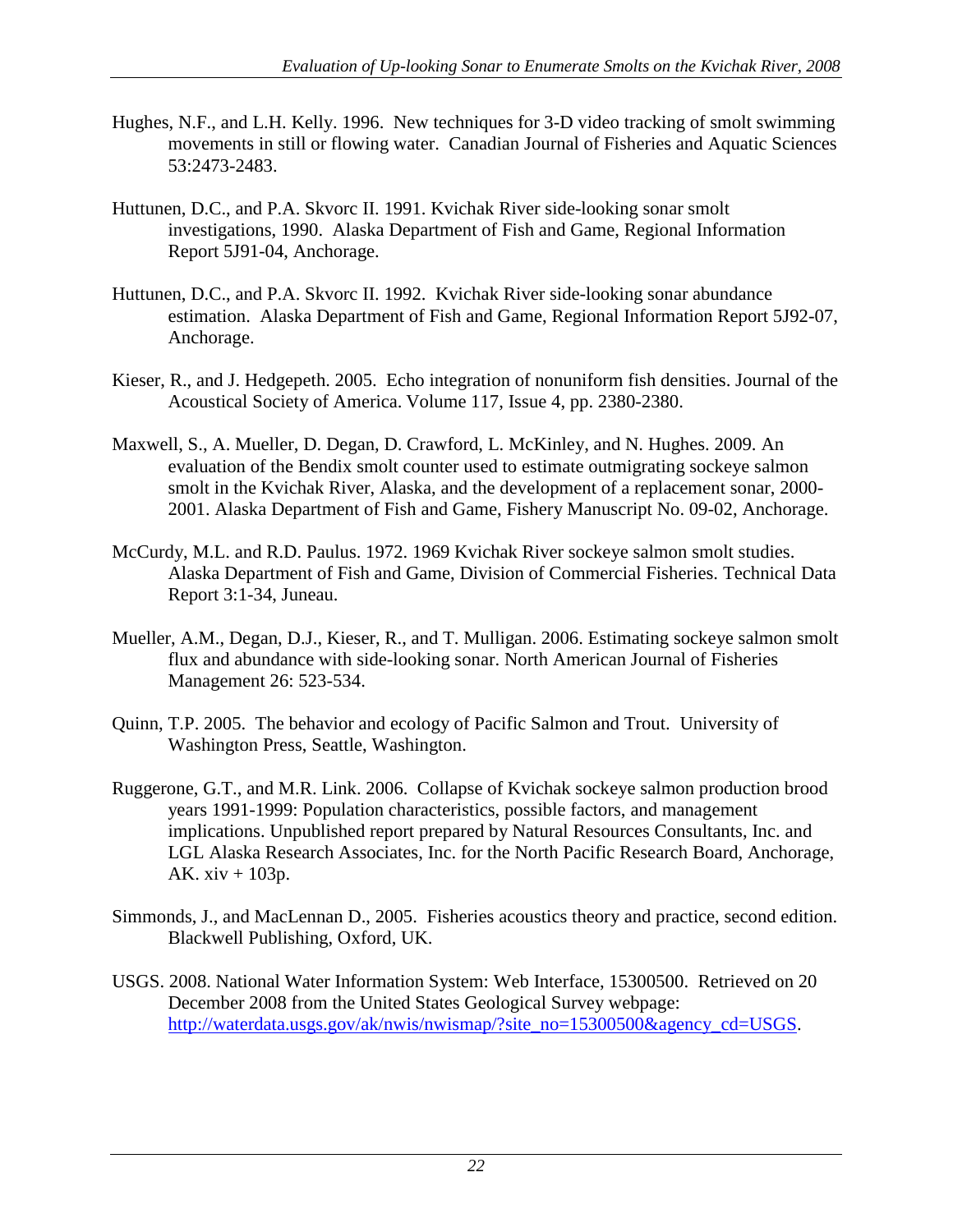Hughes, N.F., and L.H. Kelly. 1996. New techniques for 3-D video tracking of smolt swimming movements in still or flowing water. Canadian Journal of Fisheries and Aquatic Sciences 53:2473-2483.

Huttunen, D.C., and P.A. Skvorc II. 1991. Kvichak River side-looking sonar smolt investigations, 1990. Alaska Department of Fish and Game, Regional Information Report 5J91-04, Anchorage.

Huttunen, D.C., and P.A. Skvorc II. 1992. Kvichak River side-looking sonar abundance estimation. Alaska Department of Fish and Game, Regional Information Report 5J92-07, Anchorage.

Kieser, R., and J. Hedgepeth. 2005. Echo integration of nonuniform fish densities. Journal of the Acoustical Society of America. Volume 117, Issue 4, pp. 2380-2380.

Maxwell, S., A. Mueller, D. Degan, D. Crawford, L. McKinley, and N. Hughes. 2009. An evaluation of the Bendix smolt counter used to estimate outmigrating sockeye salmon smolt in the Kvichak River, Alaska, and the development of a replacement sonar, 2000-2001. Alaska Department of Fish and Game, Fishery Manuscript No. 09-02, Anchorage.

McCurdy, M.L. and R.D. Paulus. 1972. 1969 Kvichak River sockeye salmon smolt studies. Alaska Department of Fish and Game, Division of Commercial Fisheries. Technical Data Report 3:1-34, Juneau.

Mueller, A.M., Degan, D.J., Kieser, R., and T. Mulligan. 2006. Estimating sockeye salmon smolt flux and abundance with side-looking sonar. North American Journal of Fisheries Management 26: 523-534.

Quinn, T.P. 2005. The behavior and ecology of Pacific Salmon and Trout. University of Washington Press, Seattle, Washington.

Ruggerone, G.T., and M.R. Link. 2006. Collapse of Kvichak sockeye salmon production brood years 1991-1999: Population characteristics, possible factors, and management implications. Unpublished report prepared by Natural Resources Consultants, Inc. and LGL Alaska Research Associates, Inc. for the North Pacific Research Board, Anchorage, AK. xiv + 103p.

Simmonds, J., and MacLennan D., 2005. Fisheries acoustics theory and practice, second edition. Blackwell Publishing, Oxford, UK.

USGS. 2008. National Water Information System: Web Interface, 15300500. Retrieved on 20 December 2008 from the United States Geological Survey webpage: http://waterdata.usgs.gov/ak/nwis/nwismap/?site_no=15300500&agency_cd=USGS.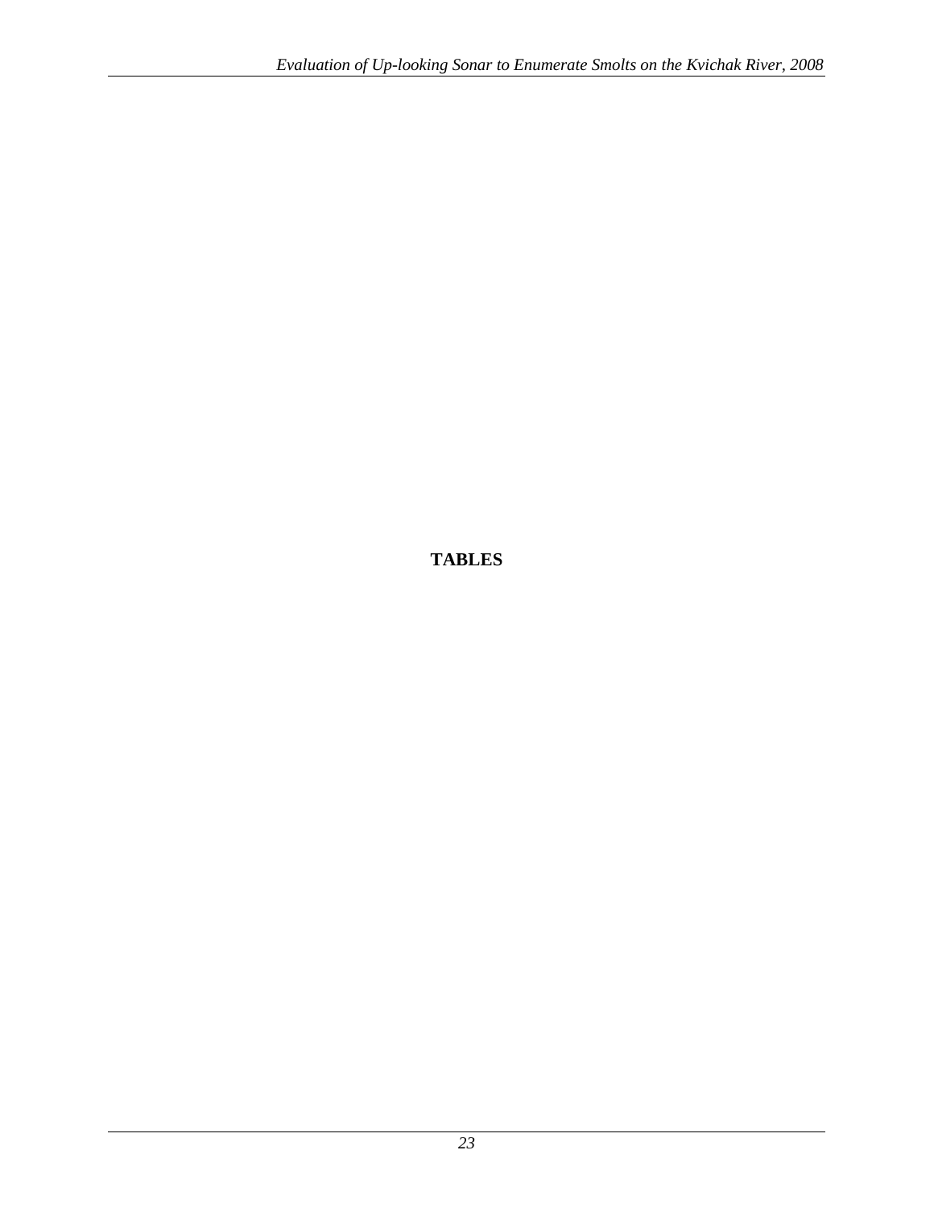# TABLES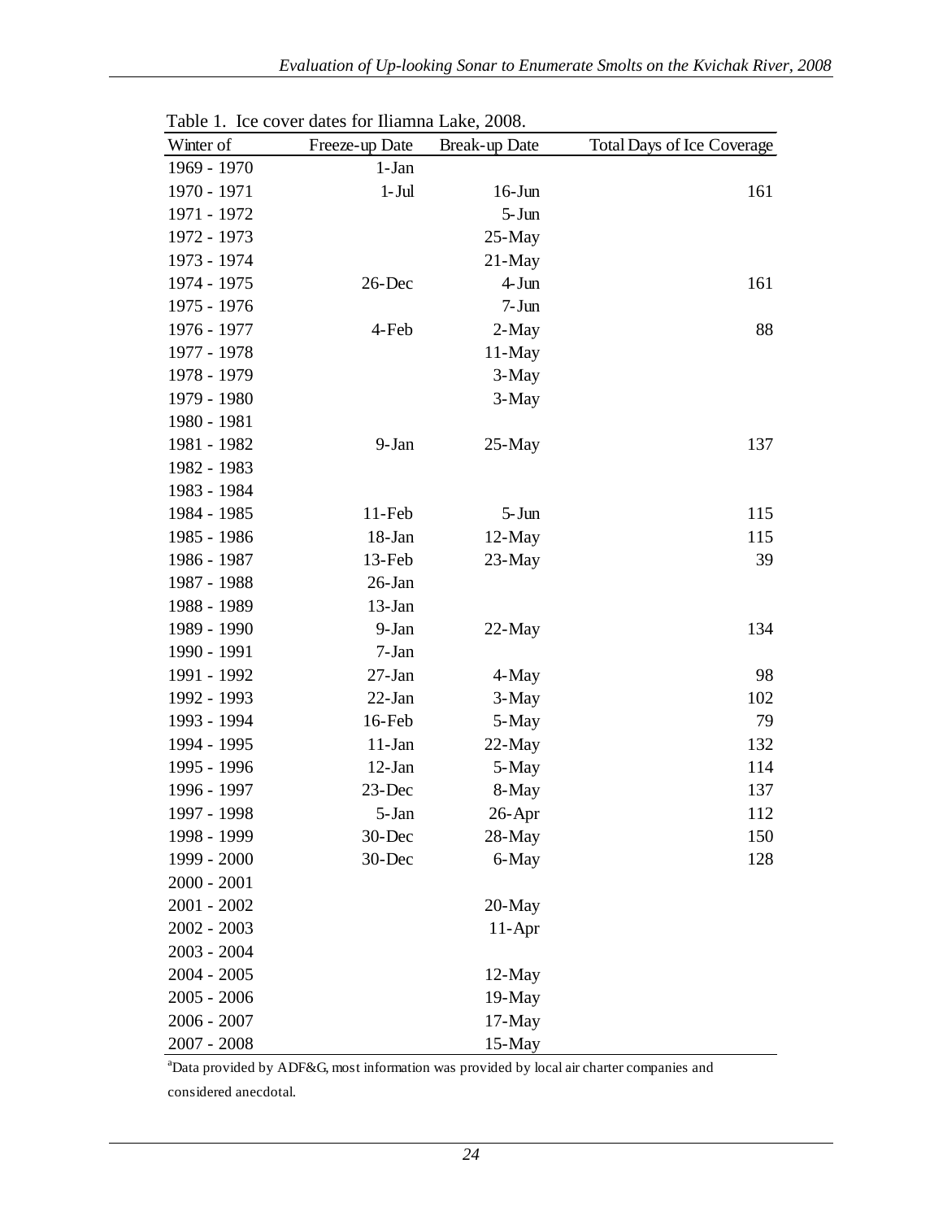Table 1. Ice cover dates for Iliamna Lake, 2008.

| Winter of | Freeze-up Date | Break-up Date | Total Days of Ice Coverage |
|---|---|---|---|
| 1969 - 1970 | 1-Jan | | |
| 1970 - 1971 | 1-Jul | 16-Jun | 161 |
| 1971 - 1972 | | 5-Jun | |
| 1972 - 1973 | | 25-May | |
| 1973 - 1974 | | 21-May | |
| 1974 - 1975 | 26-Dec | 4-Jun | 161 |
| 1975 - 1976 | | 7-Jun | |
| 1976 - 1977 | 4-Feb | 2-May | 88 |
| 1977 - 1978 | | 11-May | |
| 1978 - 1979 | | 3-May | |
| 1979 - 1980 | | 3-May | |
| 1980 - 1981 | | | |
| 1981 - 1982 | 9-Jan | 25-May | 137 |
| 1982 - 1983 | | | |
| 1983 - 1984 | | | |
| 1984 - 1985 | 11-Feb | 5-Jun | 115 |
| 1985 - 1986 | 18-Jan | 12-May | 115 |
| 1986 - 1987 | 13-Feb | 23-May | 39 |
| 1987 - 1988 | 26-Jan | | |
| 1988 - 1989 | 13-Jan | | |
| 1989 - 1990 | 9-Jan | 22-May | 134 |
| 1990 - 1991 | 7-Jan | | |
| 1991 - 1992 | 27-Jan | 4-May | 98 |
| 1992 - 1993 | 22-Jan | 3-May | 102 |
| 1993 - 1994 | 16-Feb | 5-May | 79 |
| 1994 - 1995 | 11-Jan | 22-May | 132 |
| 1995 - 1996 | 12-Jan | 5-May | 114 |
| 1996 - 1997 | 23-Dec | 8-May | 137 |
| 1997 - 1998 | 5-Jan | 26-Apr | 112 |
| 1998 - 1999 | 30-Dec | 28-May | 150 |
| 1999 - 2000 | 30-Dec | 6-May | 128 |
| 2000 - 2001 | | | |
| 2001 - 2002 | | 20-May | |
| 2002 - 2003 | | 11-Apr | |
| 2003 - 2004 | | | |
| 2004 - 2005 | | 12-May | |
| 2005 - 2006 | | 19-May | |
| 2006 - 2007 | | 17-May | |
| 2007 - 2008 | | 15-May | |

[a]Data provided by ADF&G, most information was provided by local air charter companies and considered anecdotal.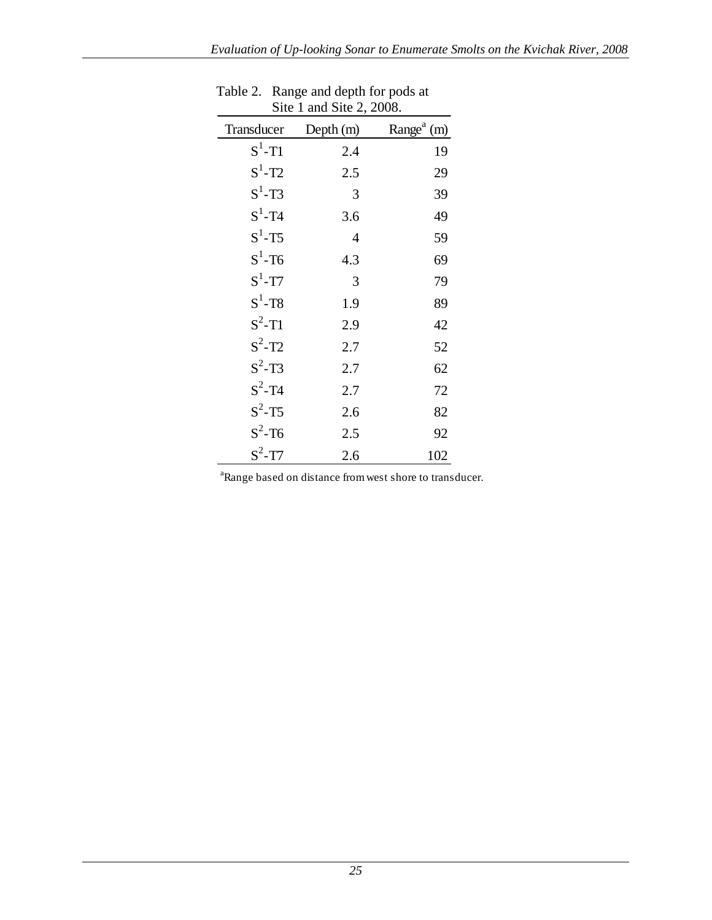Table 2. Range and depth for pods at Site 1 and Site 2, 2008.

| Transducer | Depth (m) | Range[a] (m) |
|---|---|---|
| $S^1$-T1 | 2.4 | 19 |
| $S^1$-T2 | 2.5 | 29 |
| $S^1$-T3 | 3 | 39 |
| $S^1$-T4 | 3.6 | 49 |
| $S^1$-T5 | 4 | 59 |
| $S^1$-T6 | 4.3 | 69 |
| $S^1$-T7 | 3 | 79 |
| $S^1$-T8 | 1.9 | 89 |
| $S^2$-T1 | 2.9 | 42 |
| $S^2$-T2 | 2.7 | 52 |
| $S^2$-T3 | 2.7 | 62 |
| $S^2$-T4 | 2.7 | 72 |
| $S^2$-T5 | 2.6 | 82 |
| $S^2$-T6 | 2.5 | 92 |
| $S^2$-T7 | 2.6 | 102 |

[a]Range based on distance from west shore to transducer.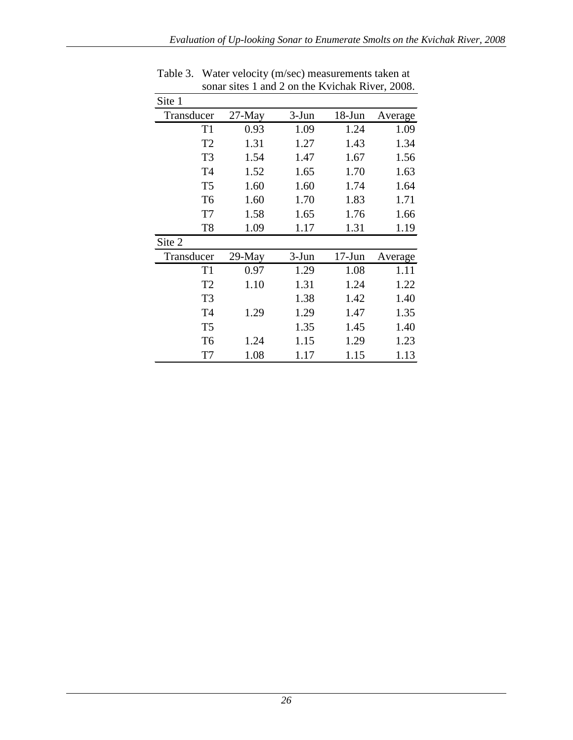Table 3. Water velocity (m/sec) measurements taken at sonar sites 1 and 2 on the Kvichak River, 2008.

| Site 1 | | | | |
|---|---|---|---|---|
| Transducer | 27-May | 3-Jun | 18-Jun | Average |
| T1 | 0.93 | 1.09 | 1.24 | 1.09 |
| T2 | 1.31 | 1.27 | 1.43 | 1.34 |
| T3 | 1.54 | 1.47 | 1.67 | 1.56 |
| T4 | 1.52 | 1.65 | 1.70 | 1.63 |
| T5 | 1.60 | 1.60 | 1.74 | 1.64 |
| T6 | 1.60 | 1.70 | 1.83 | 1.71 |
| T7 | 1.58 | 1.65 | 1.76 | 1.66 |
| T8 | 1.09 | 1.17 | 1.31 | 1.19 |
| **Site 2** | | | | |
| Transducer | 29-May | 3-Jun | 17-Jun | Average |
| T1 | 0.97 | 1.29 | 1.08 | 1.11 |
| T2 | 1.10 | 1.31 | 1.24 | 1.22 |
| T3 | | 1.38 | 1.42 | 1.40 |
| T4 | 1.29 | 1.29 | 1.47 | 1.35 |
| T5 | | 1.35 | 1.45 | 1.40 |
| T6 | 1.24 | 1.15 | 1.29 | 1.23 |
| T7 | 1.08 | 1.17 | 1.15 | 1.13 |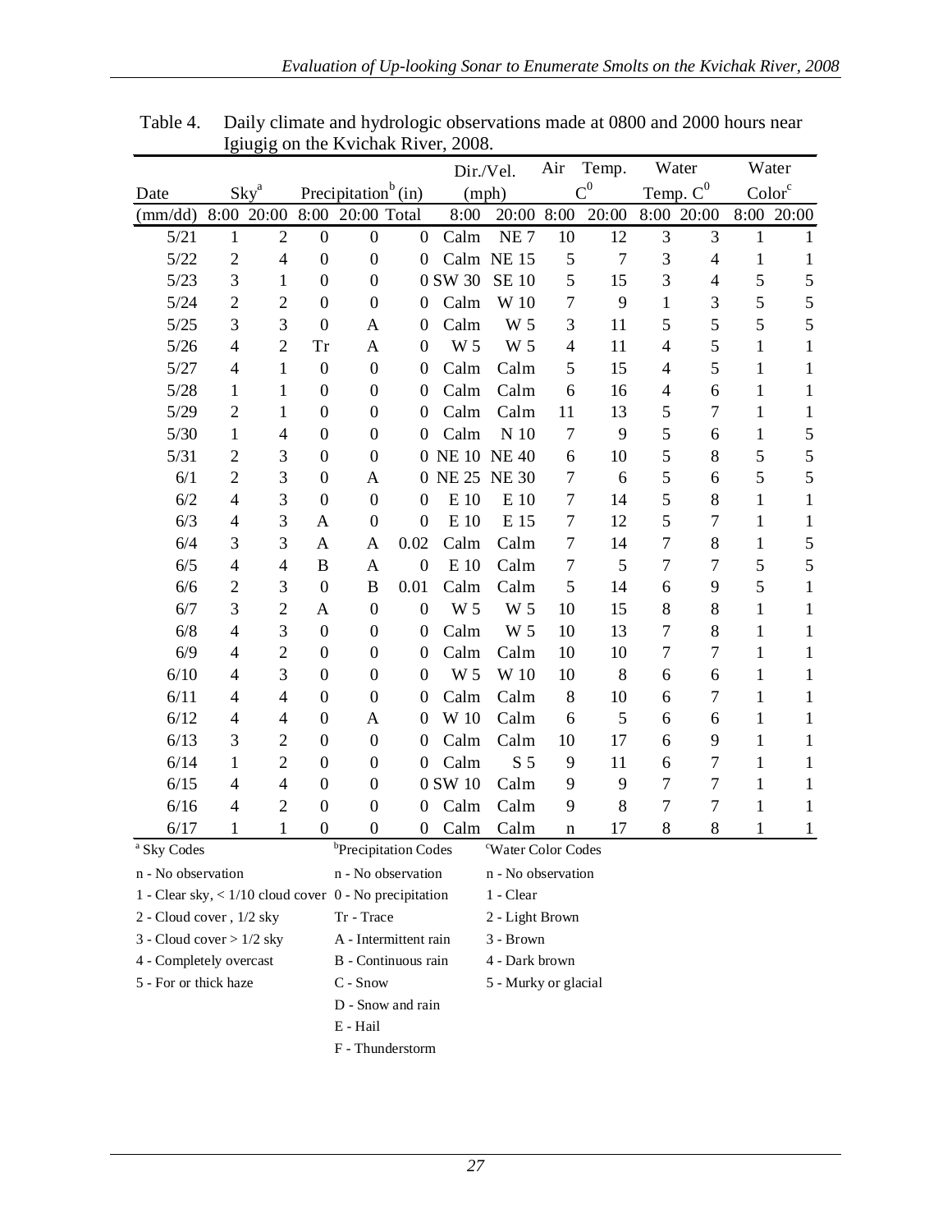Table 4. Daily climate and hydrologic observations made at 0800 and 2000 hours near Igiugig on the Kvichak River, 2008.

| Date | Sky[a] | | Precipitation[b] (in) | | | Dir./Vel. (mph) | | Air Temp. $C^0$ | | Water Temp. $C^0$ | | Water Color[c] | |
|---|---|---|---|---|---|---|---|---|---|---|---|---|---|
| (mm/dd) | 8:00 | 20:00 | 8:00 | 20:00 | Total | 8:00 | 20:00 | 8:00 | 20:00 | 8:00 | 20:00 | 8:00 | 20:00 |
| 5/21 | 1 | 2 | 0 | 0 | 0 | Calm | NE 7 | 10 | 12 | 3 | 3 | 1 | 1 |
| 5/22 | 2 | 4 | 0 | 0 | 0 | Calm | NE 15 | 5 | 7 | 3 | 4 | 1 | 1 |
| 5/23 | 3 | 1 | 0 | 0 | 0 | SW 30 | SE 10 | 5 | 15 | 3 | 4 | 5 | 5 |
| 5/24 | 2 | 2 | 0 | 0 | 0 | Calm | W 10 | 7 | 9 | 1 | 3 | 5 | 5 |
| 5/25 | 3 | 3 | 0 | A | 0 | Calm | W 5 | 3 | 11 | 5 | 5 | 5 | 5 |
| 5/26 | 4 | 2 | Tr | A | 0 | W 5 | W 5 | 4 | 11 | 4 | 5 | 1 | 1 |
| 5/27 | 4 | 1 | 0 | 0 | 0 | Calm | Calm | 5 | 15 | 4 | 5 | 1 | 1 |
| 5/28 | 1 | 1 | 0 | 0 | 0 | Calm | Calm | 6 | 16 | 4 | 6 | 1 | 1 |
| 5/29 | 2 | 1 | 0 | 0 | 0 | Calm | Calm | 11 | 13 | 5 | 7 | 1 | 1 |
| 5/30 | 1 | 4 | 0 | 0 | 0 | Calm | N 10 | 7 | 9 | 5 | 6 | 1 | 5 |
| 5/31 | 2 | 3 | 0 | 0 | 0 | NE 10 | NE 40 | 6 | 10 | 5 | 8 | 5 | 5 |
| 6/1 | 2 | 3 | 0 | A | 0 | NE 25 | NE 30 | 7 | 6 | 5 | 6 | 5 | 5 |
| 6/2 | 4 | 3 | 0 | 0 | 0 | E 10 | E 10 | 7 | 14 | 5 | 8 | 1 | 1 |
| 6/3 | 4 | 3 | A | 0 | 0 | E 10 | E 15 | 7 | 12 | 5 | 7 | 1 | 1 |
| 6/4 | 3 | 3 | A | A | 0.02 | Calm | Calm | 7 | 14 | 7 | 8 | 1 | 5 |
| 6/5 | 4 | 4 | B | A | 0 | E 10 | Calm | 7 | 5 | 7 | 7 | 5 | 5 |
| 6/6 | 2 | 3 | 0 | B | 0.01 | Calm | Calm | 5 | 14 | 6 | 9 | 5 | 1 |
| 6/7 | 3 | 2 | A | 0 | 0 | W 5 | W 5 | 10 | 15 | 8 | 8 | 1 | 1 |
| 6/8 | 4 | 3 | 0 | 0 | 0 | Calm | W 5 | 10 | 13 | 7 | 8 | 1 | 1 |
| 6/9 | 4 | 2 | 0 | 0 | 0 | Calm | Calm | 10 | 10 | 7 | 7 | 1 | 1 |
| 6/10 | 4 | 3 | 0 | 0 | 0 | W 5 | W 10 | 10 | 8 | 6 | 6 | 1 | 1 |
| 6/11 | 4 | 4 | 0 | 0 | 0 | Calm | Calm | 8 | 10 | 6 | 7 | 1 | 1 |
| 6/12 | 4 | 4 | 0 | A | 0 | W 10 | Calm | 6 | 5 | 6 | 6 | 1 | 1 |
| 6/13 | 3 | 2 | 0 | 0 | 0 | Calm | Calm | 10 | 17 | 6 | 9 | 1 | 1 |
| 6/14 | 1 | 2 | 0 | 0 | 0 | Calm | S 5 | 9 | 11 | 6 | 7 | 1 | 1 |
| 6/15 | 4 | 4 | 0 | 0 | 0 | SW 10 | Calm | 9 | 9 | 7 | 7 | 1 | 1 |
| 6/16 | 4 | 2 | 0 | 0 | 0 | Calm | Calm | 9 | 8 | 7 | 7 | 1 | 1 |
| 6/17 | 1 | 1 | 0 | 0 | 0 | Calm | Calm | n | 17 | 8 | 8 | 1 | 1 |

[a] Sky Codes
- n - No observation
- 1 - Clear sky, < 1/10 cloud cover
- 2 - Cloud cover , 1/2 sky
- 3 - Cloud cover > 1/2 sky
- 4 - Completely overcast
- 5 - For or thick haze

[b] Precipitation Codes
- n - No observation
- 0 - No precipitation
- Tr - Trace
- A - Intermittent rain
- B - Continuous rain
- C - Snow
- D - Snow and rain
- E - Hail
- F - Thunderstorm

[c] Water Color Codes
- n - No observation
- 1 - Clear
- 2 - Light Brown
- 3 - Brown
- 4 - Dark brown
- 5 - Murky or glacial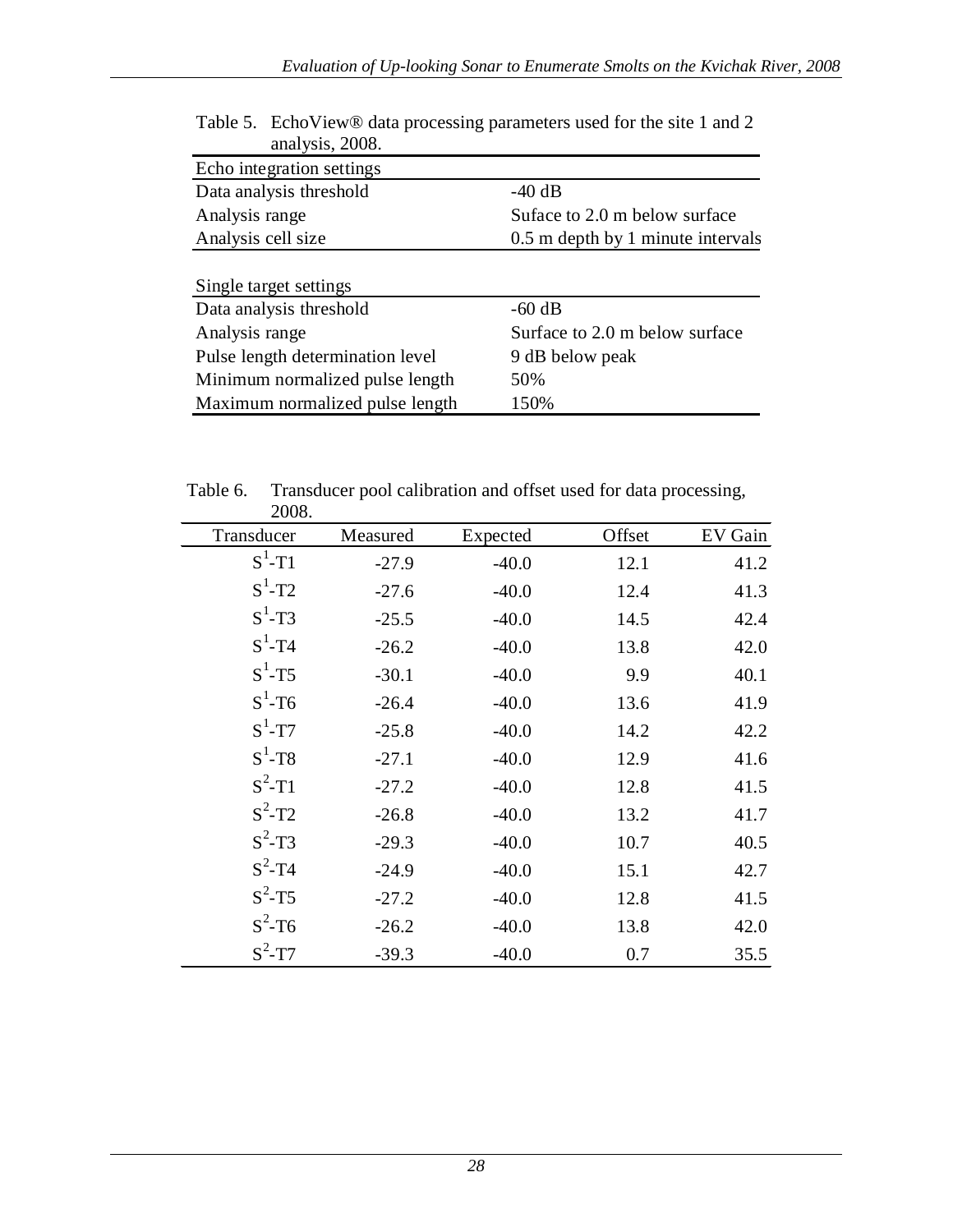Table 5. EchoView® data processing parameters used for the site 1 and 2 analysis, 2008.

| Echo integration settings | |
|---|---|
| Data analysis threshold | -40 dB |
| Analysis range | Suface to 2.0 m below surface |
| Analysis cell size | 0.5 m depth by 1 minute intervals |

| Single target settings | |
|---|---|
| Data analysis threshold | -60 dB |
| Analysis range | Surface to 2.0 m below surface |
| Pulse length determination level | 9 dB below peak |
| Minimum normalized pulse length | 50% |
| Maximum normalized pulse length | 150% |

Table 6. Transducer pool calibration and offset used for data processing, 2008.

| Transducer | Measured | Expected | Offset | EV Gain |
|---|---|---|---|---|
| $S^1$-T1 | -27.9 | -40.0 | 12.1 | 41.2 |
| $S^1$-T2 | -27.6 | -40.0 | 12.4 | 41.3 |
| $S^1$-T3 | -25.5 | -40.0 | 14.5 | 42.4 |
| $S^1$-T4 | -26.2 | -40.0 | 13.8 | 42.0 |
| $S^1$-T5 | -30.1 | -40.0 | 9.9 | 40.1 |
| $S^1$-T6 | -26.4 | -40.0 | 13.6 | 41.9 |
| $S^1$-T7 | -25.8 | -40.0 | 14.2 | 42.2 |
| $S^1$-T8 | -27.1 | -40.0 | 12.9 | 41.6 |
| $S^2$-T1 | -27.2 | -40.0 | 12.8 | 41.5 |
| $S^2$-T2 | -26.8 | -40.0 | 13.2 | 41.7 |
| $S^2$-T3 | -29.3 | -40.0 | 10.7 | 40.5 |
| $S^2$-T4 | -24.9 | -40.0 | 15.1 | 42.7 |
| $S^2$-T5 | -27.2 | -40.0 | 12.8 | 41.5 |
| $S^2$-T6 | -26.2 | -40.0 | 13.8 | 42.0 |
| $S^2$-T7 | -39.3 | -40.0 | 0.7 | 35.5 |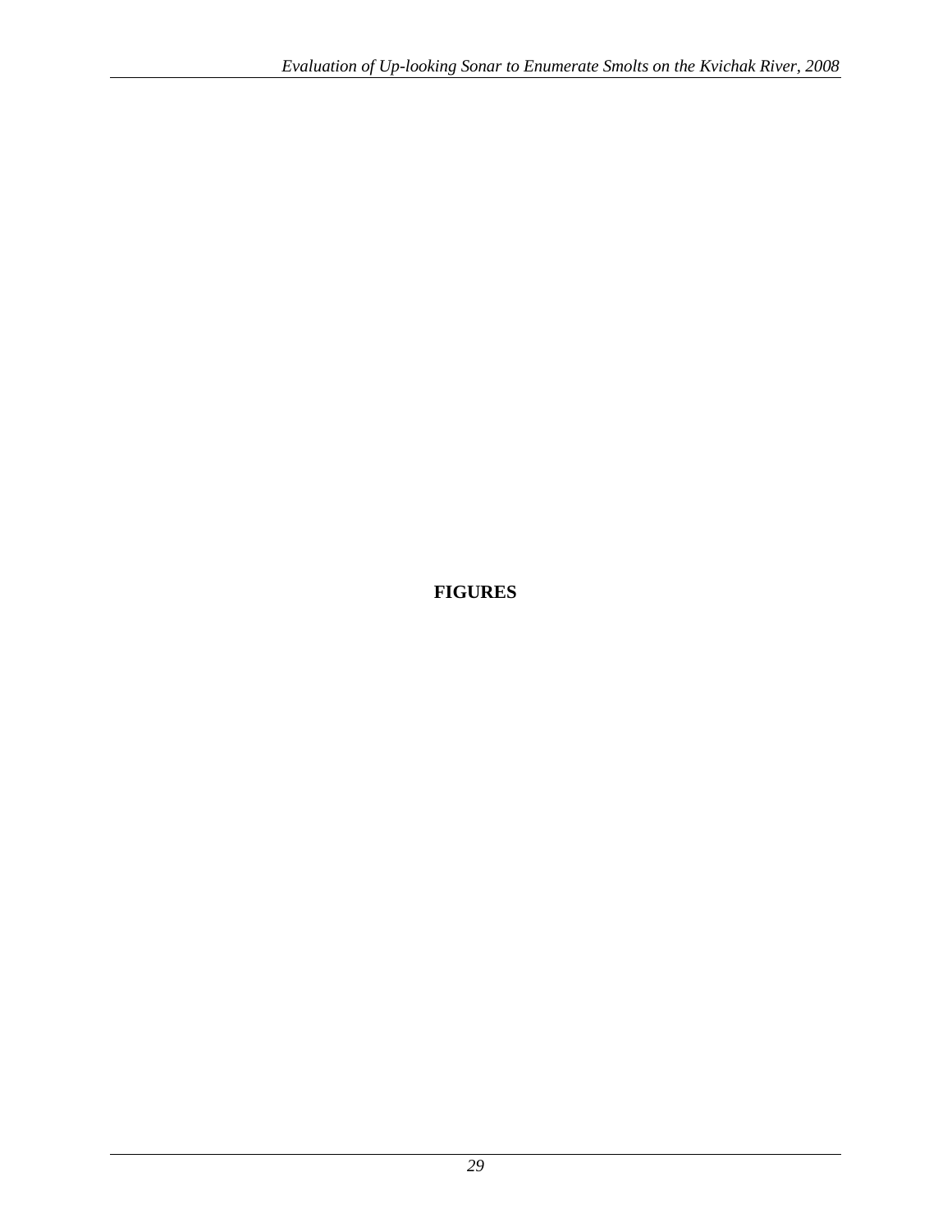# FIGURES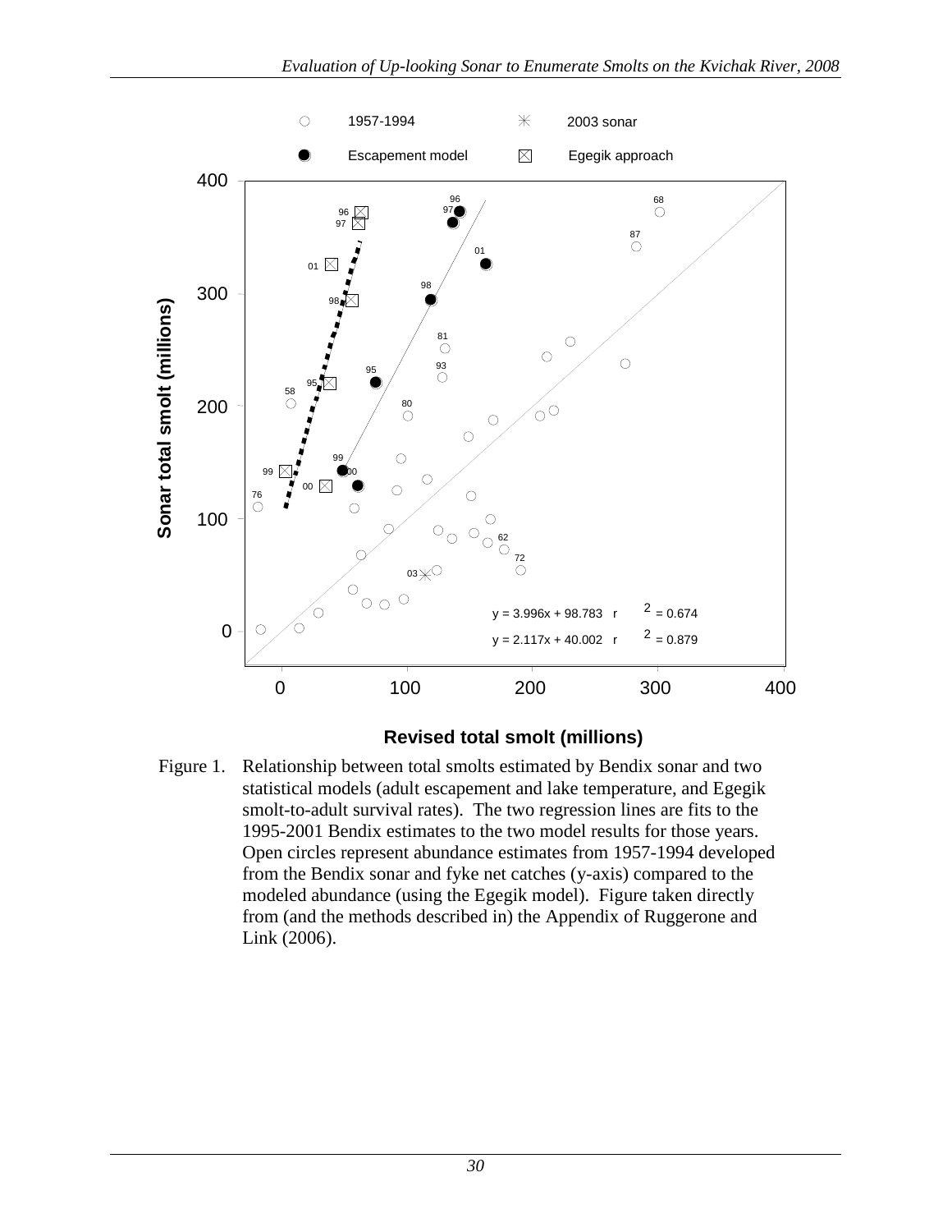Figure 1. Relationship between total smolts estimated by Bendix sonar and two statistical models (adult escapement and lake temperature, and Egegik smolt-to-adult survival rates). The two regression lines are fits to the 1995-2001 Bendix estimates to the two model results for those years. Open circles represent abundance estimates from 1957-1994 developed from the Bendix sonar and fyke net catches (y-axis) compared to the modeled abundance (using the Egegik model). Figure taken directly from (and the methods described in) the Appendix of Ruggerone and Link (2006).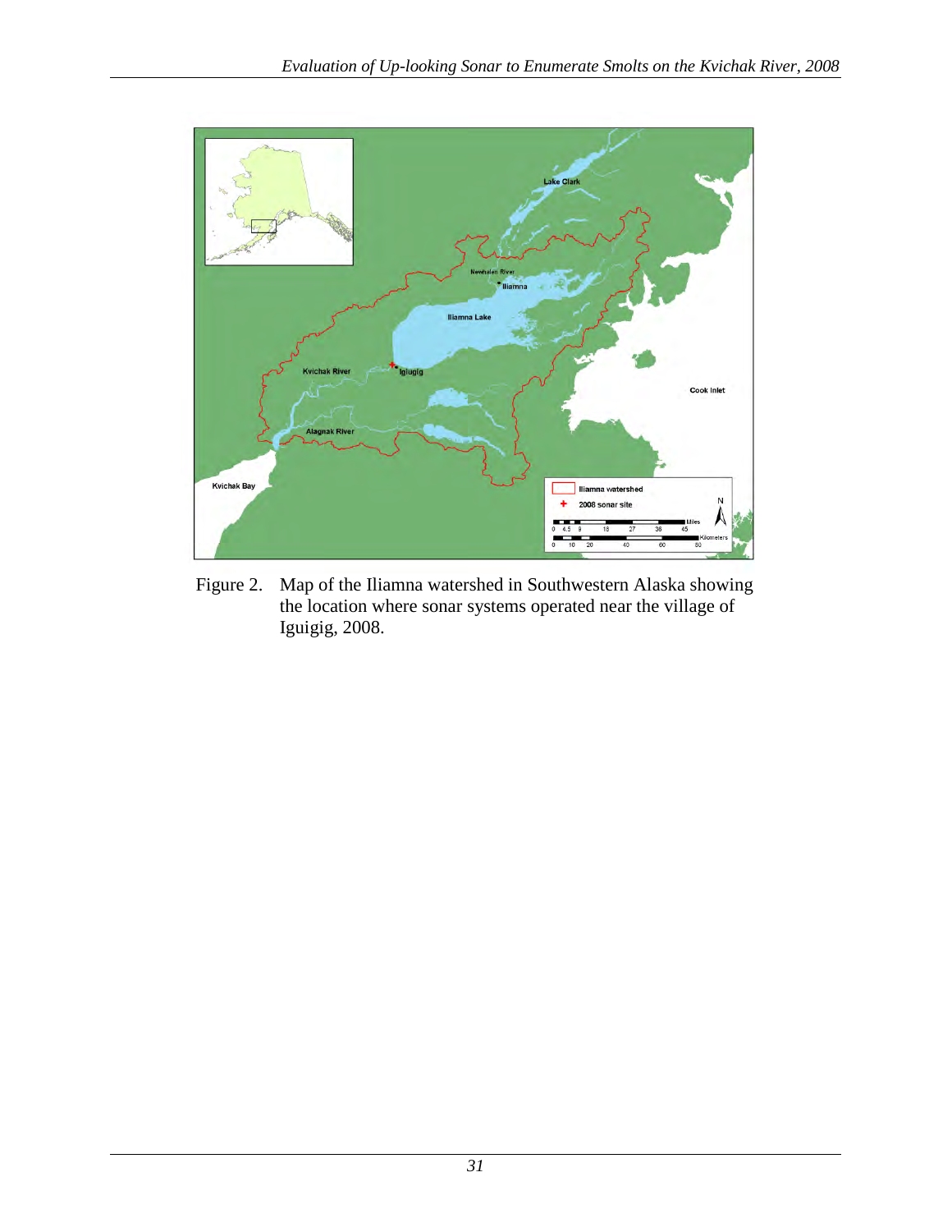Figure 2. Map of the Iliamna watershed in Southwestern Alaska showing the location where sonar systems operated near the village of Iguigig, 2008.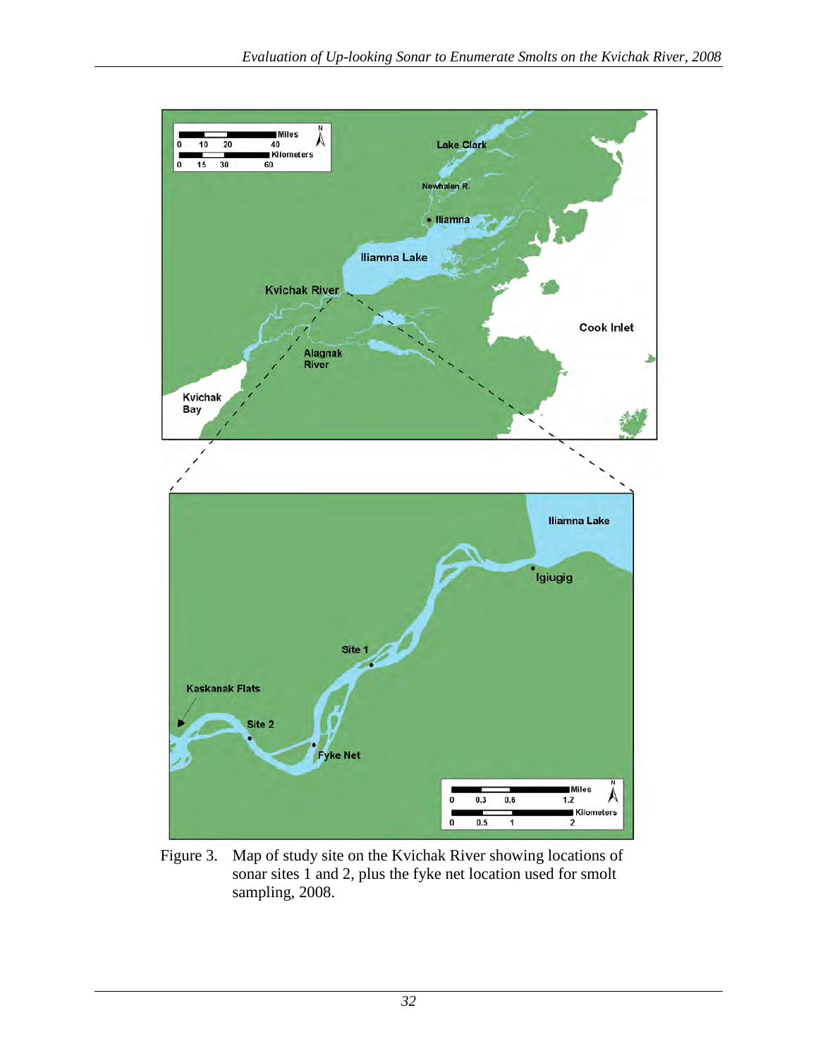Figure 3. Map of study site on the Kvichak River showing locations of sonar sites 1 and 2, plus the fyke net location used for smolt sampling, 2008.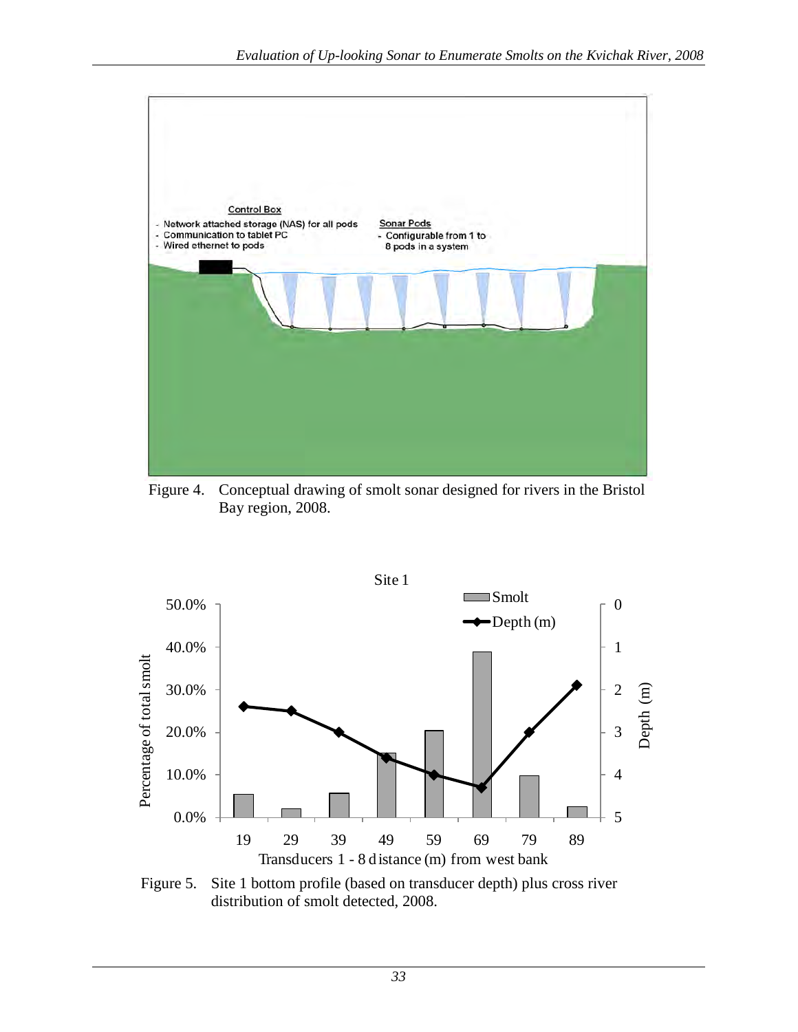Control Box

- Network attached storage (NAS) for all pods
- Communication to tablet PC
- Wired ethernet to pods

Sonar Pods

- Configurable from 1 to 8 pods in a system

Figure 4. Conceptual drawing of smolt sonar designed for rivers in the Bristol Bay region, 2008.

Site 1

Figure 5. Site 1 bottom profile (based on transducer depth) plus cross river distribution of smolt detected, 2008.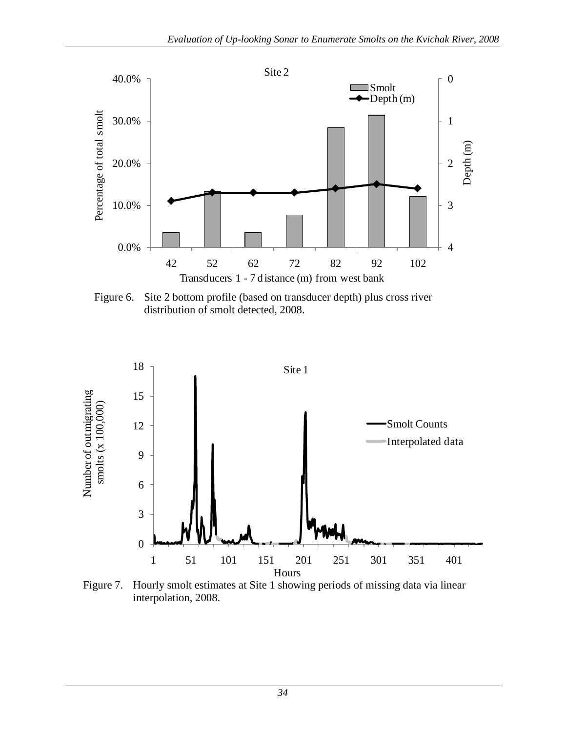Figure 6. Site 2 bottom profile (based on transducer depth) plus cross river distribution of smolt detected, 2008.

Figure 7. Hourly smolt estimates at Site 1 showing periods of missing data via linear interpolation, 2008.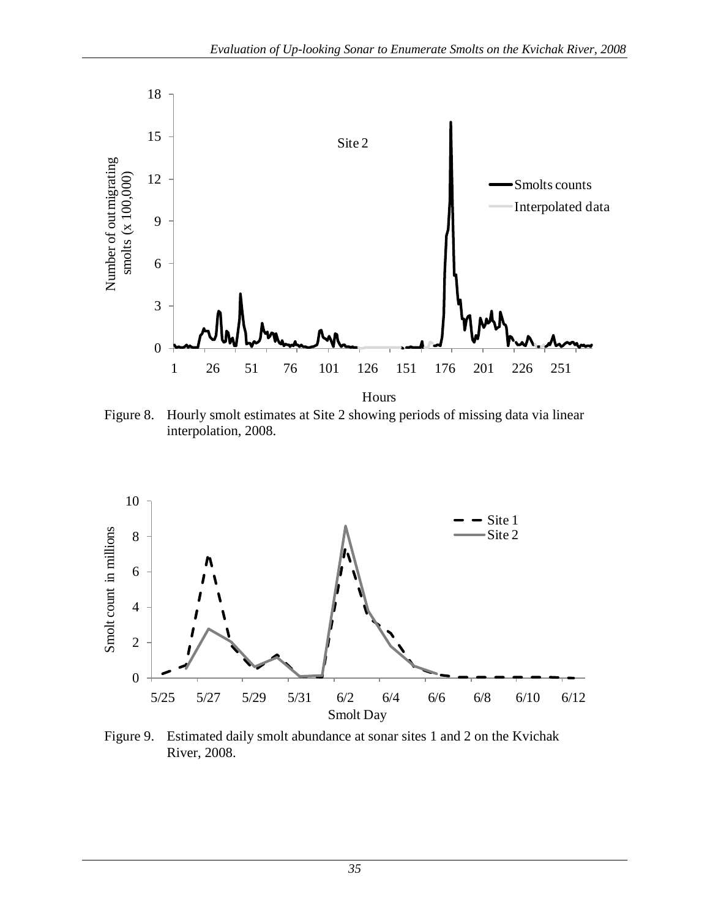Figure 8. Hourly smolt estimates at Site 2 showing periods of missing data via linear interpolation, 2008.

Figure 9. Estimated daily smolt abundance at sonar sites 1 and 2 on the Kvichak River, 2008.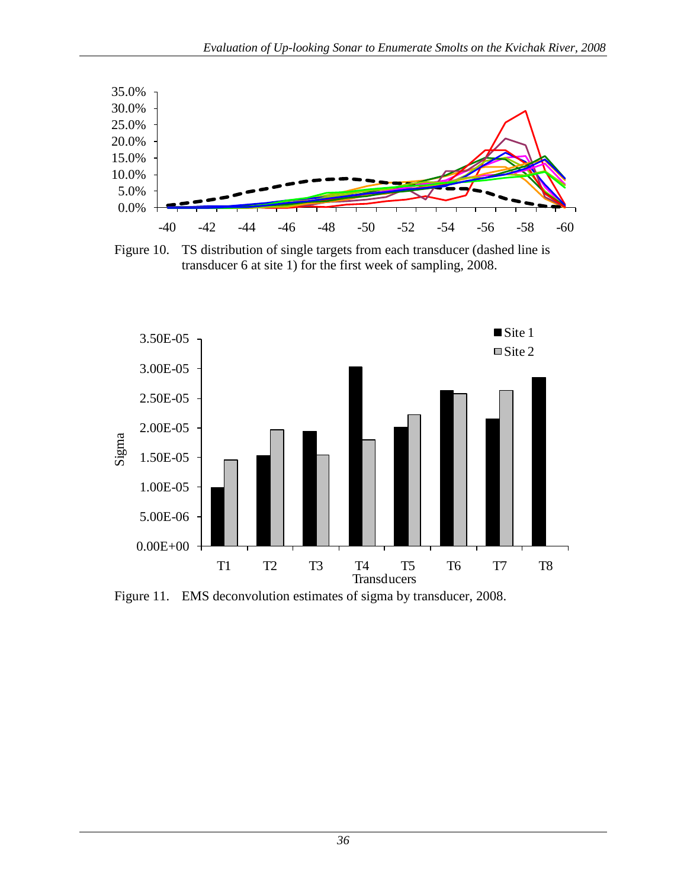Figure 10. TS distribution of single targets from each transducer (dashed line is transducer 6 at site 1) for the first week of sampling, 2008.

Figure 11. EMS deconvolution estimates of sigma by transducer, 2008.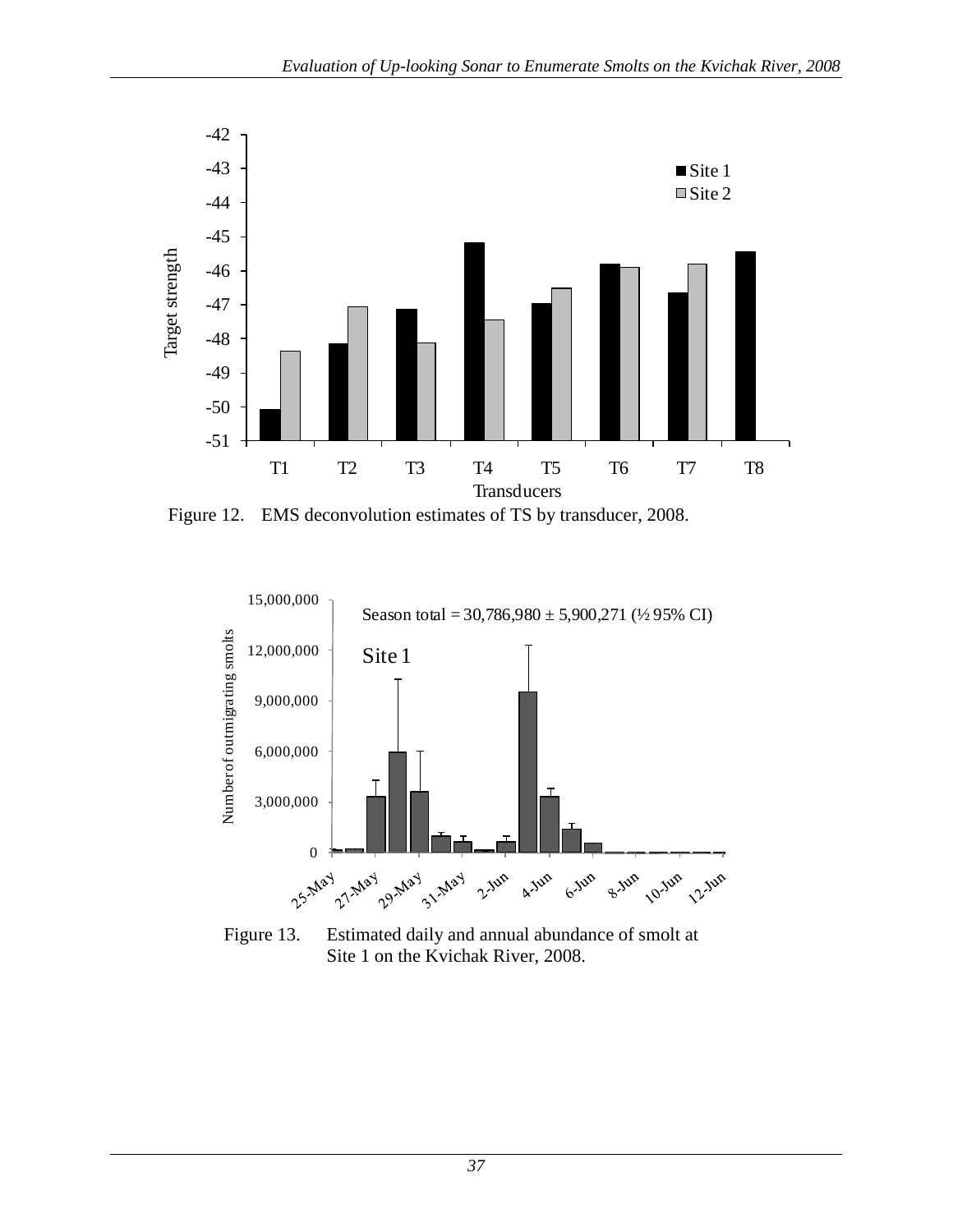Figure 12. EMS deconvolution estimates of TS by transducer, 2008.

Figure 13. Estimated daily and annual abundance of smolt at Site 1 on the Kvichak River, 2008.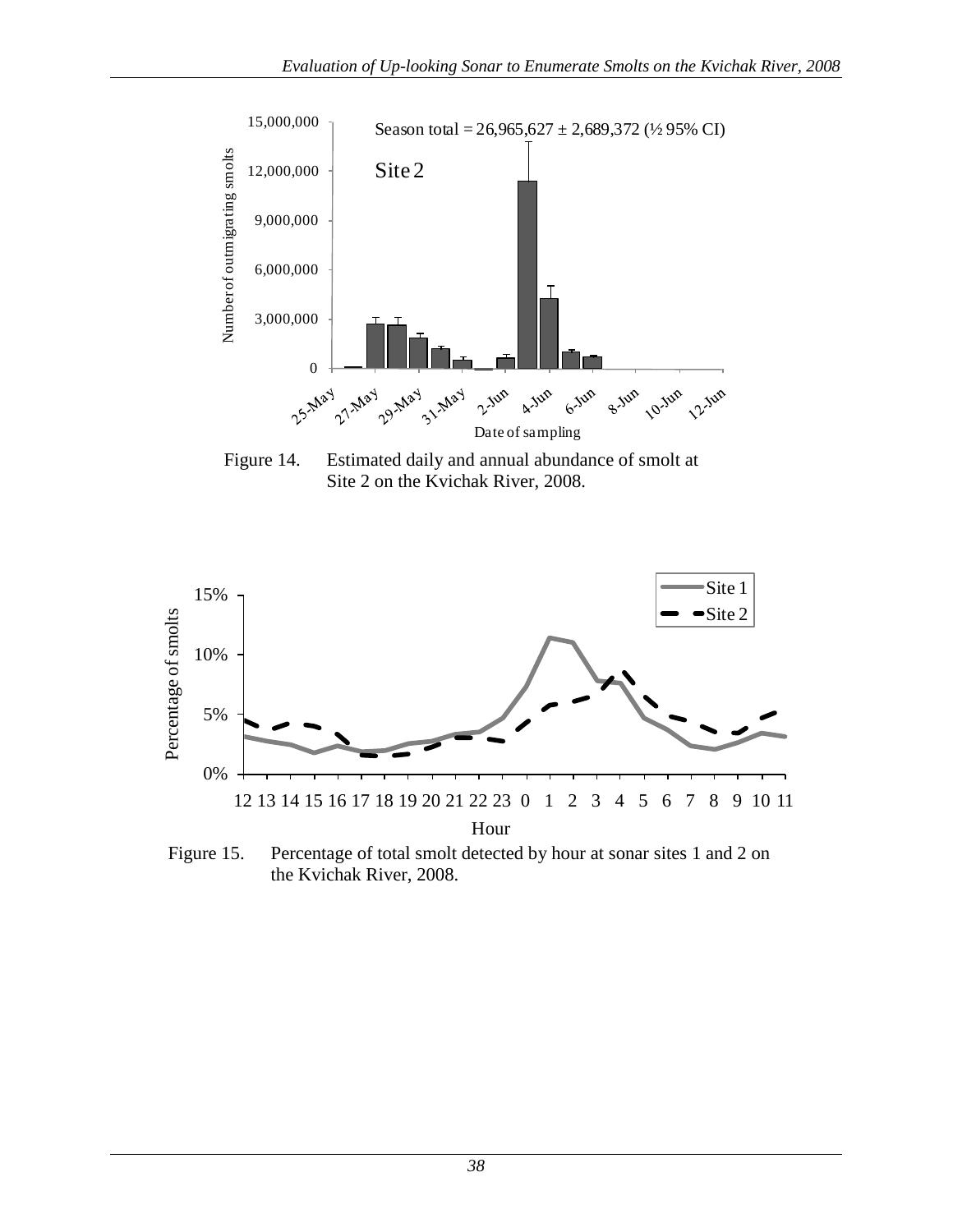Figure 14. Estimated daily and annual abundance of smolt at Site 2 on the Kvichak River, 2008.

Figure 15. Percentage of total smolt detected by hour at sonar sites 1 and 2 on the Kvichak River, 2008.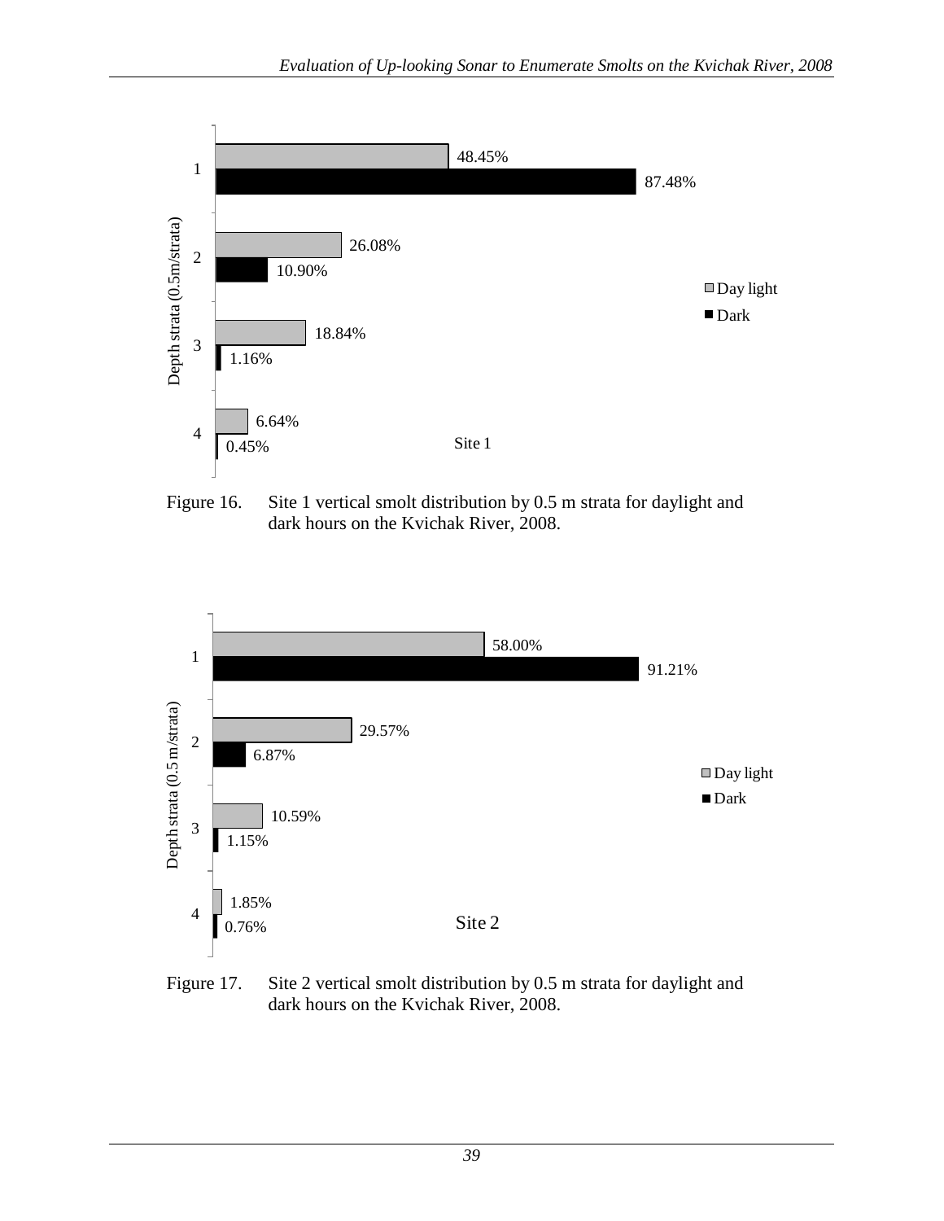Figure 16. Site 1 vertical smolt distribution by 0.5 m strata for daylight and dark hours on the Kvichak River, 2008.

Figure 17. Site 2 vertical smolt distribution by 0.5 m strata for daylight and dark hours on the Kvichak River, 2008.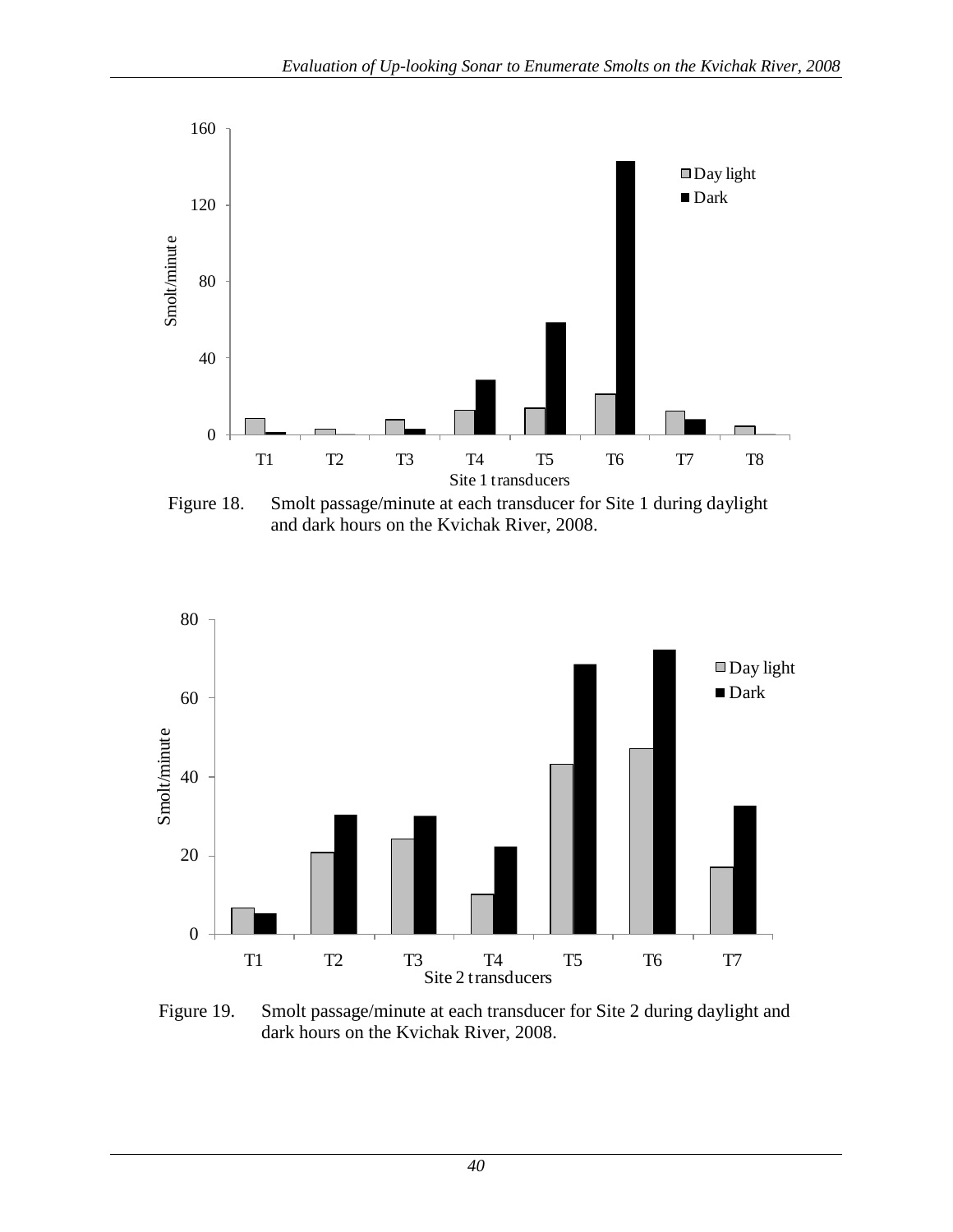Figure 18. Smolt passage/minute at each transducer for Site 1 during daylight and dark hours on the Kvichak River, 2008.

Figure 19. Smolt passage/minute at each transducer for Site 2 during daylight and dark hours on the Kvichak River, 2008.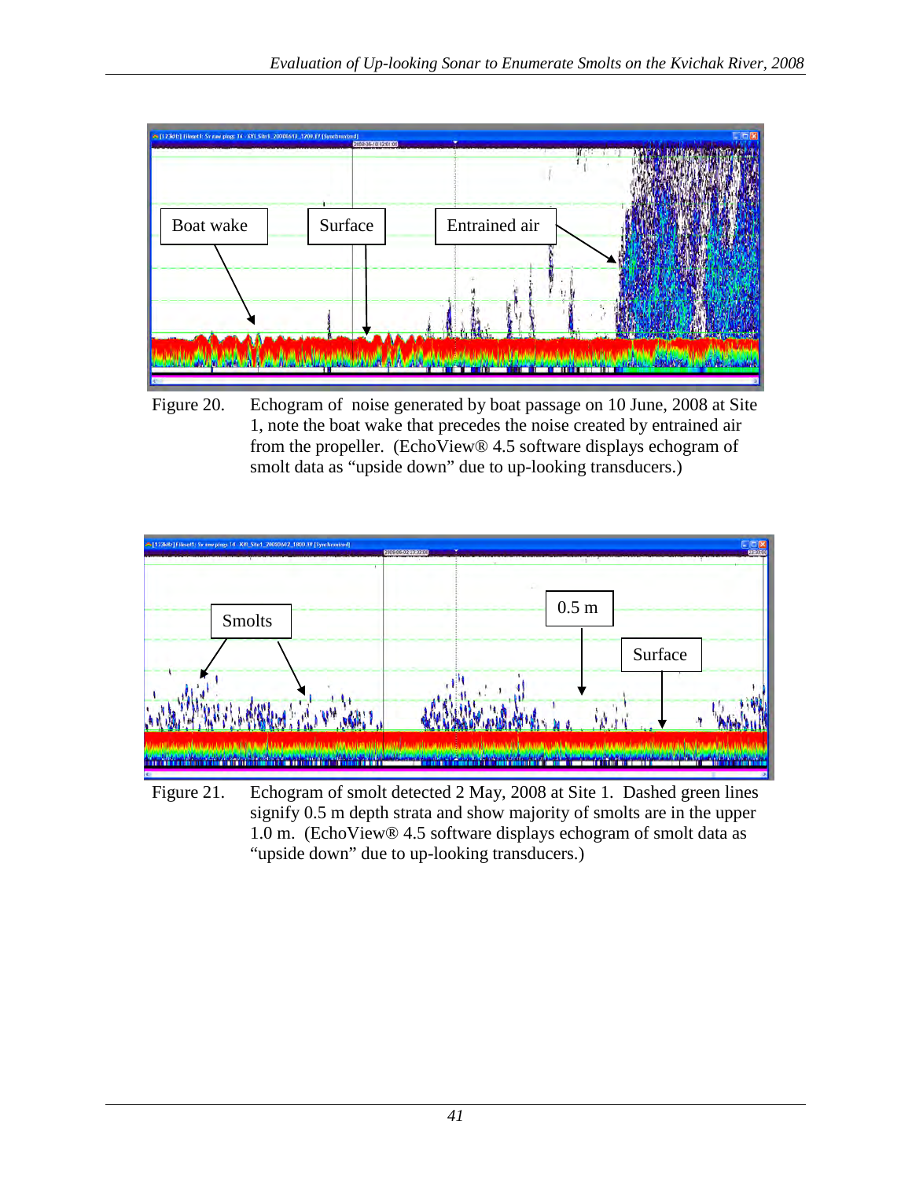Figure 20. Echogram of noise generated by boat passage on 10 June, 2008 at Site 1, note the boat wake that precedes the noise created by entrained air from the propeller. (EchoView® 4.5 software displays echogram of smolt data as "upside down" due to up-looking transducers.)

Figure 21. Echogram of smolt detected 2 May, 2008 at Site 1. Dashed green lines signify 0.5 m depth strata and show majority of smolts are in the upper 1.0 m. (EchoView® 4.5 software displays echogram of smolt data as "upside down" due to up-looking transducers.)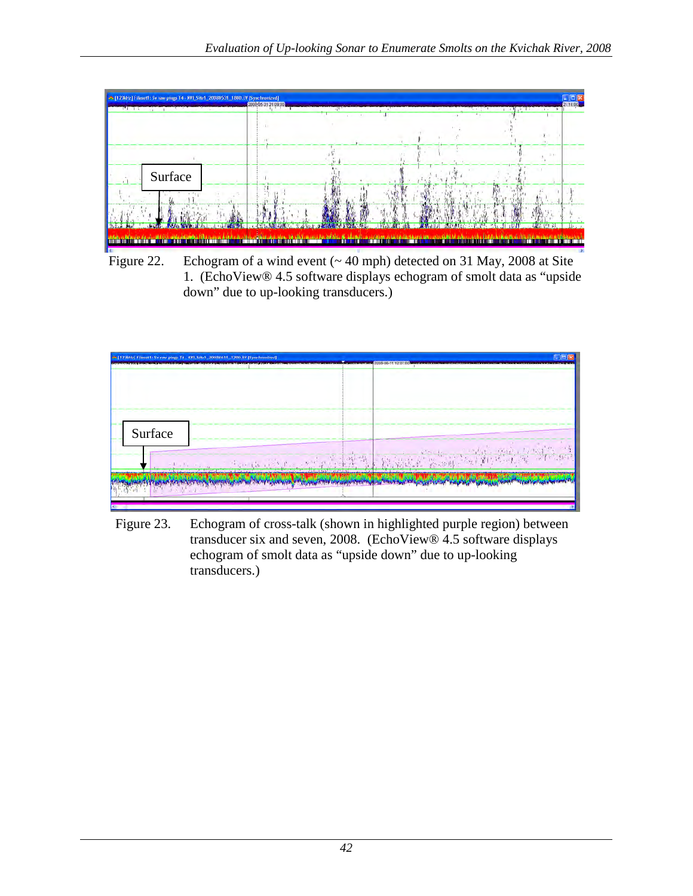Figure 22. Echogram of a wind event (~ 40 mph) detected on 31 May, 2008 at Site 1. (EchoView® 4.5 software displays echogram of smolt data as "upside down" due to up-looking transducers.)

Figure 23. Echogram of cross-talk (shown in highlighted purple region) between transducer six and seven, 2008. (EchoView® 4.5 software displays echogram of smolt data as "upside down" due to up-looking transducers.)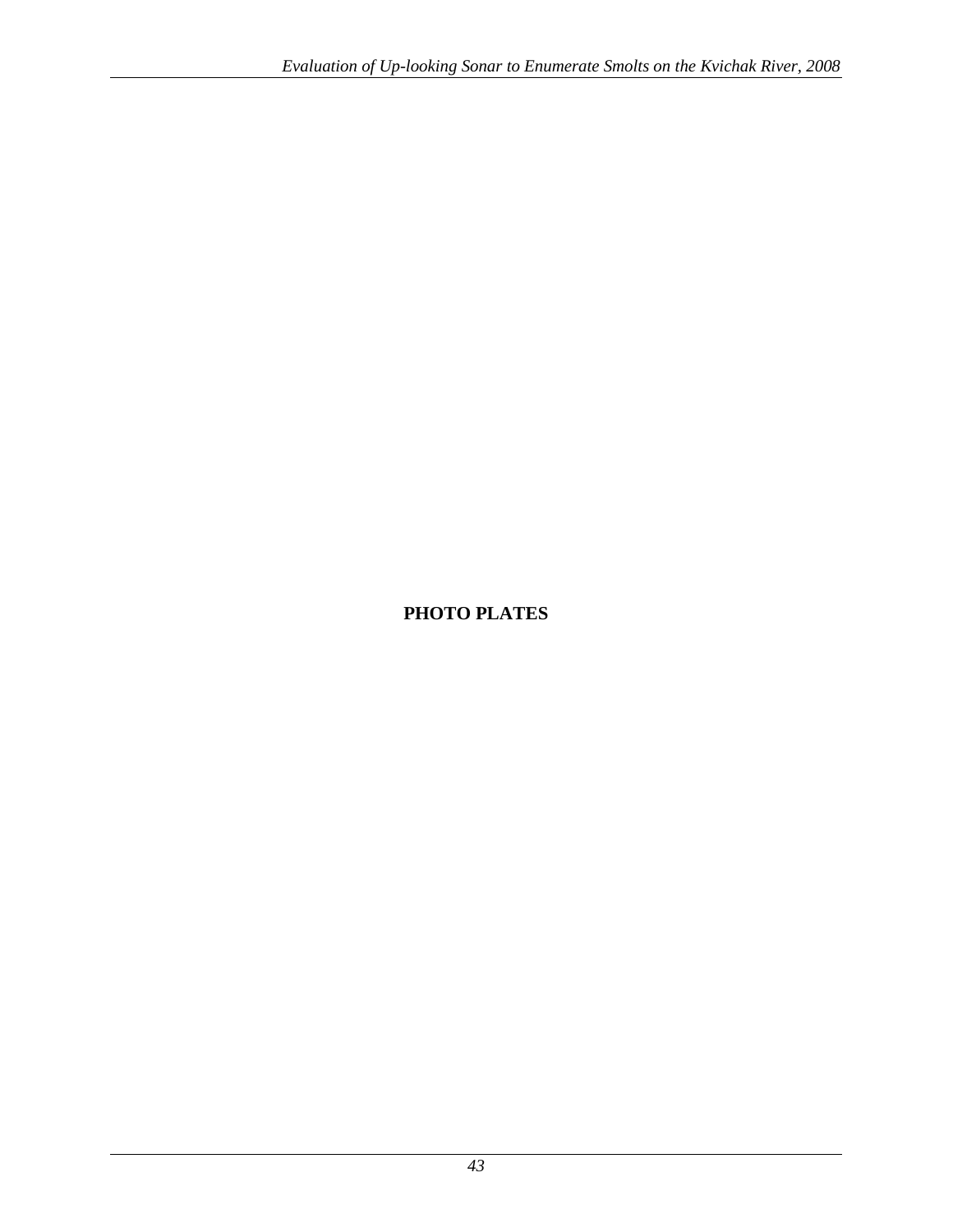# PHOTO PLATES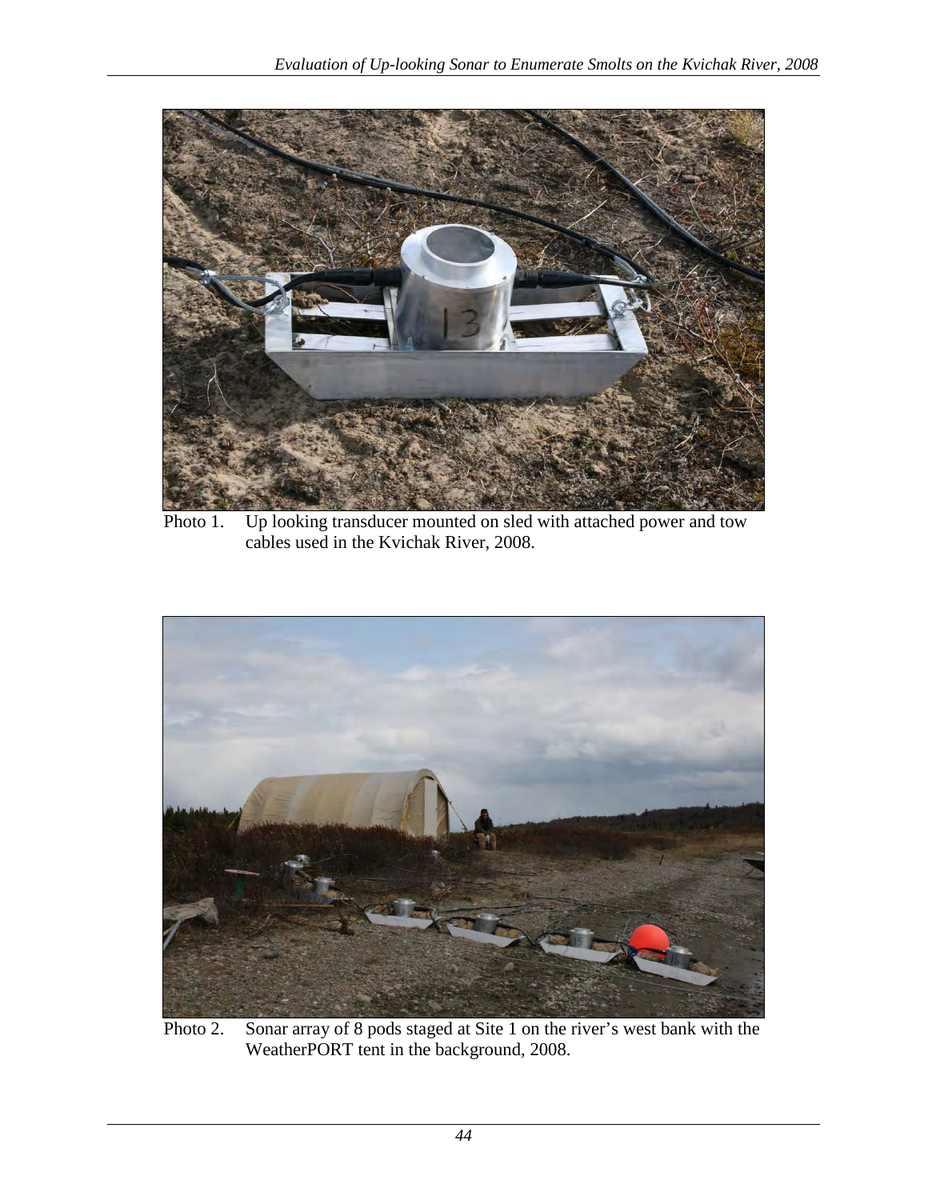Photo 1. Up looking transducer mounted on sled with attached power and tow cables used in the Kvichak River, 2008.

Photo 2. Sonar array of 8 pods staged at Site 1 on the river's west bank with the WeatherPORT tent in the background, 2008.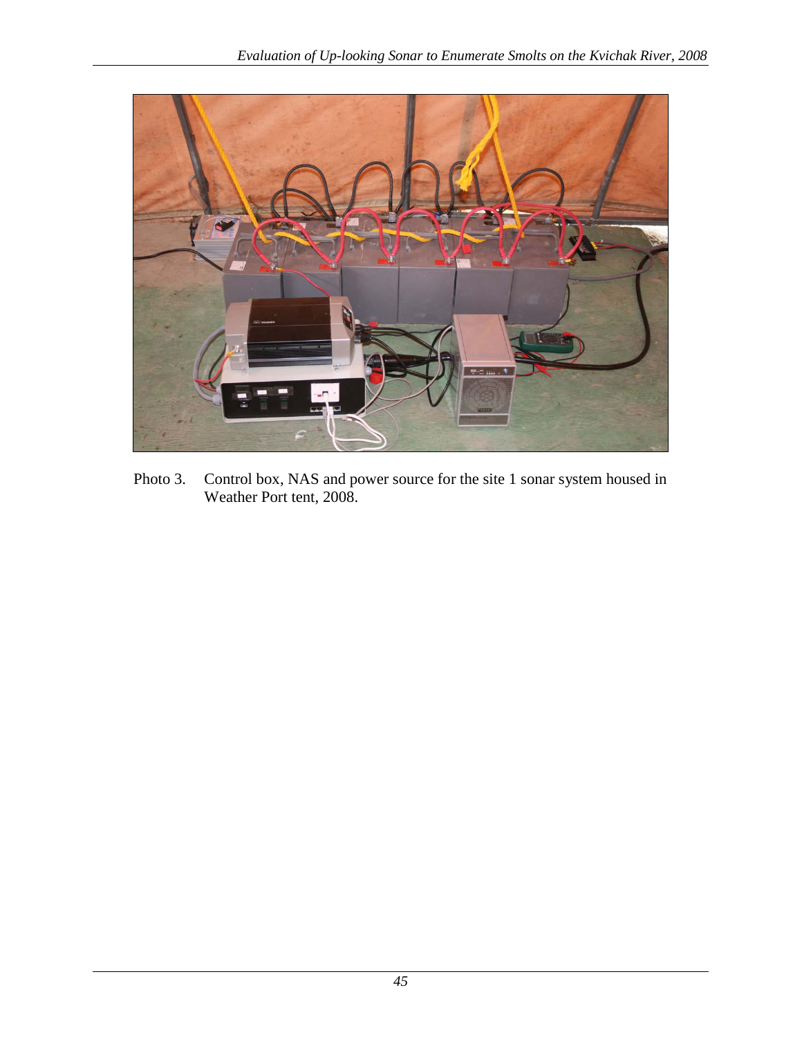Photo 3. Control box, NAS and power source for the site 1 sonar system housed in Weather Port tent, 2008.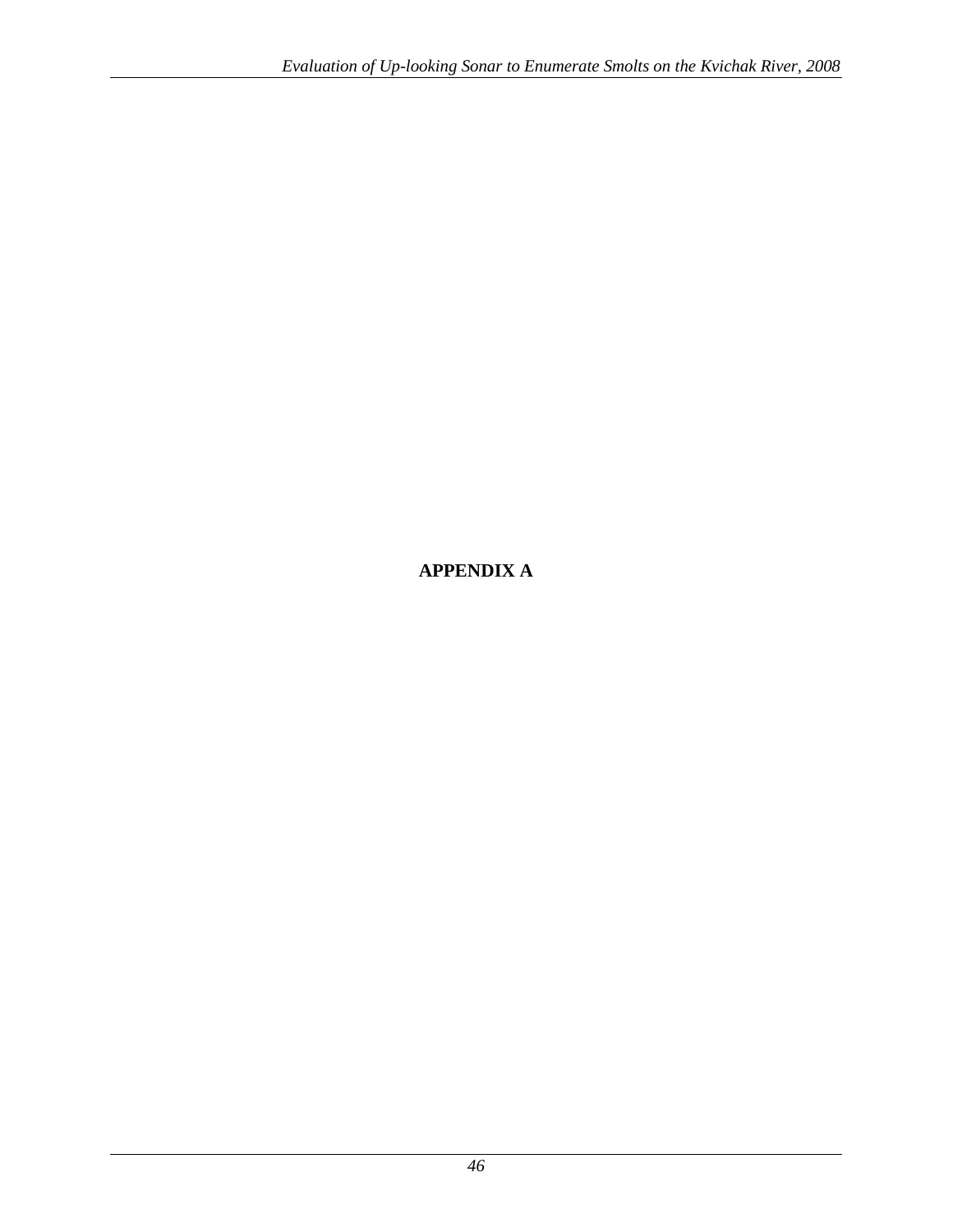# APPENDIX A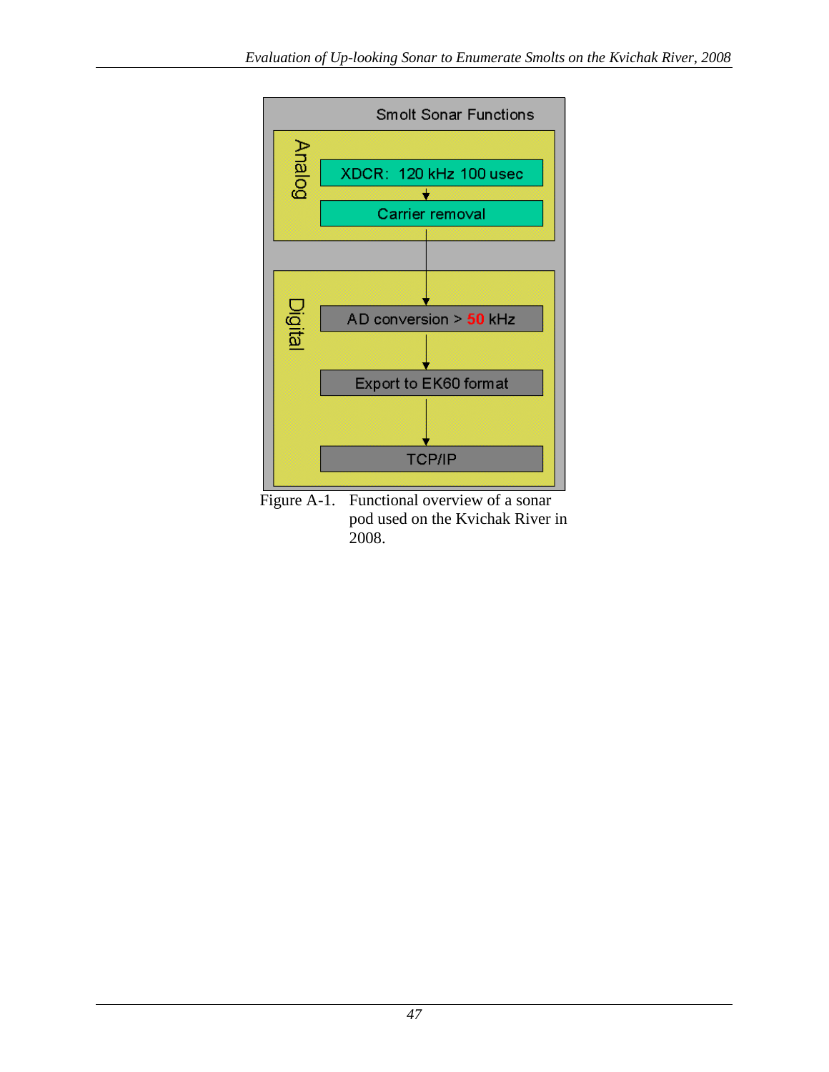Smolt Sonar Functions

Analog

XDCR: 120 kHz 100 usec

Carrier removal

Digital

AD conversion > 50 kHz

Export to EK60 format

TCP/IP

Figure A-1. Functional overview of a sonar pod used on the Kvichak River in 2008.